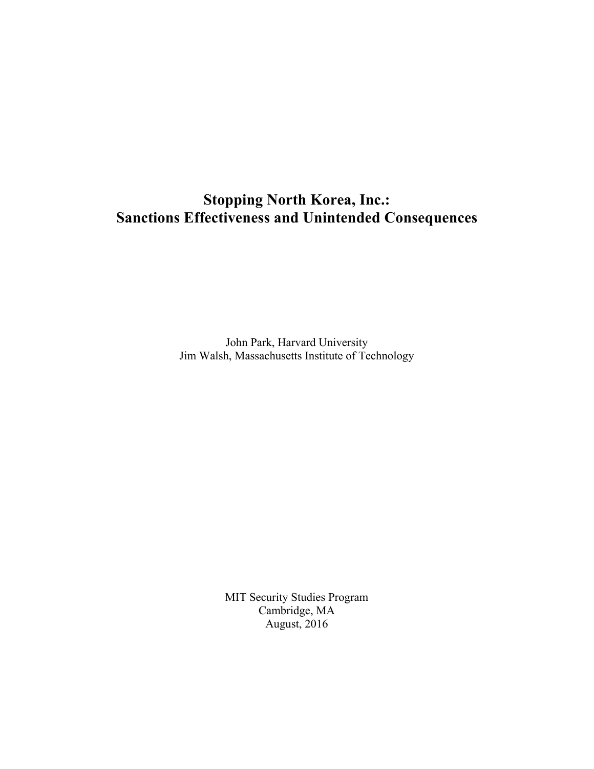# Stopping North Korea, Inc.: Sanctions Effectiveness and Unintended Consequences

John Park, Harvard University
Jim Walsh, Massachusetts Institute of Technology

MIT Security Studies Program
Cambridge, MA
August, 2016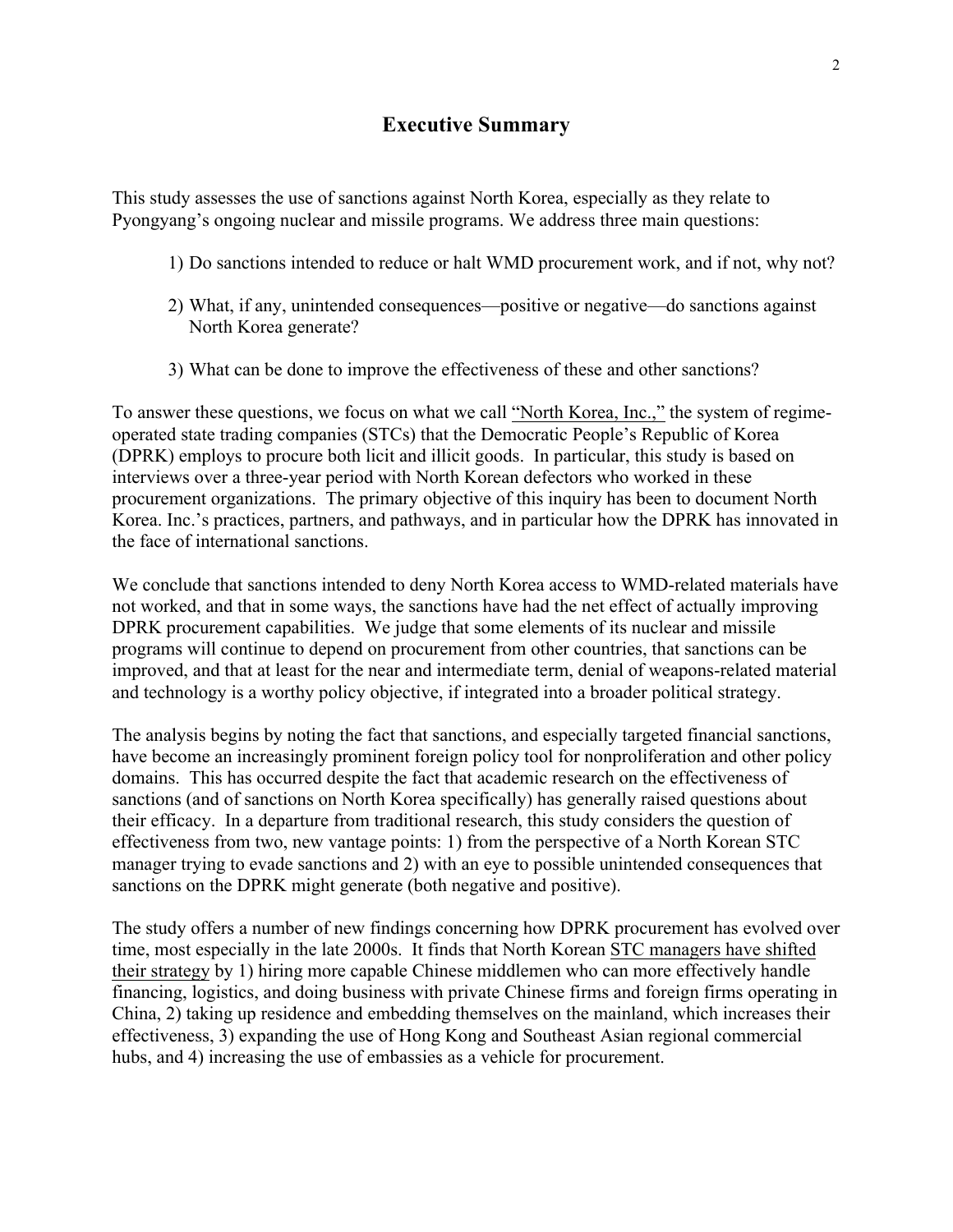## Executive Summary

This study assesses the use of sanctions against North Korea, especially as they relate to Pyongyang's ongoing nuclear and missile programs. We address three main questions:

1) Do sanctions intended to reduce or halt WMD procurement work, and if not, why not?

2) What, if any, unintended consequences—positive or negative—do sanctions against North Korea generate?

3) What can be done to improve the effectiveness of these and other sanctions?

To answer these questions, we focus on what we call "North Korea, Inc.," the system of regime-operated state trading companies (STCs) that the Democratic People's Republic of Korea (DPRK) employs to procure both licit and illicit goods. In particular, this study is based on interviews over a three-year period with North Korean defectors who worked in these procurement organizations. The primary objective of this inquiry has been to document North Korea. Inc.'s practices, partners, and pathways, and in particular how the DPRK has innovated in the face of international sanctions.

We conclude that sanctions intended to deny North Korea access to WMD-related materials have not worked, and that in some ways, the sanctions have had the net effect of actually improving DPRK procurement capabilities. We judge that some elements of its nuclear and missile programs will continue to depend on procurement from other countries, that sanctions can be improved, and that at least for the near and intermediate term, denial of weapons-related material and technology is a worthy policy objective, if integrated into a broader political strategy.

The analysis begins by noting the fact that sanctions, and especially targeted financial sanctions, have become an increasingly prominent foreign policy tool for nonproliferation and other policy domains. This has occurred despite the fact that academic research on the effectiveness of sanctions (and of sanctions on North Korea specifically) has generally raised questions about their efficacy. In a departure from traditional research, this study considers the question of effectiveness from two, new vantage points: 1) from the perspective of a North Korean STC manager trying to evade sanctions and 2) with an eye to possible unintended consequences that sanctions on the DPRK might generate (both negative and positive).

The study offers a number of new findings concerning how DPRK procurement has evolved over time, most especially in the late 2000s. It finds that North Korean STC managers have shifted their strategy by 1) hiring more capable Chinese middlemen who can more effectively handle financing, logistics, and doing business with private Chinese firms and foreign firms operating in China, 2) taking up residence and embedding themselves on the mainland, which increases their effectiveness, 3) expanding the use of Hong Kong and Southeast Asian regional commercial hubs, and 4) increasing the use of embassies as a vehicle for procurement.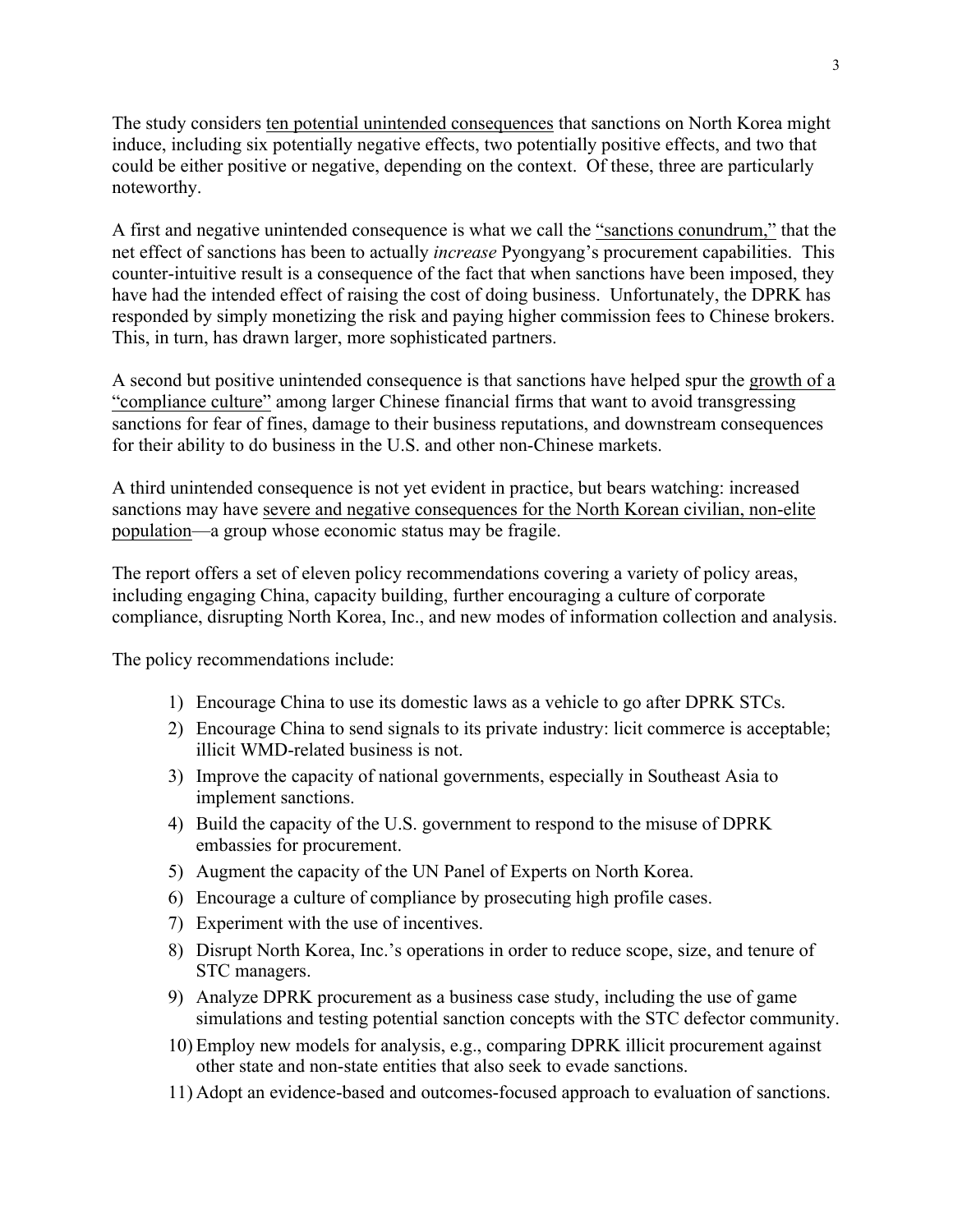The study considers ten potential unintended consequences that sanctions on North Korea might induce, including six potentially negative effects, two potentially positive effects, and two that could be either positive or negative, depending on the context. Of these, three are particularly noteworthy.

A first and negative unintended consequence is what we call the "sanctions conundrum," that the net effect of sanctions has been to actually *increase* Pyongyang's procurement capabilities. This counter-intuitive result is a consequence of the fact that when sanctions have been imposed, they have had the intended effect of raising the cost of doing business. Unfortunately, the DPRK has responded by simply monetizing the risk and paying higher commission fees to Chinese brokers. This, in turn, has drawn larger, more sophisticated partners.

A second but positive unintended consequence is that sanctions have helped spur the growth of a "compliance culture" among larger Chinese financial firms that want to avoid transgressing sanctions for fear of fines, damage to their business reputations, and downstream consequences for their ability to do business in the U.S. and other non-Chinese markets.

A third unintended consequence is not yet evident in practice, but bears watching: increased sanctions may have severe and negative consequences for the North Korean civilian, non-elite population—a group whose economic status may be fragile.

The report offers a set of eleven policy recommendations covering a variety of policy areas, including engaging China, capacity building, further encouraging a culture of corporate compliance, disrupting North Korea, Inc., and new modes of information collection and analysis.

The policy recommendations include:

1) Encourage China to use its domestic laws as a vehicle to go after DPRK STCs.
2) Encourage China to send signals to its private industry: licit commerce is acceptable; illicit WMD-related business is not.
3) Improve the capacity of national governments, especially in Southeast Asia to implement sanctions.
4) Build the capacity of the U.S. government to respond to the misuse of DPRK embassies for procurement.
5) Augment the capacity of the UN Panel of Experts on North Korea.
6) Encourage a culture of compliance by prosecuting high profile cases.
7) Experiment with the use of incentives.
8) Disrupt North Korea, Inc.'s operations in order to reduce scope, size, and tenure of STC managers.
9) Analyze DPRK procurement as a business case study, including the use of game simulations and testing potential sanction concepts with the STC defector community.
10) Employ new models for analysis, e.g., comparing DPRK illicit procurement against other state and non-state entities that also seek to evade sanctions.
11) Adopt an evidence-based and outcomes-focused approach to evaluation of sanctions.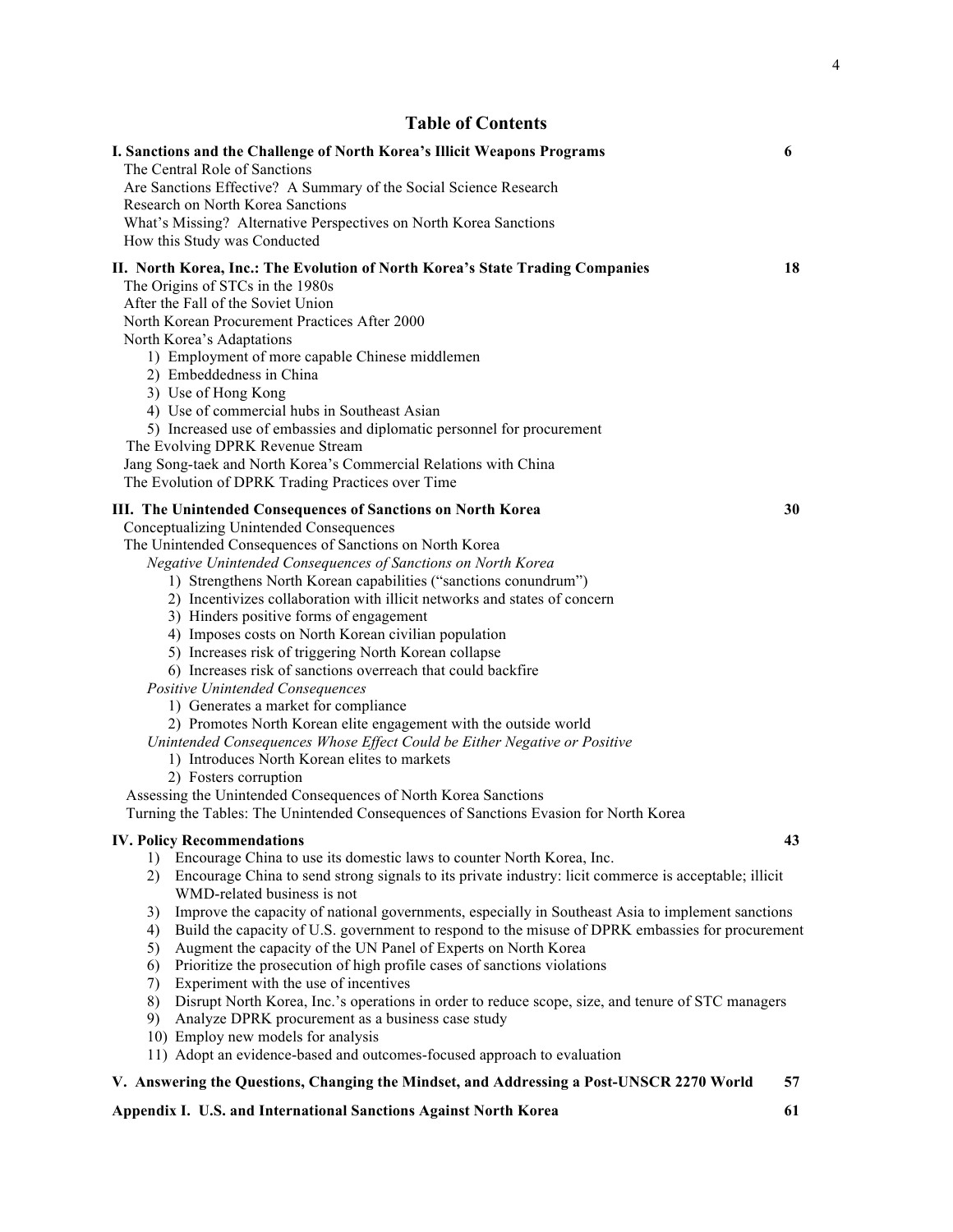# Table of Contents

**I. Sanctions and the Challenge of North Korea's Illicit Weapons Programs** — 6

- The Central Role of Sanctions
- Are Sanctions Effective? A Summary of the Social Science Research
- Research on North Korea Sanctions
- What's Missing? Alternative Perspectives on North Korea Sanctions
- How this Study was Conducted

**II. North Korea, Inc.: The Evolution of North Korea's State Trading Companies** — 18

- The Origins of STCs in the 1980s
- After the Fall of the Soviet Union
- North Korean Procurement Practices After 2000
- North Korea's Adaptations
    1. Employment of more capable Chinese middlemen
    2. Embeddedness in China
    3. Use of Hong Kong
    4. Use of commercial hubs in Southeast Asian
    5. Increased use of embassies and diplomatic personnel for procurement
- The Evolving DPRK Revenue Stream
- Jang Song-taek and North Korea's Commercial Relations with China
- The Evolution of DPRK Trading Practices over Time

**III. The Unintended Consequences of Sanctions on North Korea** — 30

- Conceptualizing Unintended Consequences
- The Unintended Consequences of Sanctions on North Korea
    - *Negative Unintended Consequences of Sanctions on North Korea*
        1. Strengthens North Korean capabilities ("sanctions conundrum")
        2. Incentivizes collaboration with illicit networks and states of concern
        3. Hinders positive forms of engagement
        4. Imposes costs on North Korean civilian population
        5. Increases risk of triggering North Korean collapse
        6. Increases risk of sanctions overreach that could backfire
    - *Positive Unintended Consequences*
        1. Generates a market for compliance
        2. Promotes North Korean elite engagement with the outside world
    - *Unintended Consequences Whose Effect Could be Either Negative or Positive*
        1. Introduces North Korean elites to markets
        2. Fosters corruption
- Assessing the Unintended Consequences of North Korea Sanctions
- Turning the Tables: The Unintended Consequences of Sanctions Evasion for North Korea

**IV. Policy Recommendations** — 43

1. Encourage China to use its domestic laws to counter North Korea, Inc.
2. Encourage China to send strong signals to its private industry: licit commerce is acceptable; illicit WMD-related business is not
3. Improve the capacity of national governments, especially in Southeast Asia to implement sanctions
4. Build the capacity of U.S. government to respond to the misuse of DPRK embassies for procurement
5. Augment the capacity of the UN Panel of Experts on North Korea
6. Prioritize the prosecution of high profile cases of sanctions violations
7. Experiment with the use of incentives
8. Disrupt North Korea, Inc.'s operations in order to reduce scope, size, and tenure of STC managers
9. Analyze DPRK procurement as a business case study
10. Employ new models for analysis
11. Adopt an evidence-based and outcomes-focused approach to evaluation

**V. Answering the Questions, Changing the Mindset, and Addressing a Post-UNSCR 2270 World** — 57

**Appendix I. U.S. and International Sanctions Against North Korea** — 61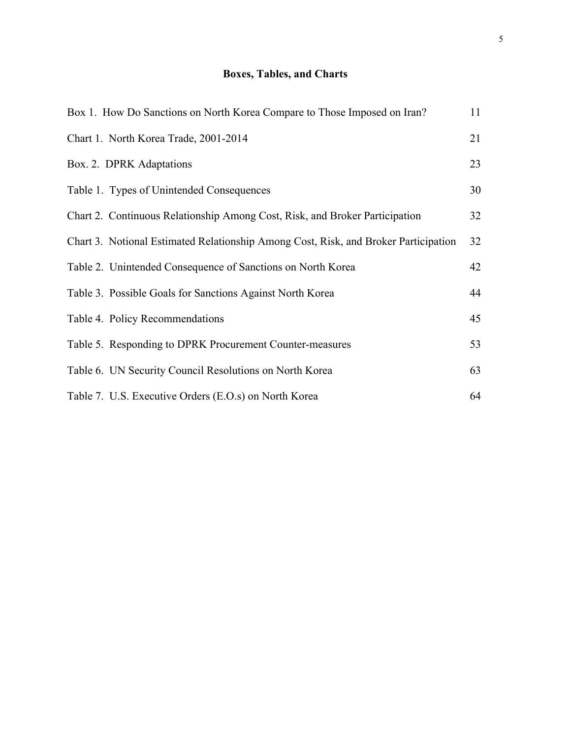## Boxes, Tables, and Charts

| | |
|---|---|
| Box 1. How Do Sanctions on North Korea Compare to Those Imposed on Iran? | 11 |
| Chart 1. North Korea Trade, 2001-2014 | 21 |
| Box. 2. DPRK Adaptations | 23 |
| Table 1. Types of Unintended Consequences | 30 |
| Chart 2. Continuous Relationship Among Cost, Risk, and Broker Participation | 32 |
| Chart 3. Notional Estimated Relationship Among Cost, Risk, and Broker Participation | 32 |
| Table 2. Unintended Consequence of Sanctions on North Korea | 42 |
| Table 3. Possible Goals for Sanctions Against North Korea | 44 |
| Table 4. Policy Recommendations | 45 |
| Table 5. Responding to DPRK Procurement Counter-measures | 53 |
| Table 6. UN Security Council Resolutions on North Korea | 63 |
| Table 7. U.S. Executive Orders (E.O.s) on North Korea | 64 |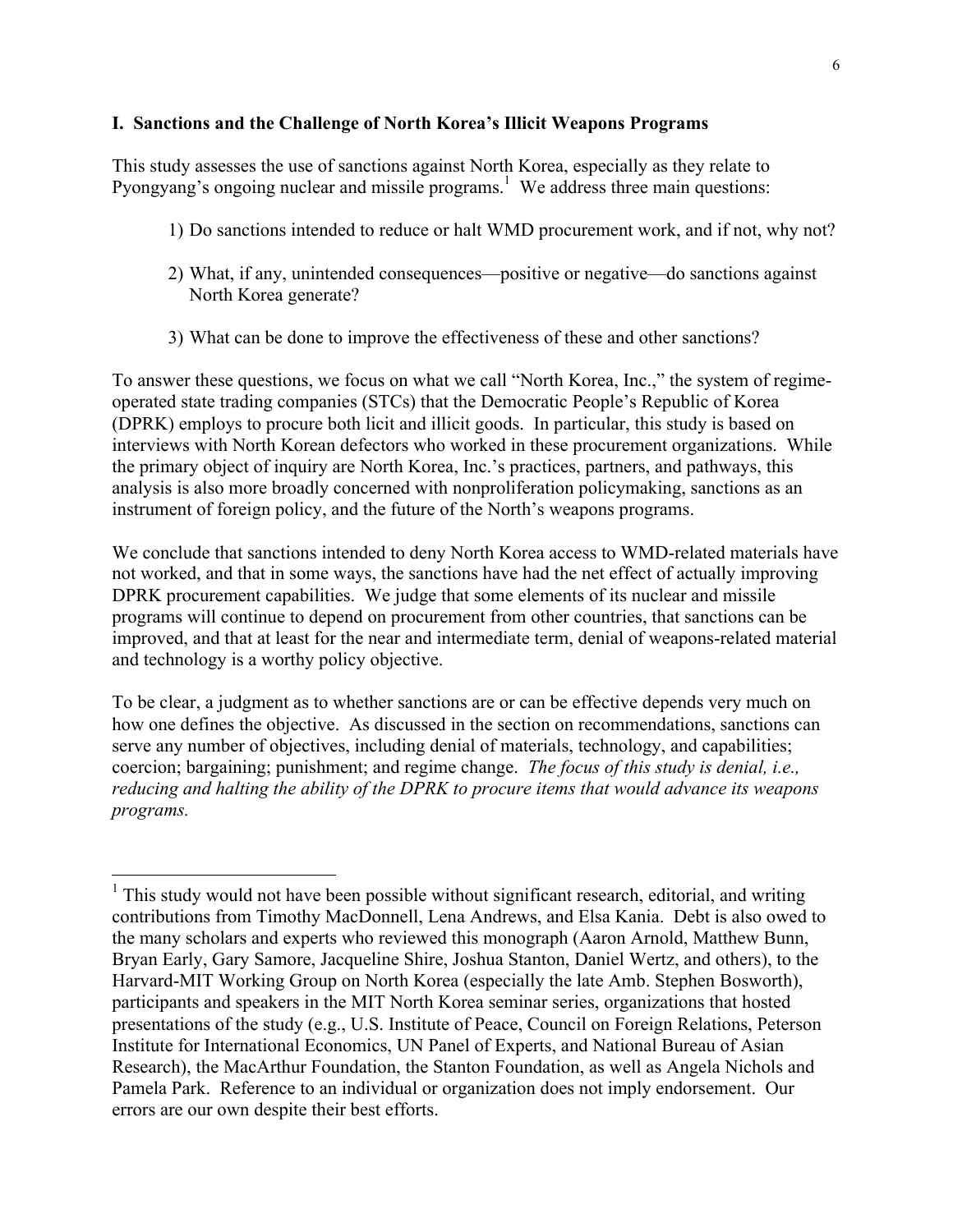## I. Sanctions and the Challenge of North Korea's Illicit Weapons Programs

This study assesses the use of sanctions against North Korea, especially as they relate to Pyongyang's ongoing nuclear and missile programs.[1] We address three main questions:

1) Do sanctions intended to reduce or halt WMD procurement work, and if not, why not?

2) What, if any, unintended consequences—positive or negative—do sanctions against North Korea generate?

3) What can be done to improve the effectiveness of these and other sanctions?

To answer these questions, we focus on what we call "North Korea, Inc.," the system of regime-operated state trading companies (STCs) that the Democratic People's Republic of Korea (DPRK) employs to procure both licit and illicit goods. In particular, this study is based on interviews with North Korean defectors who worked in these procurement organizations. While the primary object of inquiry are North Korea, Inc.'s practices, partners, and pathways, this analysis is also more broadly concerned with nonproliferation policymaking, sanctions as an instrument of foreign policy, and the future of the North's weapons programs.

We conclude that sanctions intended to deny North Korea access to WMD-related materials have not worked, and that in some ways, the sanctions have had the net effect of actually improving DPRK procurement capabilities. We judge that some elements of its nuclear and missile programs will continue to depend on procurement from other countries, that sanctions can be improved, and that at least for the near and intermediate term, denial of weapons-related material and technology is a worthy policy objective.

To be clear, a judgment as to whether sanctions are or can be effective depends very much on how one defines the objective. As discussed in the section on recommendations, sanctions can serve any number of objectives, including denial of materials, technology, and capabilities; coercion; bargaining; punishment; and regime change. *The focus of this study is denial, i.e., reducing and halting the ability of the DPRK to procure items that would advance its weapons programs.*

---

[1] This study would not have been possible without significant research, editorial, and writing contributions from Timothy MacDonnell, Lena Andrews, and Elsa Kania. Debt is also owed to the many scholars and experts who reviewed this monograph (Aaron Arnold, Matthew Bunn, Bryan Early, Gary Samore, Jacqueline Shire, Joshua Stanton, Daniel Wertz, and others), to the Harvard-MIT Working Group on North Korea (especially the late Amb. Stephen Bosworth), participants and speakers in the MIT North Korea seminar series, organizations that hosted presentations of the study (e.g., U.S. Institute of Peace, Council on Foreign Relations, Peterson Institute for International Economics, UN Panel of Experts, and National Bureau of Asian Research), the MacArthur Foundation, the Stanton Foundation, as well as Angela Nichols and Pamela Park. Reference to an individual or organization does not imply endorsement. Our errors are our own despite their best efforts.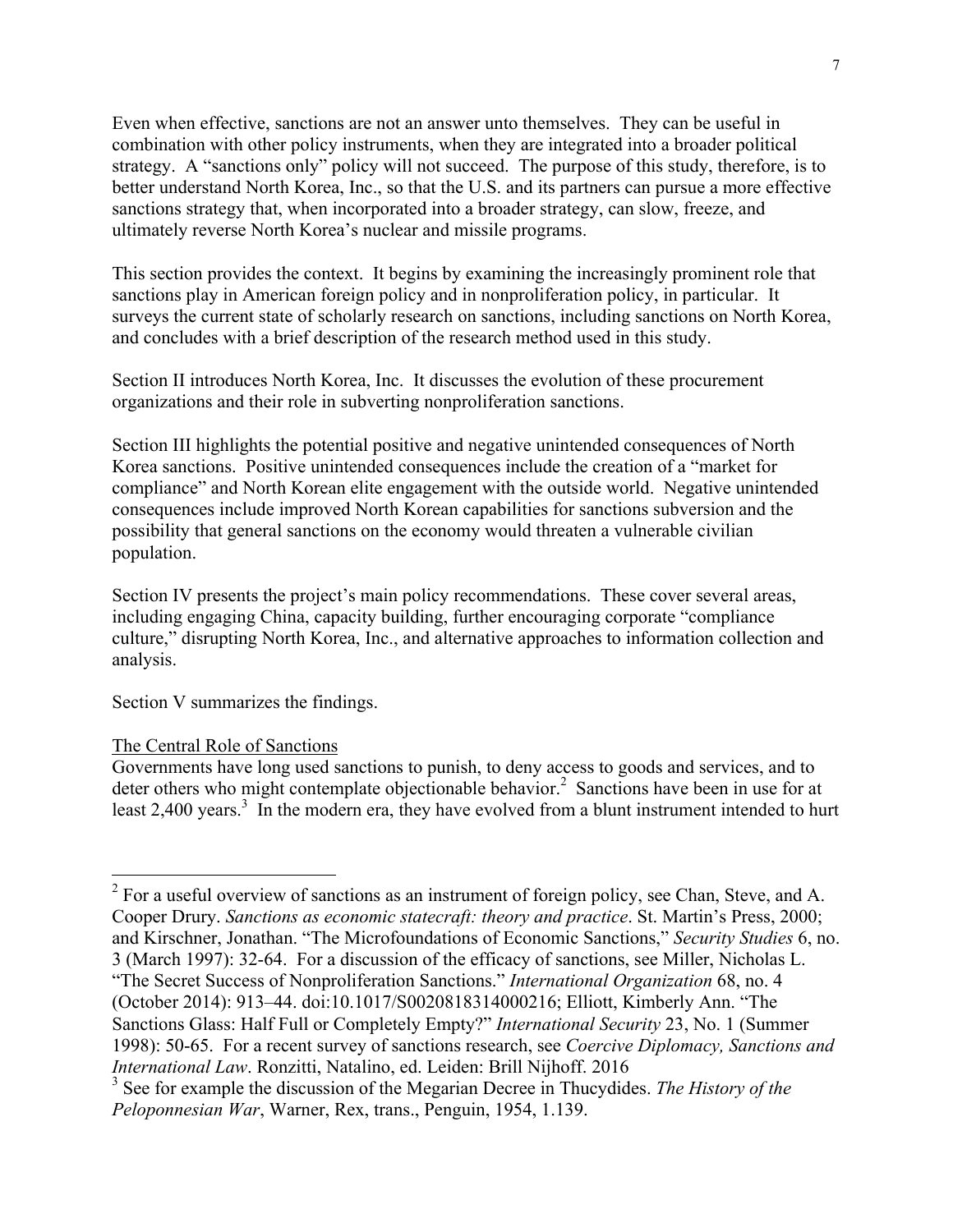Even when effective, sanctions are not an answer unto themselves. They can be useful in combination with other policy instruments, when they are integrated into a broader political strategy. A "sanctions only" policy will not succeed. The purpose of this study, therefore, is to better understand North Korea, Inc., so that the U.S. and its partners can pursue a more effective sanctions strategy that, when incorporated into a broader strategy, can slow, freeze, and ultimately reverse North Korea's nuclear and missile programs.

This section provides the context. It begins by examining the increasingly prominent role that sanctions play in American foreign policy and in nonproliferation policy, in particular. It surveys the current state of scholarly research on sanctions, including sanctions on North Korea, and concludes with a brief description of the research method used in this study.

Section II introduces North Korea, Inc. It discusses the evolution of these procurement organizations and their role in subverting nonproliferation sanctions.

Section III highlights the potential positive and negative unintended consequences of North Korea sanctions. Positive unintended consequences include the creation of a "market for compliance" and North Korean elite engagement with the outside world. Negative unintended consequences include improved North Korean capabilities for sanctions subversion and the possibility that general sanctions on the economy would threaten a vulnerable civilian population.

Section IV presents the project's main policy recommendations. These cover several areas, including engaging China, capacity building, further encouraging corporate "compliance culture," disrupting North Korea, Inc., and alternative approaches to information collection and analysis.

Section V summarizes the findings.

## The Central Role of Sanctions

Governments have long used sanctions to punish, to deny access to goods and services, and to deter others who might contemplate objectionable behavior.[2] Sanctions have been in use for at least 2,400 years.[3] In the modern era, they have evolved from a blunt instrument intended to hurt

---

[2] For a useful overview of sanctions as an instrument of foreign policy, see Chan, Steve, and A. Cooper Drury. *Sanctions as economic statecraft: theory and practice*. St. Martin's Press, 2000; and Kirschner, Jonathan. "The Microfoundations of Economic Sanctions," *Security Studies* 6, no. 3 (March 1997): 32-64. For a discussion of the efficacy of sanctions, see Miller, Nicholas L. "The Secret Success of Nonproliferation Sanctions." *International Organization* 68, no. 4 (October 2014): 913–44. doi:10.1017/S0020818314000216; Elliott, Kimberly Ann. "The Sanctions Glass: Half Full or Completely Empty?" *International Security* 23, No. 1 (Summer 1998): 50-65. For a recent survey of sanctions research, see *Coercive Diplomacy, Sanctions and International Law*. Ronzitti, Natalino, ed. Leiden: Brill Nijhoff. 2016

[3] See for example the discussion of the Megarian Decree in Thucydides. *The History of the Peloponnesian War*, Warner, Rex, trans., Penguin, 1954, 1.139.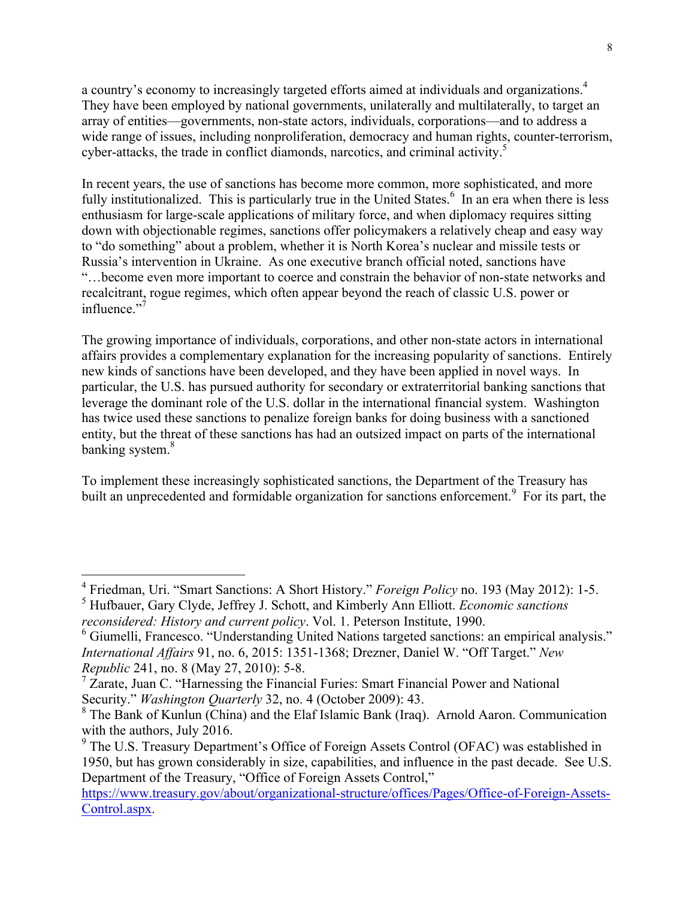a country's economy to increasingly targeted efforts aimed at individuals and organizations.[4] They have been employed by national governments, unilaterally and multilaterally, to target an array of entities—governments, non-state actors, individuals, corporations—and to address a wide range of issues, including nonproliferation, democracy and human rights, counter-terrorism, cyber-attacks, the trade in conflict diamonds, narcotics, and criminal activity.[5]

In recent years, the use of sanctions has become more common, more sophisticated, and more fully institutionalized. This is particularly true in the United States.[6] In an era when there is less enthusiasm for large-scale applications of military force, and when diplomacy requires sitting down with objectionable regimes, sanctions offer policymakers a relatively cheap and easy way to "do something" about a problem, whether it is North Korea's nuclear and missile tests or Russia's intervention in Ukraine. As one executive branch official noted, sanctions have "…become even more important to coerce and constrain the behavior of non-state networks and recalcitrant, rogue regimes, which often appear beyond the reach of classic U.S. power or influence."[7]

The growing importance of individuals, corporations, and other non-state actors in international affairs provides a complementary explanation for the increasing popularity of sanctions. Entirely new kinds of sanctions have been developed, and they have been applied in novel ways. In particular, the U.S. has pursued authority for secondary or extraterritorial banking sanctions that leverage the dominant role of the U.S. dollar in the international financial system. Washington has twice used these sanctions to penalize foreign banks for doing business with a sanctioned entity, but the threat of these sanctions has had an outsized impact on parts of the international banking system.[8]

To implement these increasingly sophisticated sanctions, the Department of the Treasury has built an unprecedented and formidable organization for sanctions enforcement.[9] For its part, the

---

[4] Friedman, Uri. "Smart Sanctions: A Short History." *Foreign Policy* no. 193 (May 2012): 1-5.

[5] Hufbauer, Gary Clyde, Jeffrey J. Schott, and Kimberly Ann Elliott. *Economic sanctions reconsidered: History and current policy*. Vol. 1. Peterson Institute, 1990.

[6] Giumelli, Francesco. "Understanding United Nations targeted sanctions: an empirical analysis." *International Affairs* 91, no. 6, 2015: 1351-1368; Drezner, Daniel W. "Off Target." *New Republic* 241, no. 8 (May 27, 2010): 5-8.

[7] Zarate, Juan C. "Harnessing the Financial Furies: Smart Financial Power and National Security." *Washington Quarterly* 32, no. 4 (October 2009): 43.

[8] The Bank of Kunlun (China) and the Elaf Islamic Bank (Iraq). Arnold Aaron. Communication with the authors, July 2016.

[9] The U.S. Treasury Department's Office of Foreign Assets Control (OFAC) was established in 1950, but has grown considerably in size, capabilities, and influence in the past decade. See U.S. Department of the Treasury, "Office of Foreign Assets Control," https://www.treasury.gov/about/organizational-structure/offices/Pages/Office-of-Foreign-Assets-Control.aspx.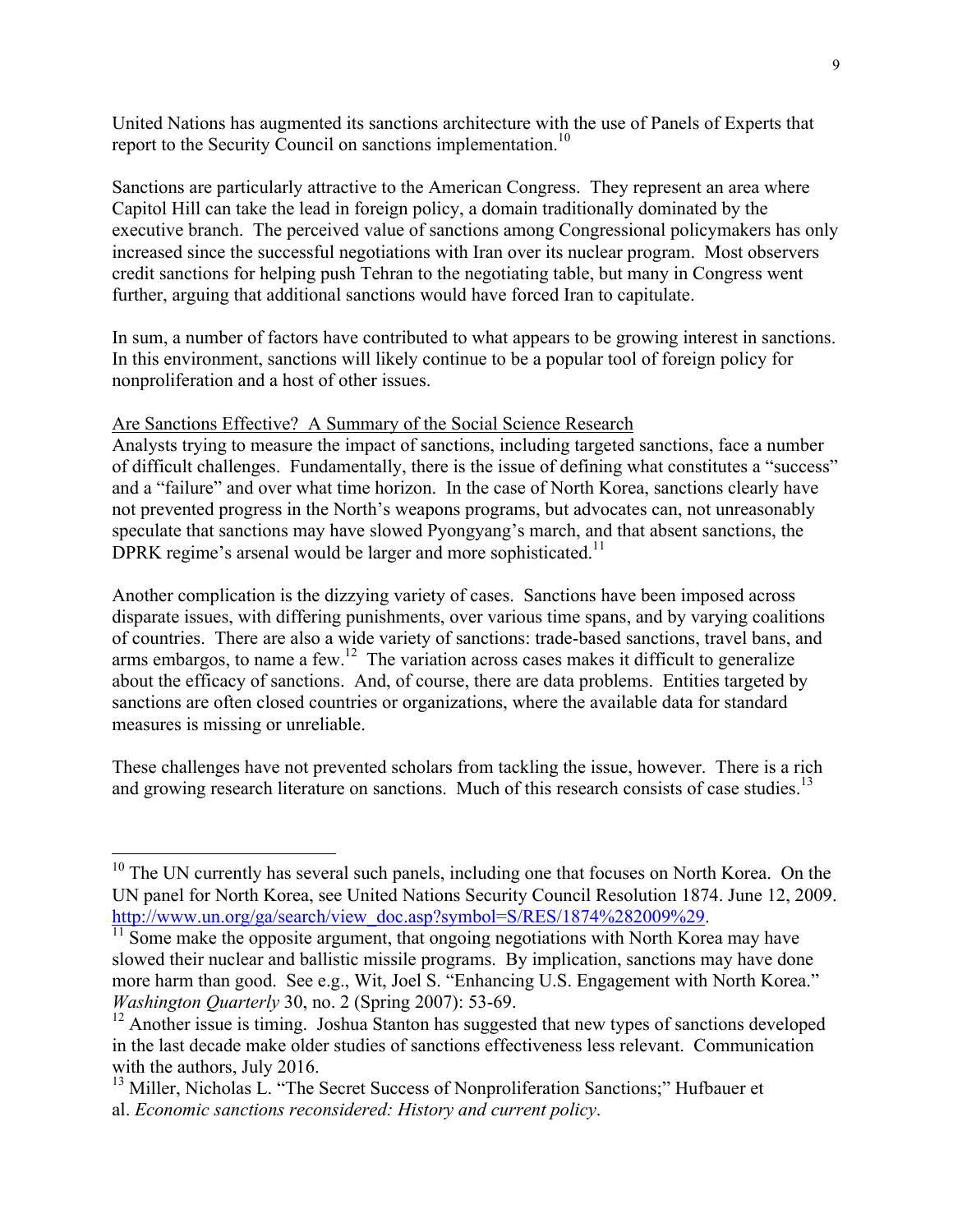United Nations has augmented its sanctions architecture with the use of Panels of Experts that report to the Security Council on sanctions implementation.[10]

Sanctions are particularly attractive to the American Congress. They represent an area where Capitol Hill can take the lead in foreign policy, a domain traditionally dominated by the executive branch. The perceived value of sanctions among Congressional policymakers has only increased since the successful negotiations with Iran over its nuclear program. Most observers credit sanctions for helping push Tehran to the negotiating table, but many in Congress went further, arguing that additional sanctions would have forced Iran to capitulate.

In sum, a number of factors have contributed to what appears to be growing interest in sanctions. In this environment, sanctions will likely continue to be a popular tool of foreign policy for nonproliferation and a host of other issues.

Are Sanctions Effective? A Summary of the Social Science Research

Analysts trying to measure the impact of sanctions, including targeted sanctions, face a number of difficult challenges. Fundamentally, there is the issue of defining what constitutes a "success" and a "failure" and over what time horizon. In the case of North Korea, sanctions clearly have not prevented progress in the North's weapons programs, but advocates can, not unreasonably speculate that sanctions may have slowed Pyongyang's march, and that absent sanctions, the DPRK regime's arsenal would be larger and more sophisticated.[11]

Another complication is the dizzying variety of cases. Sanctions have been imposed across disparate issues, with differing punishments, over various time spans, and by varying coalitions of countries. There are also a wide variety of sanctions: trade-based sanctions, travel bans, and arms embargos, to name a few.[12] The variation across cases makes it difficult to generalize about the efficacy of sanctions. And, of course, there are data problems. Entities targeted by sanctions are often closed countries or organizations, where the available data for standard measures is missing or unreliable.

These challenges have not prevented scholars from tackling the issue, however. There is a rich and growing research literature on sanctions. Much of this research consists of case studies.[13]

---

[10] The UN currently has several such panels, including one that focuses on North Korea. On the UN panel for North Korea, see United Nations Security Council Resolution 1874. June 12, 2009. http://www.un.org/ga/search/view_doc.asp?symbol=S/RES/1874%282009%29.

[11] Some make the opposite argument, that ongoing negotiations with North Korea may have slowed their nuclear and ballistic missile programs. By implication, sanctions may have done more harm than good. See e.g., Wit, Joel S. "Enhancing U.S. Engagement with North Korea." *Washington Quarterly* 30, no. 2 (Spring 2007): 53-69.

[12] Another issue is timing. Joshua Stanton has suggested that new types of sanctions developed in the last decade make older studies of sanctions effectiveness less relevant. Communication with the authors, July 2016.

[13] Miller, Nicholas L. "The Secret Success of Nonproliferation Sanctions;" Hufbauer et al. *Economic sanctions reconsidered: History and current policy*.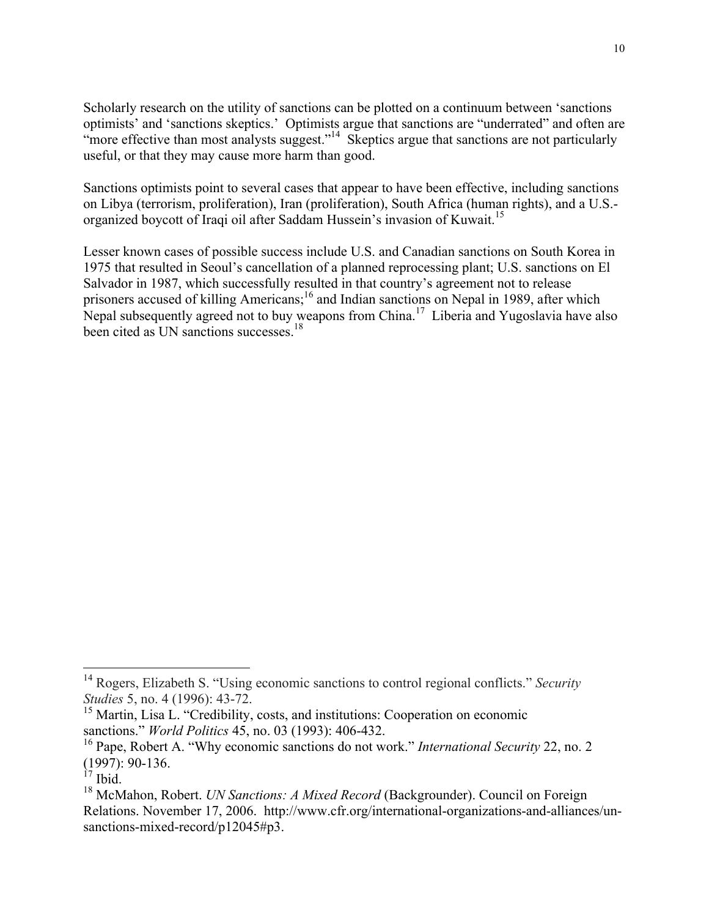Scholarly research on the utility of sanctions can be plotted on a continuum between 'sanctions optimists' and 'sanctions skeptics.' Optimists argue that sanctions are "underrated" and often are "more effective than most analysts suggest."[14] Skeptics argue that sanctions are not particularly useful, or that they may cause more harm than good.

Sanctions optimists point to several cases that appear to have been effective, including sanctions on Libya (terrorism, proliferation), Iran (proliferation), South Africa (human rights), and a U.S.-organized boycott of Iraqi oil after Saddam Hussein's invasion of Kuwait.[15]

Lesser known cases of possible success include U.S. and Canadian sanctions on South Korea in 1975 that resulted in Seoul's cancellation of a planned reprocessing plant; U.S. sanctions on El Salvador in 1987, which successfully resulted in that country's agreement not to release prisoners accused of killing Americans;[16] and Indian sanctions on Nepal in 1989, after which Nepal subsequently agreed not to buy weapons from China.[17] Liberia and Yugoslavia have also been cited as UN sanctions successes.[18]

---

[14] Rogers, Elizabeth S. "Using economic sanctions to control regional conflicts." *Security Studies* 5, no. 4 (1996): 43-72.

[15] Martin, Lisa L. "Credibility, costs, and institutions: Cooperation on economic sanctions." *World Politics* 45, no. 03 (1993): 406-432.

[16] Pape, Robert A. "Why economic sanctions do not work." *International Security* 22, no. 2 (1997): 90-136.

[17] Ibid.

[18] McMahon, Robert. *UN Sanctions: A Mixed Record* (Backgrounder). Council on Foreign Relations. November 17, 2006. http://www.cfr.org/international-organizations-and-alliances/un-sanctions-mixed-record/p12045#p3.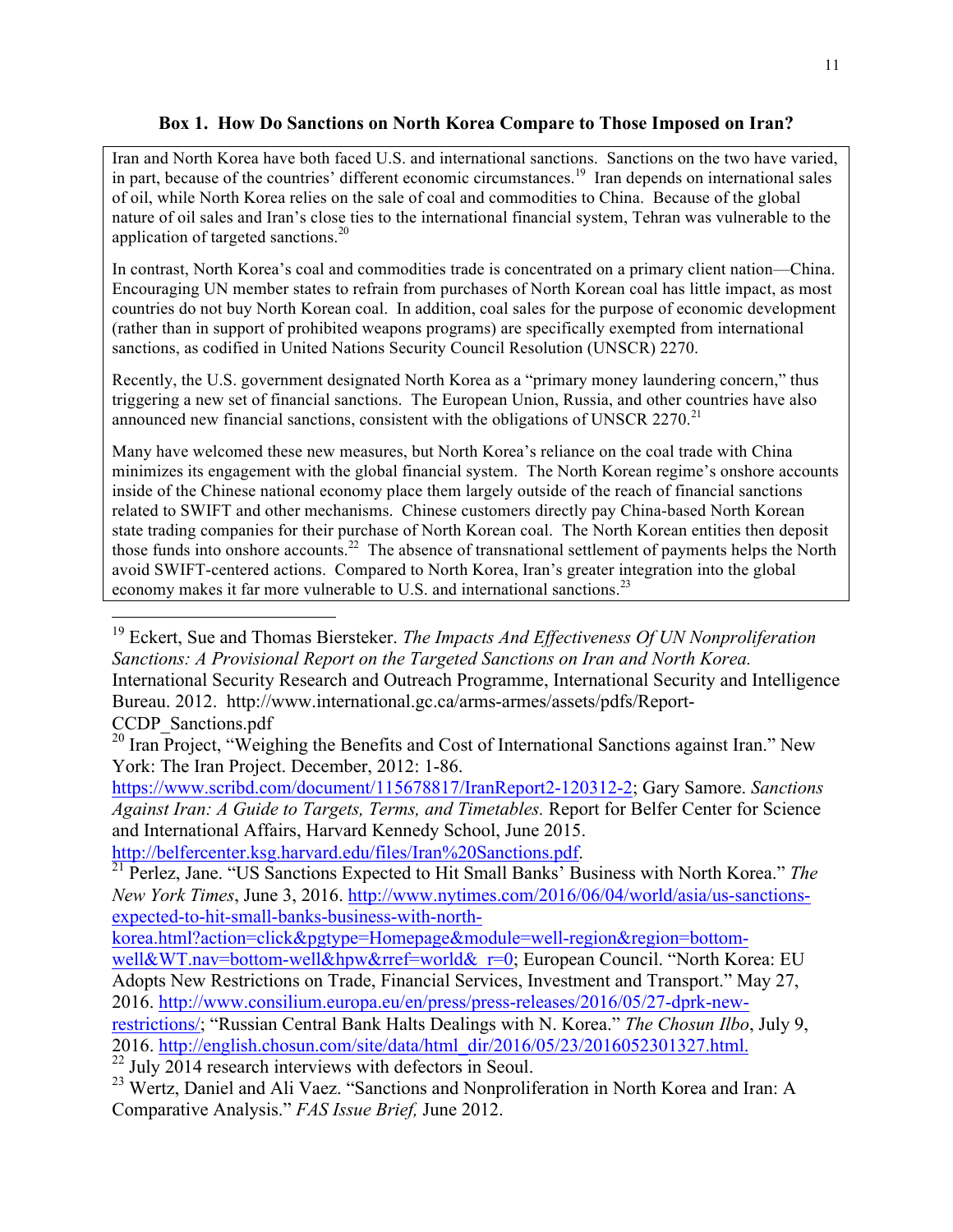### Box 1. How Do Sanctions on North Korea Compare to Those Imposed on Iran?

Iran and North Korea have both faced U.S. and international sanctions. Sanctions on the two have varied, in part, because of the countries' different economic circumstances.[19] Iran depends on international sales of oil, while North Korea relies on the sale of coal and commodities to China. Because of the global nature of oil sales and Iran's close ties to the international financial system, Tehran was vulnerable to the application of targeted sanctions.[20]

In contrast, North Korea's coal and commodities trade is concentrated on a primary client nation—China. Encouraging UN member states to refrain from purchases of North Korean coal has little impact, as most countries do not buy North Korean coal. In addition, coal sales for the purpose of economic development (rather than in support of prohibited weapons programs) are specifically exempted from international sanctions, as codified in United Nations Security Council Resolution (UNSCR) 2270.

Recently, the U.S. government designated North Korea as a "primary money laundering concern," thus triggering a new set of financial sanctions. The European Union, Russia, and other countries have also announced new financial sanctions, consistent with the obligations of UNSCR 2270.[21]

Many have welcomed these new measures, but North Korea's reliance on the coal trade with China minimizes its engagement with the global financial system. The North Korean regime's onshore accounts inside of the Chinese national economy place them largely outside of the reach of financial sanctions related to SWIFT and other mechanisms. Chinese customers directly pay China-based North Korean state trading companies for their purchase of North Korean coal. The North Korean entities then deposit those funds into onshore accounts.[22] The absence of transnational settlement of payments helps the North avoid SWIFT-centered actions. Compared to North Korea, Iran's greater integration into the global economy makes it far more vulnerable to U.S. and international sanctions.[23]

---

[19] Eckert, Sue and Thomas Biersteker. *The Impacts And Effectiveness Of UN Nonproliferation Sanctions: A Provisional Report on the Targeted Sanctions on Iran and North Korea.* International Security Research and Outreach Programme, International Security and Intelligence Bureau. 2012. http://www.international.gc.ca/arms-armes/assets/pdfs/Report-CCDP_Sanctions.pdf

[20] Iran Project, "Weighing the Benefits and Cost of International Sanctions against Iran." New York: The Iran Project. December, 2012: 1-86. https://www.scribd.com/document/115678817/IranReport2-120312-2; Gary Samore. *Sanctions Against Iran: A Guide to Targets, Terms, and Timetables.* Report for Belfer Center for Science and International Affairs, Harvard Kennedy School, June 2015. http://belfercenter.ksg.harvard.edu/files/Iran%20Sanctions.pdf.

[21] Perlez, Jane. "US Sanctions Expected to Hit Small Banks' Business with North Korea." *The New York Times*, June 3, 2016. http://www.nytimes.com/2016/06/04/world/asia/us-sanctions-expected-to-hit-small-banks-business-with-north-korea.html?action=click&pgtype=Homepage&module=well-region&region=bottom-well&WT.nav=bottom-well&hpw&rref=world&_r=0; European Council. "North Korea: EU Adopts New Restrictions on Trade, Financial Services, Investment and Transport." May 27, 2016. http://www.consilium.europa.eu/en/press/press-releases/2016/05/27-dprk-new-restrictions/; "Russian Central Bank Halts Dealings with N. Korea." *The Chosun Ilbo*, July 9, 2016. http://english.chosun.com/site/data/html_dir/2016/05/23/2016052301327.html.

[22] July 2014 research interviews with defectors in Seoul.

[23] Wertz, Daniel and Ali Vaez. "Sanctions and Nonproliferation in North Korea and Iran: A Comparative Analysis." *FAS Issue Brief,* June 2012.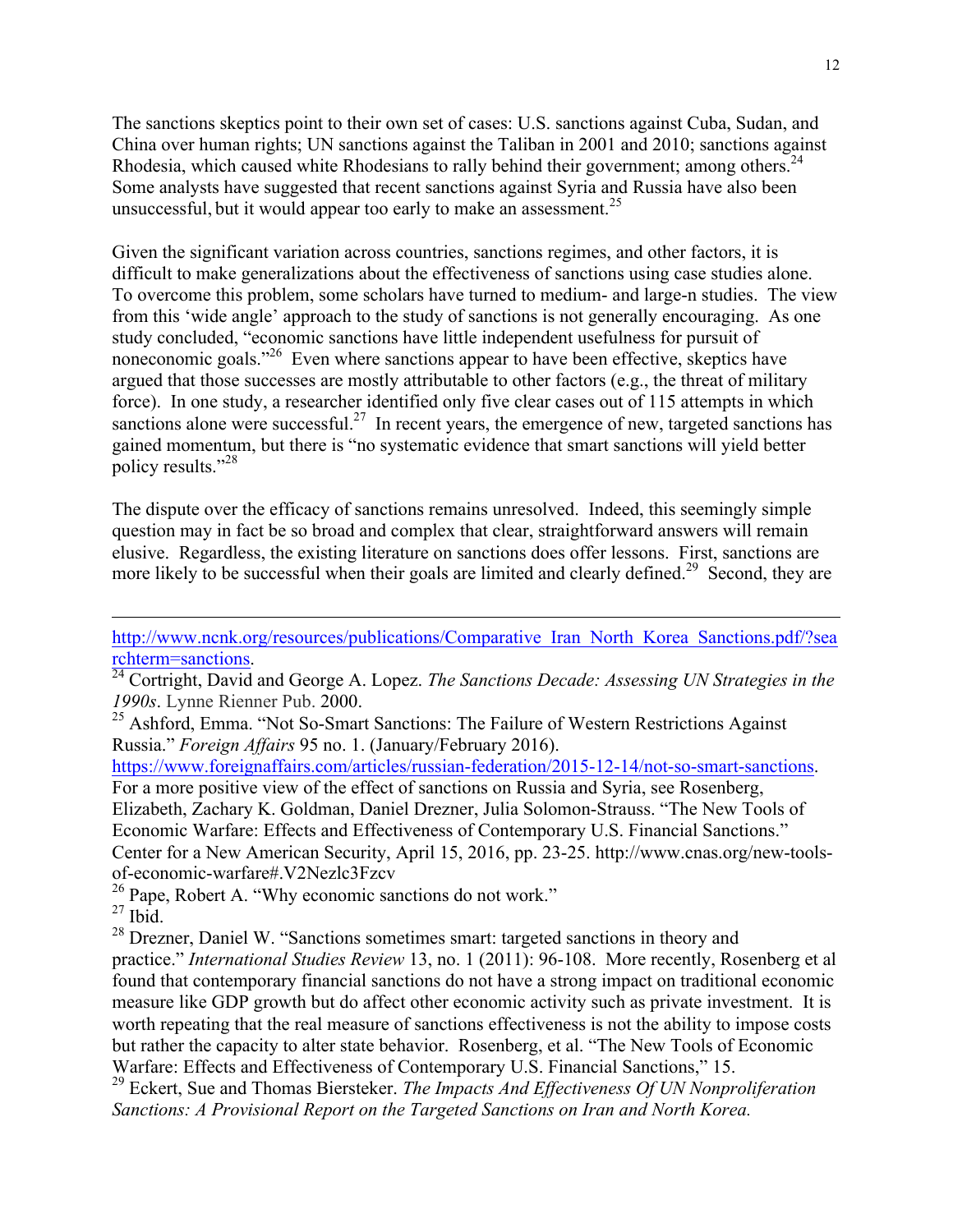The sanctions skeptics point to their own set of cases: U.S. sanctions against Cuba, Sudan, and China over human rights; UN sanctions against the Taliban in 2001 and 2010; sanctions against Rhodesia, which caused white Rhodesians to rally behind their government; among others.[24] Some analysts have suggested that recent sanctions against Syria and Russia have also been unsuccessful, but it would appear too early to make an assessment.[25]

Given the significant variation across countries, sanctions regimes, and other factors, it is difficult to make generalizations about the effectiveness of sanctions using case studies alone. To overcome this problem, some scholars have turned to medium- and large-n studies. The view from this 'wide angle' approach to the study of sanctions is not generally encouraging. As one study concluded, "economic sanctions have little independent usefulness for pursuit of noneconomic goals."[26] Even where sanctions appear to have been effective, skeptics have argued that those successes are mostly attributable to other factors (e.g., the threat of military force). In one study, a researcher identified only five clear cases out of 115 attempts in which sanctions alone were successful.[27] In recent years, the emergence of new, targeted sanctions has gained momentum, but there is "no systematic evidence that smart sanctions will yield better policy results."[28]

The dispute over the efficacy of sanctions remains unresolved. Indeed, this seemingly simple question may in fact be so broad and complex that clear, straightforward answers will remain elusive. Regardless, the existing literature on sanctions does offer lessons. First, sanctions are more likely to be successful when their goals are limited and clearly defined.[29] Second, they are

---

http://www.ncnk.org/resources/publications/Comparative_Iran_North_Korea_Sanctions.pdf/?searchterm=sanctions.

[24] Cortright, David and George A. Lopez. *The Sanctions Decade: Assessing UN Strategies in the 1990s*. Lynne Rienner Pub. 2000.

[25] Ashford, Emma. "Not So-Smart Sanctions: The Failure of Western Restrictions Against Russia." *Foreign Affairs* 95 no. 1. (January/February 2016). https://www.foreignaffairs.com/articles/russian-federation/2015-12-14/not-so-smart-sanctions. For a more positive view of the effect of sanctions on Russia and Syria, see Rosenberg, Elizabeth, Zachary K. Goldman, Daniel Drezner, Julia Solomon-Strauss. "The New Tools of Economic Warfare: Effects and Effectiveness of Contemporary U.S. Financial Sanctions." Center for a New American Security, April 15, 2016, pp. 23-25. http://www.cnas.org/new-tools-of-economic-warfare#.V2Nezlc3Fzcv

[26] Pape, Robert A. "Why economic sanctions do not work."

[27] Ibid.

[28] Drezner, Daniel W. "Sanctions sometimes smart: targeted sanctions in theory and practice." *International Studies Review* 13, no. 1 (2011): 96-108. More recently, Rosenberg et al found that contemporary financial sanctions do not have a strong impact on traditional economic measure like GDP growth but do affect other economic activity such as private investment. It is worth repeating that the real measure of sanctions effectiveness is not the ability to impose costs but rather the capacity to alter state behavior. Rosenberg, et al. "The New Tools of Economic Warfare: Effects and Effectiveness of Contemporary U.S. Financial Sanctions," 15.

[29] Eckert, Sue and Thomas Biersteker. *The Impacts And Effectiveness Of UN Nonproliferation Sanctions: A Provisional Report on the Targeted Sanctions on Iran and North Korea.*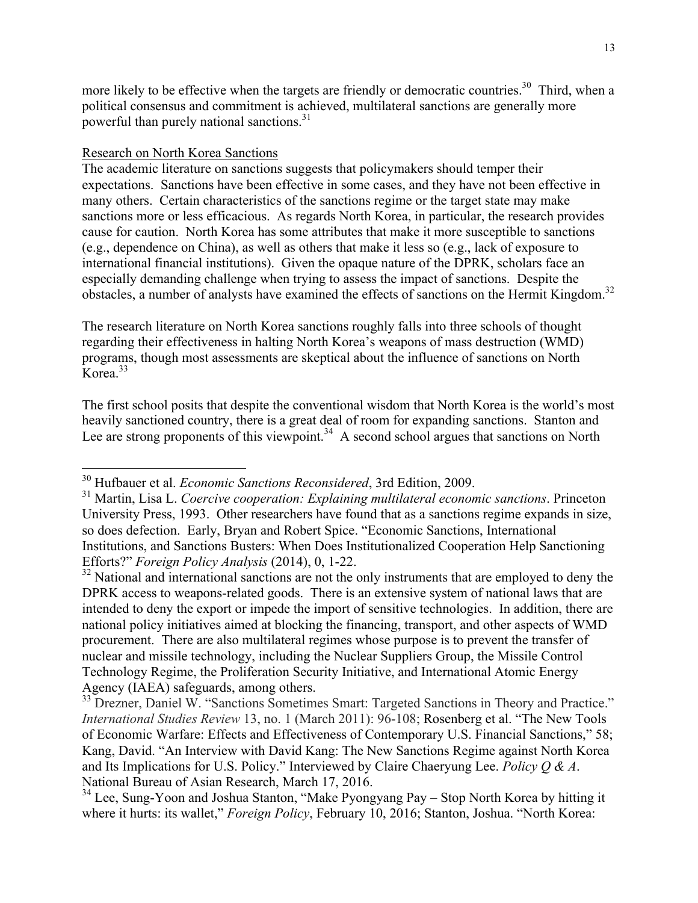more likely to be effective when the targets are friendly or democratic countries.[30] Third, when a political consensus and commitment is achieved, multilateral sanctions are generally more powerful than purely national sanctions.[31]

Research on North Korea Sanctions

The academic literature on sanctions suggests that policymakers should temper their expectations. Sanctions have been effective in some cases, and they have not been effective in many others. Certain characteristics of the sanctions regime or the target state may make sanctions more or less efficacious. As regards North Korea, in particular, the research provides cause for caution. North Korea has some attributes that make it more susceptible to sanctions (e.g., dependence on China), as well as others that make it less so (e.g., lack of exposure to international financial institutions). Given the opaque nature of the DPRK, scholars face an especially demanding challenge when trying to assess the impact of sanctions. Despite the obstacles, a number of analysts have examined the effects of sanctions on the Hermit Kingdom.[32]

The research literature on North Korea sanctions roughly falls into three schools of thought regarding their effectiveness in halting North Korea's weapons of mass destruction (WMD) programs, though most assessments are skeptical about the influence of sanctions on North Korea.[33]

The first school posits that despite the conventional wisdom that North Korea is the world's most heavily sanctioned country, there is a great deal of room for expanding sanctions. Stanton and Lee are strong proponents of this viewpoint.[34] A second school argues that sanctions on North

---

[30] Hufbauer et al. *Economic Sanctions Reconsidered*, 3rd Edition, 2009.

[31] Martin, Lisa L. *Coercive cooperation: Explaining multilateral economic sanctions*. Princeton University Press, 1993. Other researchers have found that as a sanctions regime expands in size, so does defection. Early, Bryan and Robert Spice. "Economic Sanctions, International Institutions, and Sanctions Busters: When Does Institutionalized Cooperation Help Sanctioning Efforts?" *Foreign Policy Analysis* (2014), 0, 1-22.

[32] National and international sanctions are not the only instruments that are employed to deny the DPRK access to weapons-related goods. There is an extensive system of national laws that are intended to deny the export or impede the import of sensitive technologies. In addition, there are national policy initiatives aimed at blocking the financing, transport, and other aspects of WMD procurement. There are also multilateral regimes whose purpose is to prevent the transfer of nuclear and missile technology, including the Nuclear Suppliers Group, the Missile Control Technology Regime, the Proliferation Security Initiative, and International Atomic Energy Agency (IAEA) safeguards, among others.

[33] Drezner, Daniel W. "Sanctions Sometimes Smart: Targeted Sanctions in Theory and Practice." *International Studies Review* 13, no. 1 (March 2011): 96-108; Rosenberg et al. "The New Tools of Economic Warfare: Effects and Effectiveness of Contemporary U.S. Financial Sanctions," 58; Kang, David. "An Interview with David Kang: The New Sanctions Regime against North Korea and Its Implications for U.S. Policy." Interviewed by Claire Chaeryung Lee. *Policy Q & A*. National Bureau of Asian Research, March 17, 2016.

[34] Lee, Sung-Yoon and Joshua Stanton, "Make Pyongyang Pay – Stop North Korea by hitting it where it hurts: its wallet," *Foreign Policy*, February 10, 2016; Stanton, Joshua. "North Korea: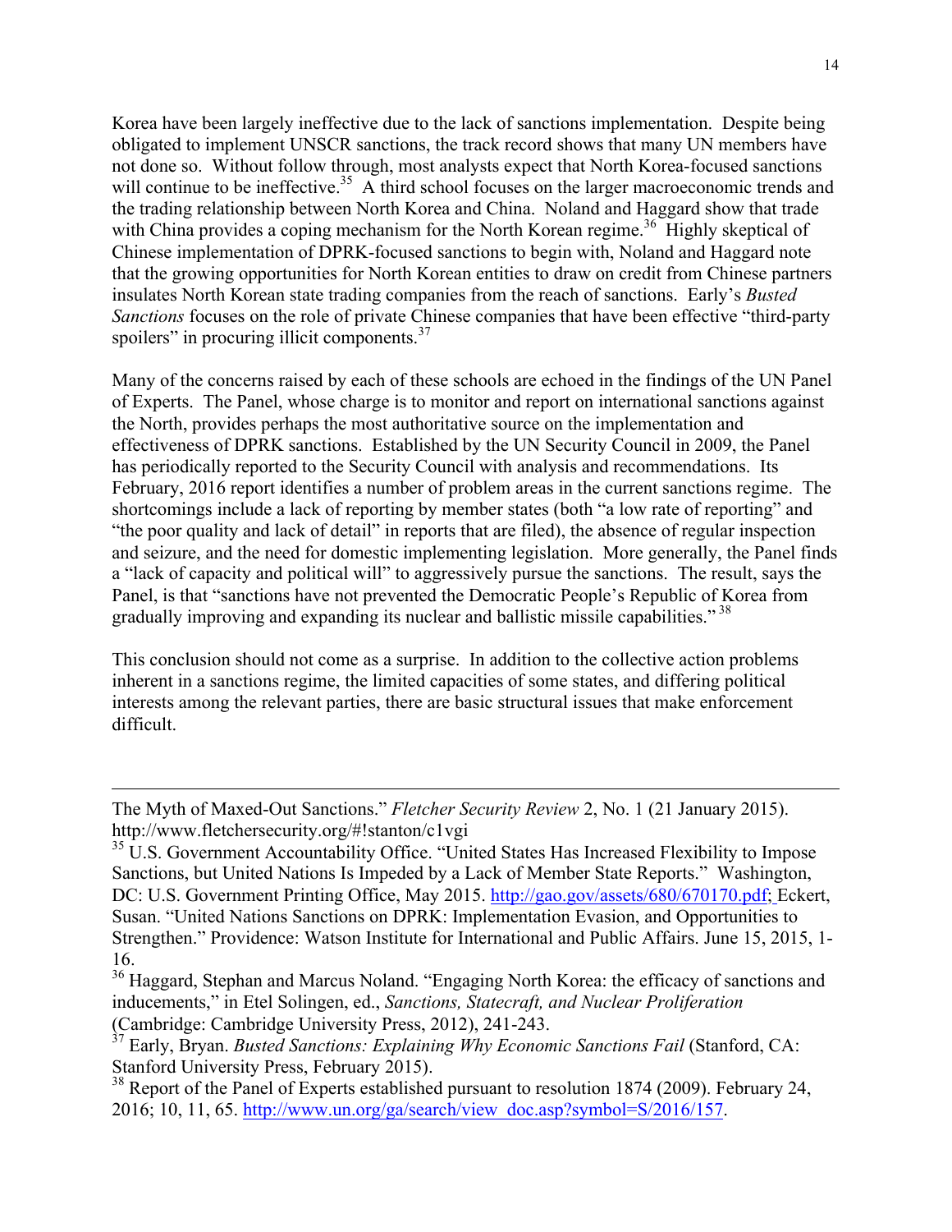Korea have been largely ineffective due to the lack of sanctions implementation. Despite being obligated to implement UNSCR sanctions, the track record shows that many UN members have not done so. Without follow through, most analysts expect that North Korea-focused sanctions will continue to be ineffective.[35] A third school focuses on the larger macroeconomic trends and the trading relationship between North Korea and China. Noland and Haggard show that trade with China provides a coping mechanism for the North Korean regime.[36] Highly skeptical of Chinese implementation of DPRK-focused sanctions to begin with, Noland and Haggard note that the growing opportunities for North Korean entities to draw on credit from Chinese partners insulates North Korean state trading companies from the reach of sanctions. Early's *Busted Sanctions* focuses on the role of private Chinese companies that have been effective "third-party spoilers" in procuring illicit components.[37]

Many of the concerns raised by each of these schools are echoed in the findings of the UN Panel of Experts. The Panel, whose charge is to monitor and report on international sanctions against the North, provides perhaps the most authoritative source on the implementation and effectiveness of DPRK sanctions. Established by the UN Security Council in 2009, the Panel has periodically reported to the Security Council with analysis and recommendations. Its February, 2016 report identifies a number of problem areas in the current sanctions regime. The shortcomings include a lack of reporting by member states (both "a low rate of reporting" and "the poor quality and lack of detail" in reports that are filed), the absence of regular inspection and seizure, and the need for domestic implementing legislation. More generally, the Panel finds a "lack of capacity and political will" to aggressively pursue the sanctions. The result, says the Panel, is that "sanctions have not prevented the Democratic People's Republic of Korea from gradually improving and expanding its nuclear and ballistic missile capabilities."[38]

This conclusion should not come as a surprise. In addition to the collective action problems inherent in a sanctions regime, the limited capacities of some states, and differing political interests among the relevant parties, there are basic structural issues that make enforcement difficult.

---

The Myth of Maxed-Out Sanctions." *Fletcher Security Review* 2, No. 1 (21 January 2015). http://www.fletchersecurity.org/#!stanton/c1vgi

[35] U.S. Government Accountability Office. "United States Has Increased Flexibility to Impose Sanctions, but United Nations Is Impeded by a Lack of Member State Reports." Washington, DC: U.S. Government Printing Office, May 2015. http://gao.gov/assets/680/670170.pdf; Eckert, Susan. "United Nations Sanctions on DPRK: Implementation Evasion, and Opportunities to Strengthen." Providence: Watson Institute for International and Public Affairs. June 15, 2015, 1-16.

[36] Haggard, Stephan and Marcus Noland. "Engaging North Korea: the efficacy of sanctions and inducements," in Etel Solingen, ed., *Sanctions, Statecraft, and Nuclear Proliferation* (Cambridge: Cambridge University Press, 2012), 241-243.

[37] Early, Bryan. *Busted Sanctions: Explaining Why Economic Sanctions Fail* (Stanford, CA: Stanford University Press, February 2015).

[38] Report of the Panel of Experts established pursuant to resolution 1874 (2009). February 24, 2016; 10, 11, 65. http://www.un.org/ga/search/view_doc.asp?symbol=S/2016/157.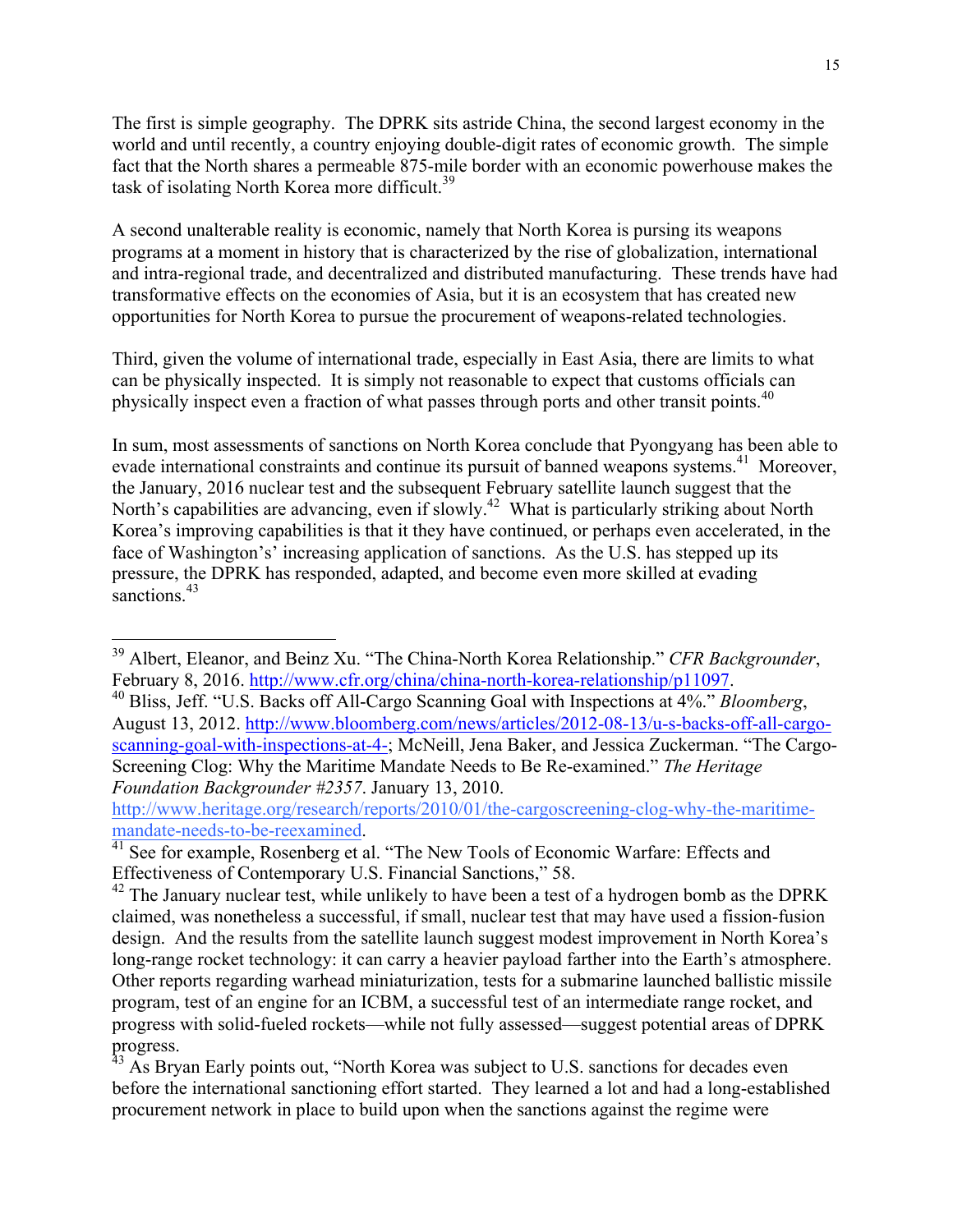The first is simple geography. The DPRK sits astride China, the second largest economy in the world and until recently, a country enjoying double-digit rates of economic growth. The simple fact that the North shares a permeable 875-mile border with an economic powerhouse makes the task of isolating North Korea more difficult.[39]

A second unalterable reality is economic, namely that North Korea is pursing its weapons programs at a moment in history that is characterized by the rise of globalization, international and intra-regional trade, and decentralized and distributed manufacturing. These trends have had transformative effects on the economies of Asia, but it is an ecosystem that has created new opportunities for North Korea to pursue the procurement of weapons-related technologies.

Third, given the volume of international trade, especially in East Asia, there are limits to what can be physically inspected. It is simply not reasonable to expect that customs officials can physically inspect even a fraction of what passes through ports and other transit points.[40]

In sum, most assessments of sanctions on North Korea conclude that Pyongyang has been able to evade international constraints and continue its pursuit of banned weapons systems.[41] Moreover, the January, 2016 nuclear test and the subsequent February satellite launch suggest that the North's capabilities are advancing, even if slowly.[42] What is particularly striking about North Korea's improving capabilities is that it they have continued, or perhaps even accelerated, in the face of Washington's' increasing application of sanctions. As the U.S. has stepped up its pressure, the DPRK has responded, adapted, and become even more skilled at evading sanctions.[43]

---

[39] Albert, Eleanor, and Beinz Xu. "The China-North Korea Relationship." *CFR Backgrounder*, February 8, 2016. http://www.cfr.org/china/china-north-korea-relationship/p11097.

[40] Bliss, Jeff. "U.S. Backs off All-Cargo Scanning Goal with Inspections at 4%." *Bloomberg*, August 13, 2012. http://www.bloomberg.com/news/articles/2012-08-13/u-s-backs-off-all-cargo-scanning-goal-with-inspections-at-4-; McNeill, Jena Baker, and Jessica Zuckerman. "The Cargo-Screening Clog: Why the Maritime Mandate Needs to Be Re-examined." *The Heritage Foundation Backgrounder #2357*. January 13, 2010. http://www.heritage.org/research/reports/2010/01/the-cargoscreening-clog-why-the-maritime-mandate-needs-to-be-reexamined.

[41] See for example, Rosenberg et al. "The New Tools of Economic Warfare: Effects and Effectiveness of Contemporary U.S. Financial Sanctions," 58.

[42] The January nuclear test, while unlikely to have been a test of a hydrogen bomb as the DPRK claimed, was nonetheless a successful, if small, nuclear test that may have used a fission-fusion design. And the results from the satellite launch suggest modest improvement in North Korea's long-range rocket technology: it can carry a heavier payload farther into the Earth's atmosphere. Other reports regarding warhead miniaturization, tests for a submarine launched ballistic missile program, test of an engine for an ICBM, a successful test of an intermediate range rocket, and progress with solid-fueled rockets—while not fully assessed—suggest potential areas of DPRK progress.

[43] As Bryan Early points out, "North Korea was subject to U.S. sanctions for decades even before the international sanctioning effort started. They learned a lot and had a long-established procurement network in place to build upon when the sanctions against the regime were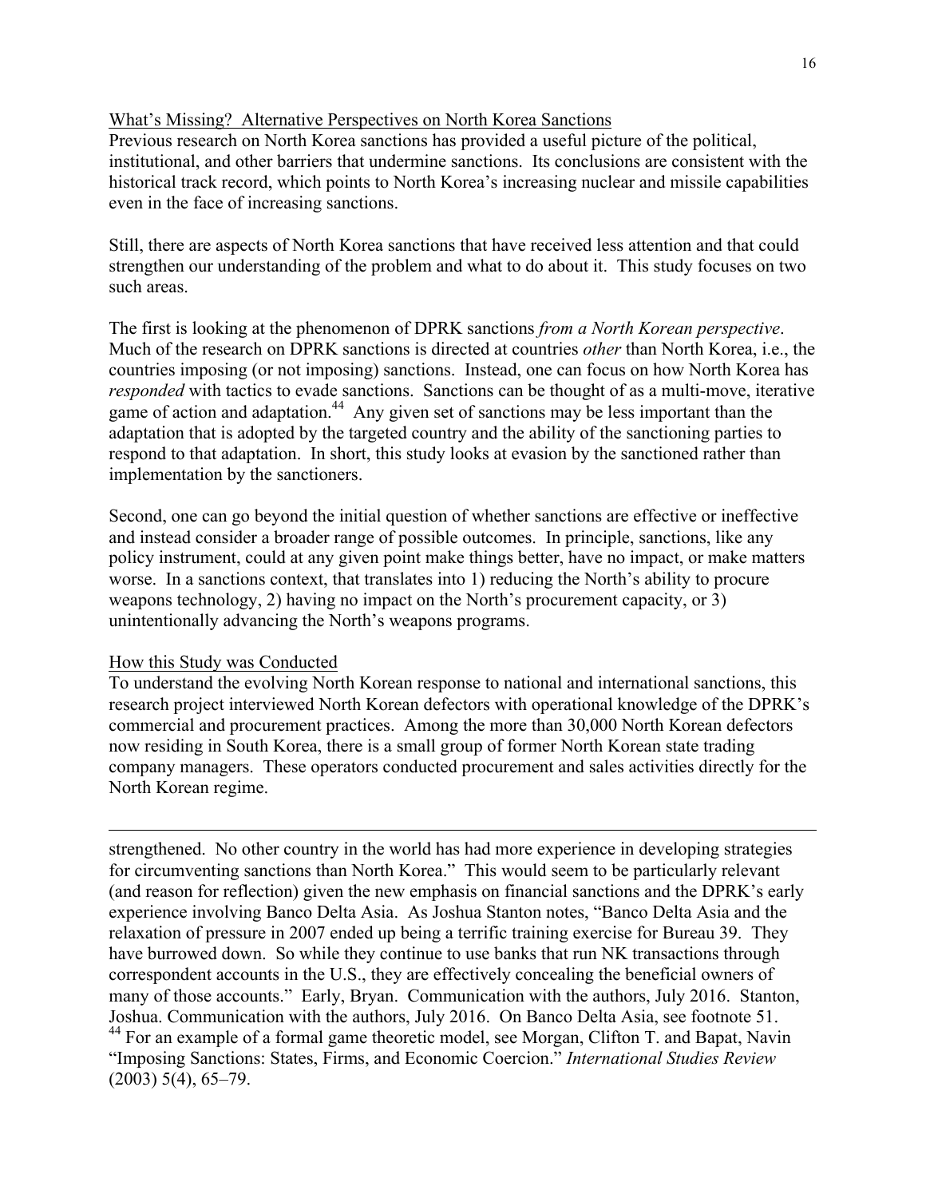What's Missing? Alternative Perspectives on North Korea Sanctions

Previous research on North Korea sanctions has provided a useful picture of the political, institutional, and other barriers that undermine sanctions. Its conclusions are consistent with the historical track record, which points to North Korea's increasing nuclear and missile capabilities even in the face of increasing sanctions.

Still, there are aspects of North Korea sanctions that have received less attention and that could strengthen our understanding of the problem and what to do about it. This study focuses on two such areas.

The first is looking at the phenomenon of DPRK sanctions *from a North Korean perspective*. Much of the research on DPRK sanctions is directed at countries *other* than North Korea, i.e., the countries imposing (or not imposing) sanctions. Instead, one can focus on how North Korea has *responded* with tactics to evade sanctions. Sanctions can be thought of as a multi-move, iterative game of action and adaptation.[44] Any given set of sanctions may be less important than the adaptation that is adopted by the targeted country and the ability of the sanctioning parties to respond to that adaptation. In short, this study looks at evasion by the sanctioned rather than implementation by the sanctioners.

Second, one can go beyond the initial question of whether sanctions are effective or ineffective and instead consider a broader range of possible outcomes. In principle, sanctions, like any policy instrument, could at any given point make things better, have no impact, or make matters worse. In a sanctions context, that translates into 1) reducing the North's ability to procure weapons technology, 2) having no impact on the North's procurement capacity, or 3) unintentionally advancing the North's weapons programs.

How this Study was Conducted

To understand the evolving North Korean response to national and international sanctions, this research project interviewed North Korean defectors with operational knowledge of the DPRK's commercial and procurement practices. Among the more than 30,000 North Korean defectors now residing in South Korea, there is a small group of former North Korean state trading company managers. These operators conducted procurement and sales activities directly for the North Korean regime.

---

strengthened. No other country in the world has had more experience in developing strategies for circumventing sanctions than North Korea." This would seem to be particularly relevant (and reason for reflection) given the new emphasis on financial sanctions and the DPRK's early experience involving Banco Delta Asia. As Joshua Stanton notes, "Banco Delta Asia and the relaxation of pressure in 2007 ended up being a terrific training exercise for Bureau 39. They have burrowed down. So while they continue to use banks that run NK transactions through correspondent accounts in the U.S., they are effectively concealing the beneficial owners of many of those accounts." Early, Bryan. Communication with the authors, July 2016. Stanton, Joshua. Communication with the authors, July 2016. On Banco Delta Asia, see footnote 51.

[44] For an example of a formal game theoretic model, see Morgan, Clifton T. and Bapat, Navin "Imposing Sanctions: States, Firms, and Economic Coercion." *International Studies Review* (2003) 5(4), 65–79.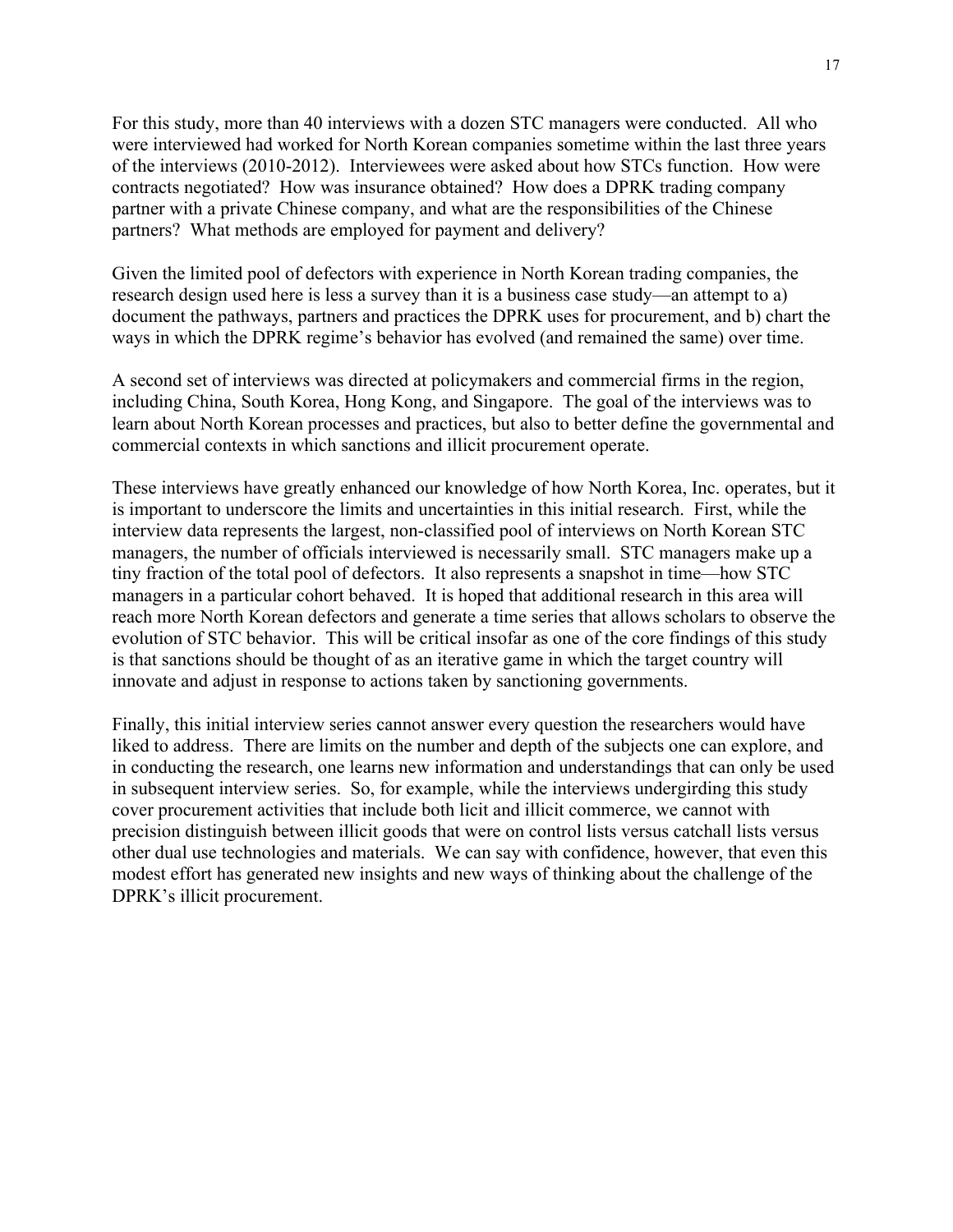For this study, more than 40 interviews with a dozen STC managers were conducted. All who were interviewed had worked for North Korean companies sometime within the last three years of the interviews (2010-2012). Interviewees were asked about how STCs function. How were contracts negotiated? How was insurance obtained? How does a DPRK trading company partner with a private Chinese company, and what are the responsibilities of the Chinese partners? What methods are employed for payment and delivery?

Given the limited pool of defectors with experience in North Korean trading companies, the research design used here is less a survey than it is a business case study—an attempt to a) document the pathways, partners and practices the DPRK uses for procurement, and b) chart the ways in which the DPRK regime's behavior has evolved (and remained the same) over time.

A second set of interviews was directed at policymakers and commercial firms in the region, including China, South Korea, Hong Kong, and Singapore. The goal of the interviews was to learn about North Korean processes and practices, but also to better define the governmental and commercial contexts in which sanctions and illicit procurement operate.

These interviews have greatly enhanced our knowledge of how North Korea, Inc. operates, but it is important to underscore the limits and uncertainties in this initial research. First, while the interview data represents the largest, non-classified pool of interviews on North Korean STC managers, the number of officials interviewed is necessarily small. STC managers make up a tiny fraction of the total pool of defectors. It also represents a snapshot in time—how STC managers in a particular cohort behaved. It is hoped that additional research in this area will reach more North Korean defectors and generate a time series that allows scholars to observe the evolution of STC behavior. This will be critical insofar as one of the core findings of this study is that sanctions should be thought of as an iterative game in which the target country will innovate and adjust in response to actions taken by sanctioning governments.

Finally, this initial interview series cannot answer every question the researchers would have liked to address. There are limits on the number and depth of the subjects one can explore, and in conducting the research, one learns new information and understandings that can only be used in subsequent interview series. So, for example, while the interviews undergirding this study cover procurement activities that include both licit and illicit commerce, we cannot with precision distinguish between illicit goods that were on control lists versus catchall lists versus other dual use technologies and materials. We can say with confidence, however, that even this modest effort has generated new insights and new ways of thinking about the challenge of the DPRK's illicit procurement.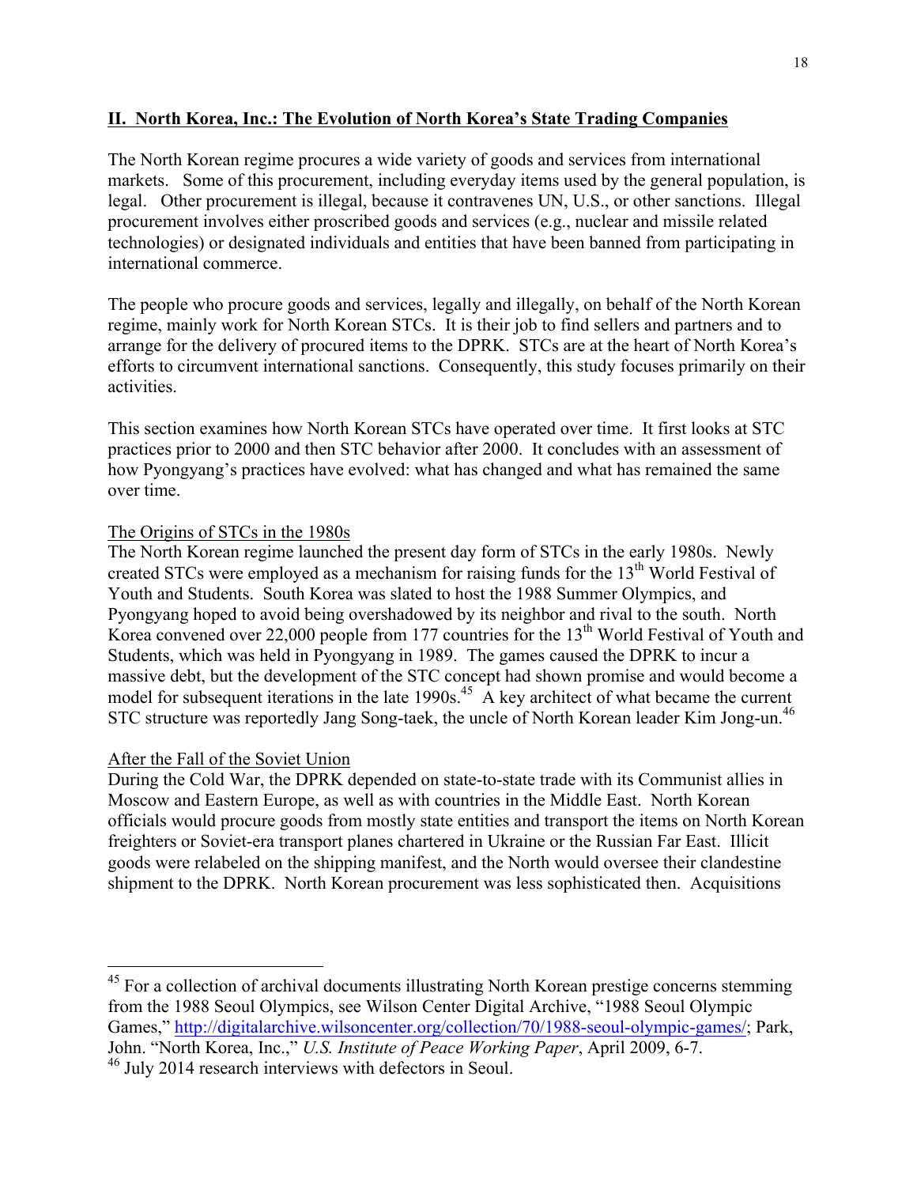## II. North Korea, Inc.: The Evolution of North Korea's State Trading Companies

The North Korean regime procures a wide variety of goods and services from international markets. Some of this procurement, including everyday items used by the general population, is legal. Other procurement is illegal, because it contravenes UN, U.S., or other sanctions. Illegal procurement involves either proscribed goods and services (e.g., nuclear and missile related technologies) or designated individuals and entities that have been banned from participating in international commerce.

The people who procure goods and services, legally and illegally, on behalf of the North Korean regime, mainly work for North Korean STCs. It is their job to find sellers and partners and to arrange for the delivery of procured items to the DPRK. STCs are at the heart of North Korea's efforts to circumvent international sanctions. Consequently, this study focuses primarily on their activities.

This section examines how North Korean STCs have operated over time. It first looks at STC practices prior to 2000 and then STC behavior after 2000. It concludes with an assessment of how Pyongyang's practices have evolved: what has changed and what has remained the same over time.

### The Origins of STCs in the 1980s

The North Korean regime launched the present day form of STCs in the early 1980s. Newly created STCs were employed as a mechanism for raising funds for the 13th World Festival of Youth and Students. South Korea was slated to host the 1988 Summer Olympics, and Pyongyang hoped to avoid being overshadowed by its neighbor and rival to the south. North Korea convened over 22,000 people from 177 countries for the 13th World Festival of Youth and Students, which was held in Pyongyang in 1989. The games caused the DPRK to incur a massive debt, but the development of the STC concept had shown promise and would become a model for subsequent iterations in the late 1990s.[45] A key architect of what became the current STC structure was reportedly Jang Song-taek, the uncle of North Korean leader Kim Jong-un.[46]

### After the Fall of the Soviet Union

During the Cold War, the DPRK depended on state-to-state trade with its Communist allies in Moscow and Eastern Europe, as well as with countries in the Middle East. North Korean officials would procure goods from mostly state entities and transport the items on North Korean freighters or Soviet-era transport planes chartered in Ukraine or the Russian Far East. Illicit goods were relabeled on the shipping manifest, and the North would oversee their clandestine shipment to the DPRK. North Korean procurement was less sophisticated then. Acquisitions

---

[45] For a collection of archival documents illustrating North Korean prestige concerns stemming from the 1988 Seoul Olympics, see Wilson Center Digital Archive, "1988 Seoul Olympic Games," http://digitalarchive.wilsoncenter.org/collection/70/1988-seoul-olympic-games/; Park, John. "North Korea, Inc.," *U.S. Institute of Peace Working Paper*, April 2009, 6-7.

[46] July 2014 research interviews with defectors in Seoul.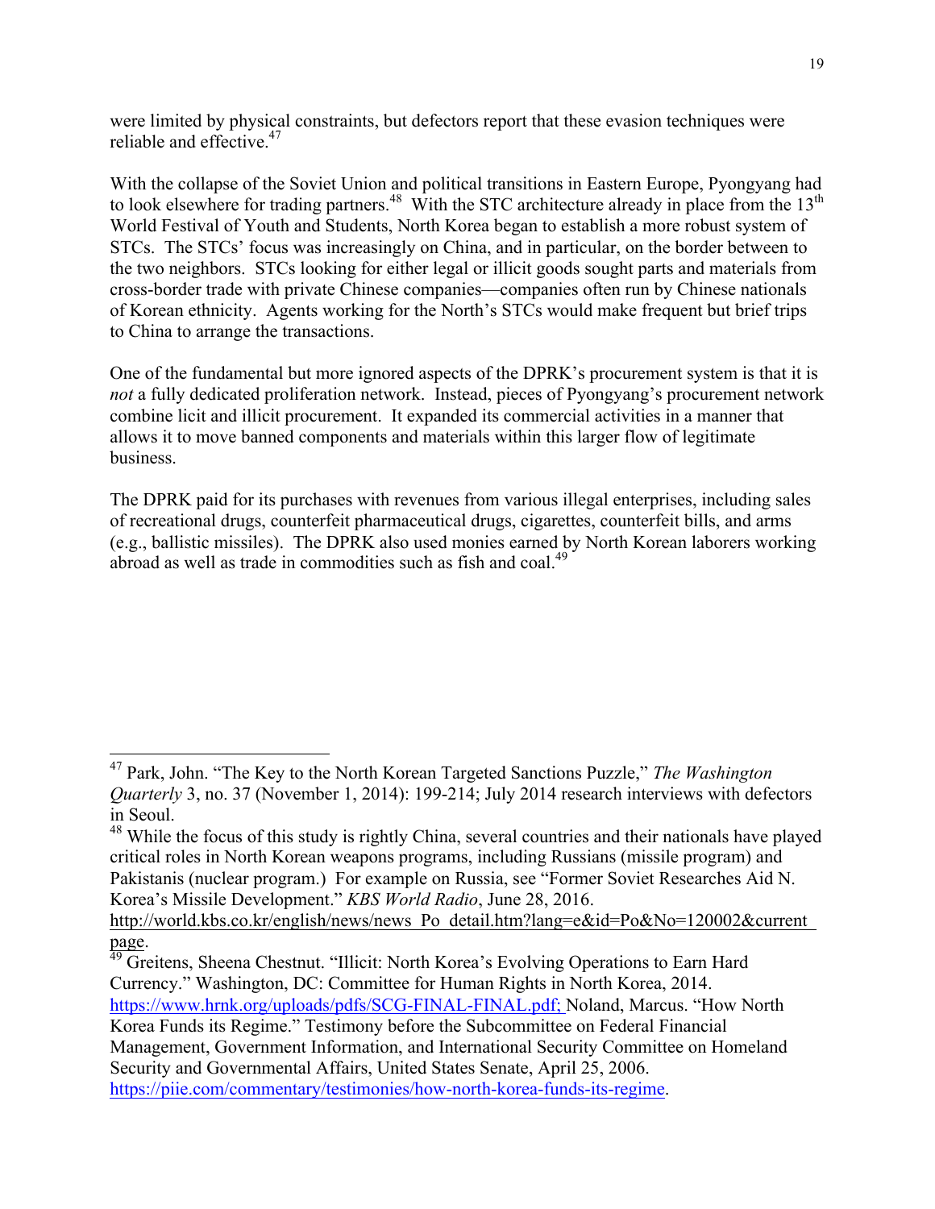were limited by physical constraints, but defectors report that these evasion techniques were reliable and effective.[47]

With the collapse of the Soviet Union and political transitions in Eastern Europe, Pyongyang had to look elsewhere for trading partners.[48] With the STC architecture already in place from the 13th World Festival of Youth and Students, North Korea began to establish a more robust system of STCs. The STCs' focus was increasingly on China, and in particular, on the border between to the two neighbors. STCs looking for either legal or illicit goods sought parts and materials from cross-border trade with private Chinese companies—companies often run by Chinese nationals of Korean ethnicity. Agents working for the North's STCs would make frequent but brief trips to China to arrange the transactions.

One of the fundamental but more ignored aspects of the DPRK's procurement system is that it is *not* a fully dedicated proliferation network. Instead, pieces of Pyongyang's procurement network combine licit and illicit procurement. It expanded its commercial activities in a manner that allows it to move banned components and materials within this larger flow of legitimate business.

The DPRK paid for its purchases with revenues from various illegal enterprises, including sales of recreational drugs, counterfeit pharmaceutical drugs, cigarettes, counterfeit bills, and arms (e.g., ballistic missiles). The DPRK also used monies earned by North Korean laborers working abroad as well as trade in commodities such as fish and coal.[49]

---

[47] Park, John. "The Key to the North Korean Targeted Sanctions Puzzle," *The Washington Quarterly* 3, no. 37 (November 1, 2014): 199-214; July 2014 research interviews with defectors in Seoul.

[48] While the focus of this study is rightly China, several countries and their nationals have played critical roles in North Korean weapons programs, including Russians (missile program) and Pakistanis (nuclear program.) For example on Russia, see "Former Soviet Researches Aid N. Korea's Missile Development." *KBS World Radio*, June 28, 2016. http://world.kbs.co.kr/english/news/news_Po_detail.htm?lang=e&id=Po&No=120002&current_page.

[49] Greitens, Sheena Chestnut. "Illicit: North Korea's Evolving Operations to Earn Hard Currency." Washington, DC: Committee for Human Rights in North Korea, 2014. https://www.hrnk.org/uploads/pdfs/SCG-FINAL-FINAL.pdf; Noland, Marcus. "How North Korea Funds its Regime." Testimony before the Subcommittee on Federal Financial Management, Government Information, and International Security Committee on Homeland Security and Governmental Affairs, United States Senate, April 25, 2006. https://piie.com/commentary/testimonies/how-north-korea-funds-its-regime.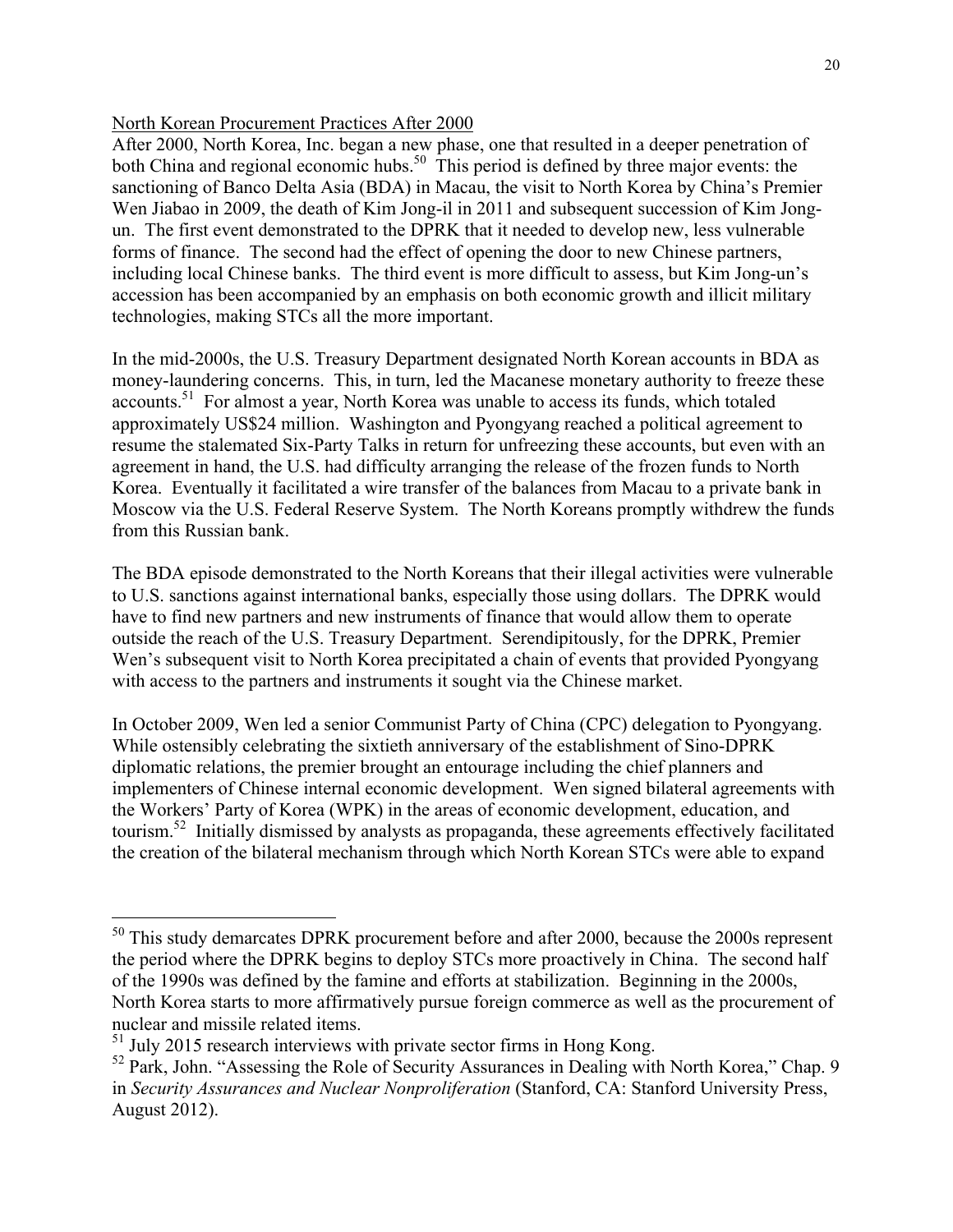North Korean Procurement Practices After 2000

After 2000, North Korea, Inc. began a new phase, one that resulted in a deeper penetration of both China and regional economic hubs.[50] This period is defined by three major events: the sanctioning of Banco Delta Asia (BDA) in Macau, the visit to North Korea by China's Premier Wen Jiabao in 2009, the death of Kim Jong-il in 2011 and subsequent succession of Kim Jong-un. The first event demonstrated to the DPRK that it needed to develop new, less vulnerable forms of finance. The second had the effect of opening the door to new Chinese partners, including local Chinese banks. The third event is more difficult to assess, but Kim Jong-un's accession has been accompanied by an emphasis on both economic growth and illicit military technologies, making STCs all the more important.

In the mid-2000s, the U.S. Treasury Department designated North Korean accounts in BDA as money-laundering concerns. This, in turn, led the Macanese monetary authority to freeze these accounts.[51] For almost a year, North Korea was unable to access its funds, which totaled approximately US$24 million. Washington and Pyongyang reached a political agreement to resume the stalemated Six-Party Talks in return for unfreezing these accounts, but even with an agreement in hand, the U.S. had difficulty arranging the release of the frozen funds to North Korea. Eventually it facilitated a wire transfer of the balances from Macau to a private bank in Moscow via the U.S. Federal Reserve System. The North Koreans promptly withdrew the funds from this Russian bank.

The BDA episode demonstrated to the North Koreans that their illegal activities were vulnerable to U.S. sanctions against international banks, especially those using dollars. The DPRK would have to find new partners and new instruments of finance that would allow them to operate outside the reach of the U.S. Treasury Department. Serendipitously, for the DPRK, Premier Wen's subsequent visit to North Korea precipitated a chain of events that provided Pyongyang with access to the partners and instruments it sought via the Chinese market.

In October 2009, Wen led a senior Communist Party of China (CPC) delegation to Pyongyang. While ostensibly celebrating the sixtieth anniversary of the establishment of Sino-DPRK diplomatic relations, the premier brought an entourage including the chief planners and implementers of Chinese internal economic development. Wen signed bilateral agreements with the Workers' Party of Korea (WPK) in the areas of economic development, education, and tourism.[52] Initially dismissed by analysts as propaganda, these agreements effectively facilitated the creation of the bilateral mechanism through which North Korean STCs were able to expand

---

[50] This study demarcates DPRK procurement before and after 2000, because the 2000s represent the period where the DPRK begins to deploy STCs more proactively in China. The second half of the 1990s was defined by the famine and efforts at stabilization. Beginning in the 2000s, North Korea starts to more affirmatively pursue foreign commerce as well as the procurement of nuclear and missile related items.

[51] July 2015 research interviews with private sector firms in Hong Kong.

[52] Park, John. "Assessing the Role of Security Assurances in Dealing with North Korea," Chap. 9 in *Security Assurances and Nuclear Nonproliferation* (Stanford, CA: Stanford University Press, August 2012).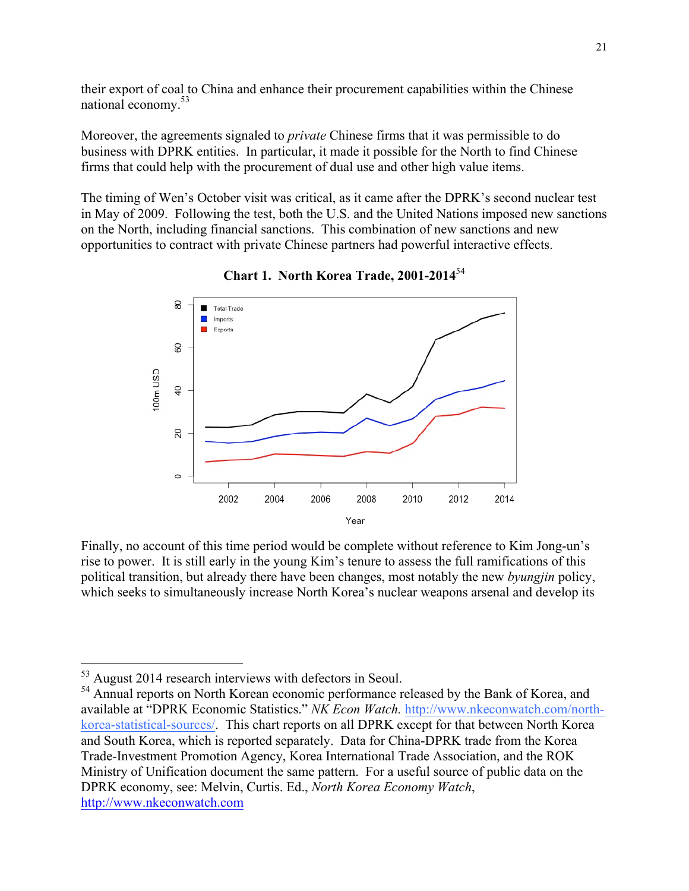their export of coal to China and enhance their procurement capabilities within the Chinese national economy.[53]

Moreover, the agreements signaled to *private* Chinese firms that it was permissible to do business with DPRK entities. In particular, it made it possible for the North to find Chinese firms that could help with the procurement of dual use and other high value items.

The timing of Wen's October visit was critical, as it came after the DPRK's second nuclear test in May of 2009. Following the test, both the U.S. and the United Nations imposed new sanctions on the North, including financial sanctions. This combination of new sanctions and new opportunities to contract with private Chinese partners had powerful interactive effects.

**Chart 1. North Korea Trade, 2001-2014**[54]

Finally, no account of this time period would be complete without reference to Kim Jong-un's rise to power. It is still early in the young Kim's tenure to assess the full ramifications of this political transition, but already there have been changes, most notably the new *byungjin* policy, which seeks to simultaneously increase North Korea's nuclear weapons arsenal and develop its

---

[53] August 2014 research interviews with defectors in Seoul.

[54] Annual reports on North Korean economic performance released by the Bank of Korea, and available at "DPRK Economic Statistics." *NK Econ Watch.* http://www.nkeconwatch.com/north-korea-statistical-sources/. This chart reports on all DPRK except for that between North Korea and South Korea, which is reported separately. Data for China-DPRK trade from the Korea Trade-Investment Promotion Agency, Korea International Trade Association, and the ROK Ministry of Unification document the same pattern. For a useful source of public data on the DPRK economy, see: Melvin, Curtis. Ed., *North Korea Economy Watch*, http://www.nkeconwatch.com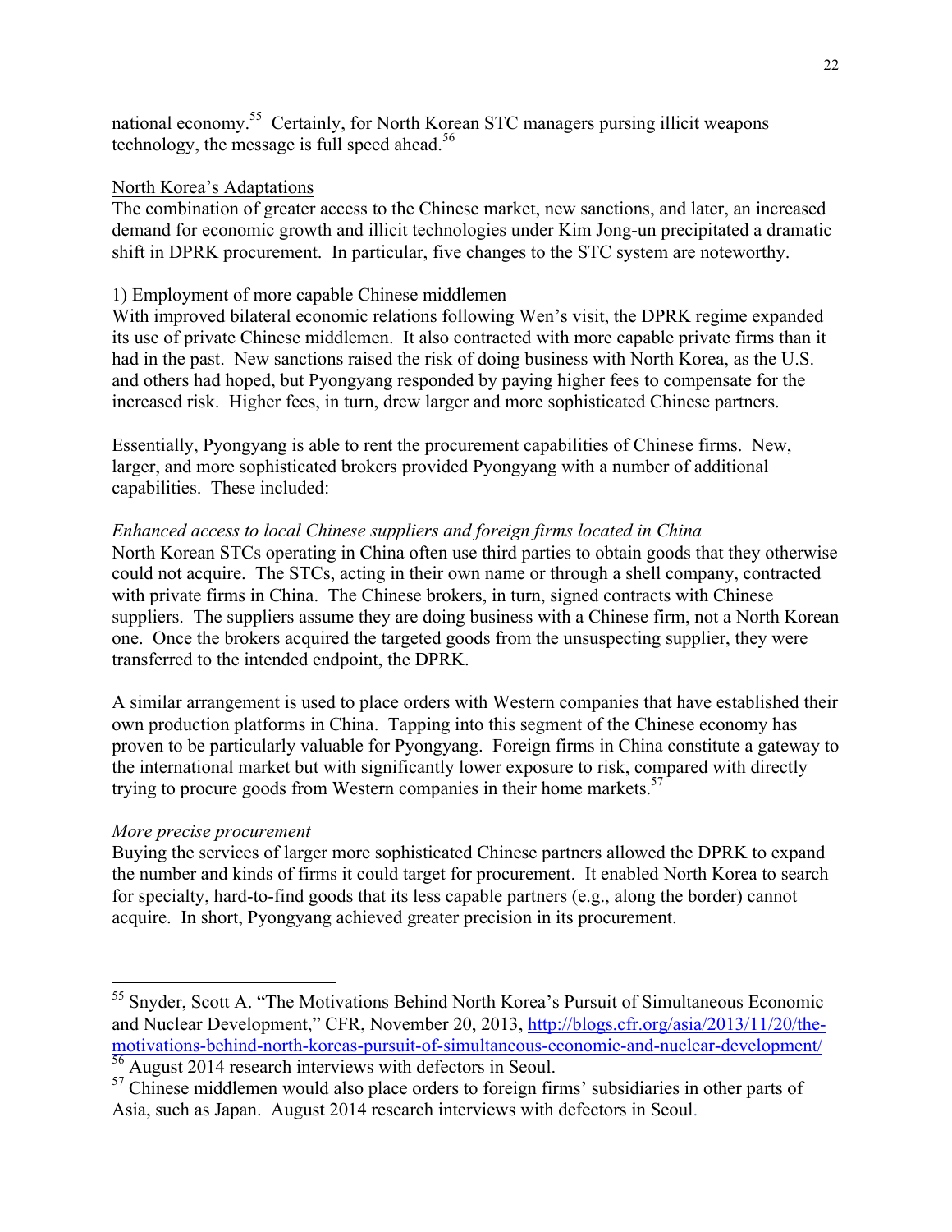national economy.[55] Certainly, for North Korean STC managers pursing illicit weapons technology, the message is full speed ahead.[56]

North Korea's Adaptations

The combination of greater access to the Chinese market, new sanctions, and later, an increased demand for economic growth and illicit technologies under Kim Jong-un precipitated a dramatic shift in DPRK procurement. In particular, five changes to the STC system are noteworthy.

1) Employment of more capable Chinese middlemen

With improved bilateral economic relations following Wen's visit, the DPRK regime expanded its use of private Chinese middlemen. It also contracted with more capable private firms than it had in the past. New sanctions raised the risk of doing business with North Korea, as the U.S. and others had hoped, but Pyongyang responded by paying higher fees to compensate for the increased risk. Higher fees, in turn, drew larger and more sophisticated Chinese partners.

Essentially, Pyongyang is able to rent the procurement capabilities of Chinese firms. New, larger, and more sophisticated brokers provided Pyongyang with a number of additional capabilities. These included:

*Enhanced access to local Chinese suppliers and foreign firms located in China*

North Korean STCs operating in China often use third parties to obtain goods that they otherwise could not acquire. The STCs, acting in their own name or through a shell company, contracted with private firms in China. The Chinese brokers, in turn, signed contracts with Chinese suppliers. The suppliers assume they are doing business with a Chinese firm, not a North Korean one. Once the brokers acquired the targeted goods from the unsuspecting supplier, they were transferred to the intended endpoint, the DPRK.

A similar arrangement is used to place orders with Western companies that have established their own production platforms in China. Tapping into this segment of the Chinese economy has proven to be particularly valuable for Pyongyang. Foreign firms in China constitute a gateway to the international market but with significantly lower exposure to risk, compared with directly trying to procure goods from Western companies in their home markets.[57]

*More precise procurement*

Buying the services of larger more sophisticated Chinese partners allowed the DPRK to expand the number and kinds of firms it could target for procurement. It enabled North Korea to search for specialty, hard-to-find goods that its less capable partners (e.g., along the border) cannot acquire. In short, Pyongyang achieved greater precision in its procurement.

---

[55] Snyder, Scott A. "The Motivations Behind North Korea's Pursuit of Simultaneous Economic and Nuclear Development," CFR, November 20, 2013, http://blogs.cfr.org/asia/2013/11/20/the-motivations-behind-north-koreas-pursuit-of-simultaneous-economic-and-nuclear-development/

[56] August 2014 research interviews with defectors in Seoul.

[57] Chinese middlemen would also place orders to foreign firms' subsidiaries in other parts of Asia, such as Japan. August 2014 research interviews with defectors in Seoul.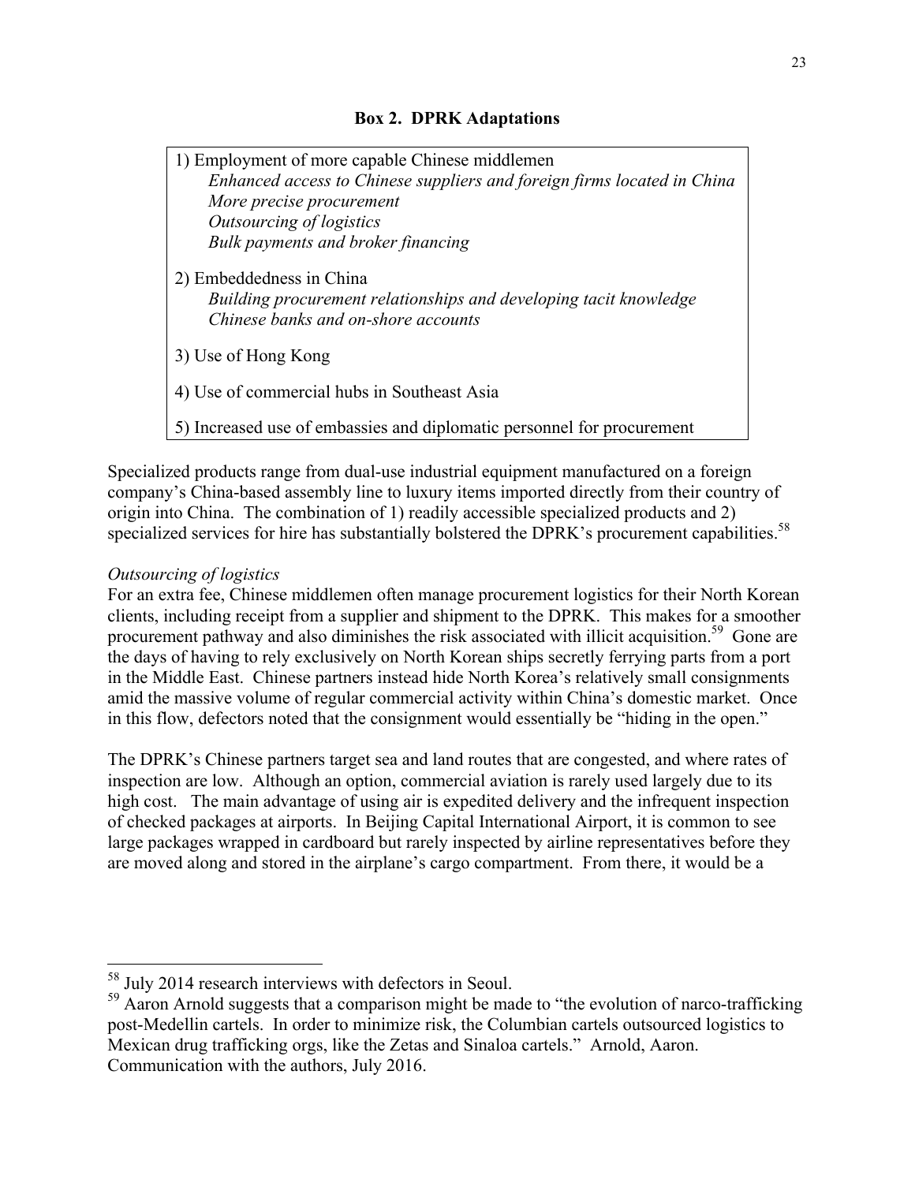**Box 2. DPRK Adaptations**

1) Employment of more capable Chinese middlemen
   - *Enhanced access to Chinese suppliers and foreign firms located in China*
   - *More precise procurement*
   - *Outsourcing of logistics*
   - *Bulk payments and broker financing*

2) Embeddedness in China
   - *Building procurement relationships and developing tacit knowledge*
   - *Chinese banks and on-shore accounts*

3) Use of Hong Kong

4) Use of commercial hubs in Southeast Asia

5) Increased use of embassies and diplomatic personnel for procurement

Specialized products range from dual-use industrial equipment manufactured on a foreign company's China-based assembly line to luxury items imported directly from their country of origin into China. The combination of 1) readily accessible specialized products and 2) specialized services for hire has substantially bolstered the DPRK's procurement capabilities.[58]

*Outsourcing of logistics*

For an extra fee, Chinese middlemen often manage procurement logistics for their North Korean clients, including receipt from a supplier and shipment to the DPRK. This makes for a smoother procurement pathway and also diminishes the risk associated with illicit acquisition.[59] Gone are the days of having to rely exclusively on North Korean ships secretly ferrying parts from a port in the Middle East. Chinese partners instead hide North Korea's relatively small consignments amid the massive volume of regular commercial activity within China's domestic market. Once in this flow, defectors noted that the consignment would essentially be "hiding in the open."

The DPRK's Chinese partners target sea and land routes that are congested, and where rates of inspection are low. Although an option, commercial aviation is rarely used largely due to its high cost. The main advantage of using air is expedited delivery and the infrequent inspection of checked packages at airports. In Beijing Capital International Airport, it is common to see large packages wrapped in cardboard but rarely inspected by airline representatives before they are moved along and stored in the airplane's cargo compartment. From there, it would be a

[58] July 2014 research interviews with defectors in Seoul.

[59] Aaron Arnold suggests that a comparison might be made to "the evolution of narco-trafficking post-Medellin cartels. In order to minimize risk, the Columbian cartels outsourced logistics to Mexican drug trafficking orgs, like the Zetas and Sinaloa cartels." Arnold, Aaron. Communication with the authors, July 2016.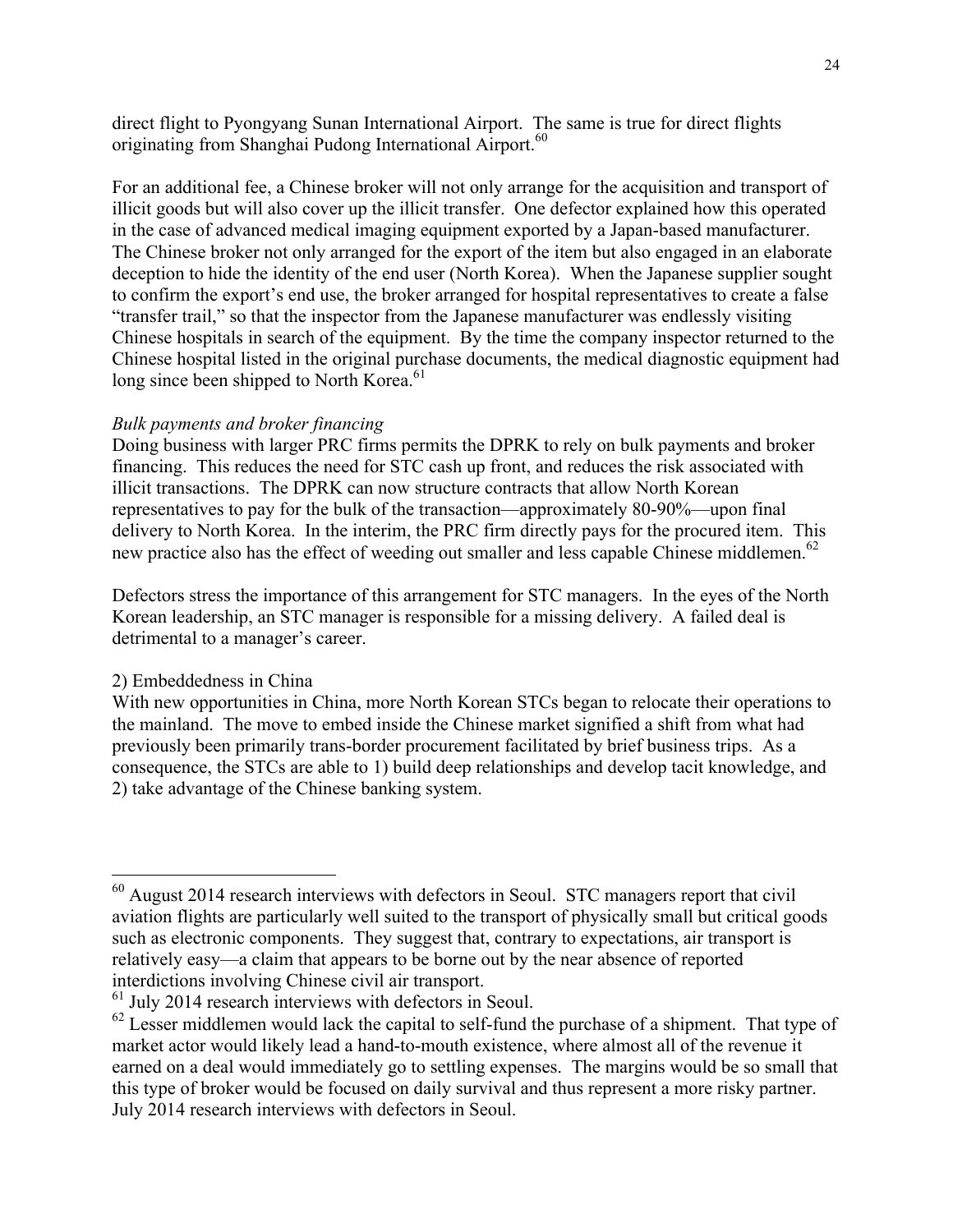direct flight to Pyongyang Sunan International Airport. The same is true for direct flights originating from Shanghai Pudong International Airport.[60]

For an additional fee, a Chinese broker will not only arrange for the acquisition and transport of illicit goods but will also cover up the illicit transfer. One defector explained how this operated in the case of advanced medical imaging equipment exported by a Japan-based manufacturer. The Chinese broker not only arranged for the export of the item but also engaged in an elaborate deception to hide the identity of the end user (North Korea). When the Japanese supplier sought to confirm the export's end use, the broker arranged for hospital representatives to create a false "transfer trail," so that the inspector from the Japanese manufacturer was endlessly visiting Chinese hospitals in search of the equipment. By the time the company inspector returned to the Chinese hospital listed in the original purchase documents, the medical diagnostic equipment had long since been shipped to North Korea.[61]

*Bulk payments and broker financing*

Doing business with larger PRC firms permits the DPRK to rely on bulk payments and broker financing. This reduces the need for STC cash up front, and reduces the risk associated with illicit transactions. The DPRK can now structure contracts that allow North Korean representatives to pay for the bulk of the transaction—approximately 80-90%—upon final delivery to North Korea. In the interim, the PRC firm directly pays for the procured item. This new practice also has the effect of weeding out smaller and less capable Chinese middlemen.[62]

Defectors stress the importance of this arrangement for STC managers. In the eyes of the North Korean leadership, an STC manager is responsible for a missing delivery. A failed deal is detrimental to a manager's career.

2) Embeddedness in China

With new opportunities in China, more North Korean STCs began to relocate their operations to the mainland. The move to embed inside the Chinese market signified a shift from what had previously been primarily trans-border procurement facilitated by brief business trips. As a consequence, the STCs are able to 1) build deep relationships and develop tacit knowledge, and 2) take advantage of the Chinese banking system.

---

[60] August 2014 research interviews with defectors in Seoul. STC managers report that civil aviation flights are particularly well suited to the transport of physically small but critical goods such as electronic components. They suggest that, contrary to expectations, air transport is relatively easy—a claim that appears to be borne out by the near absence of reported interdictions involving Chinese civil air transport.

[61] July 2014 research interviews with defectors in Seoul.

[62] Lesser middlemen would lack the capital to self-fund the purchase of a shipment. That type of market actor would likely lead a hand-to-mouth existence, where almost all of the revenue it earned on a deal would immediately go to settling expenses. The margins would be so small that this type of broker would be focused on daily survival and thus represent a more risky partner. July 2014 research interviews with defectors in Seoul.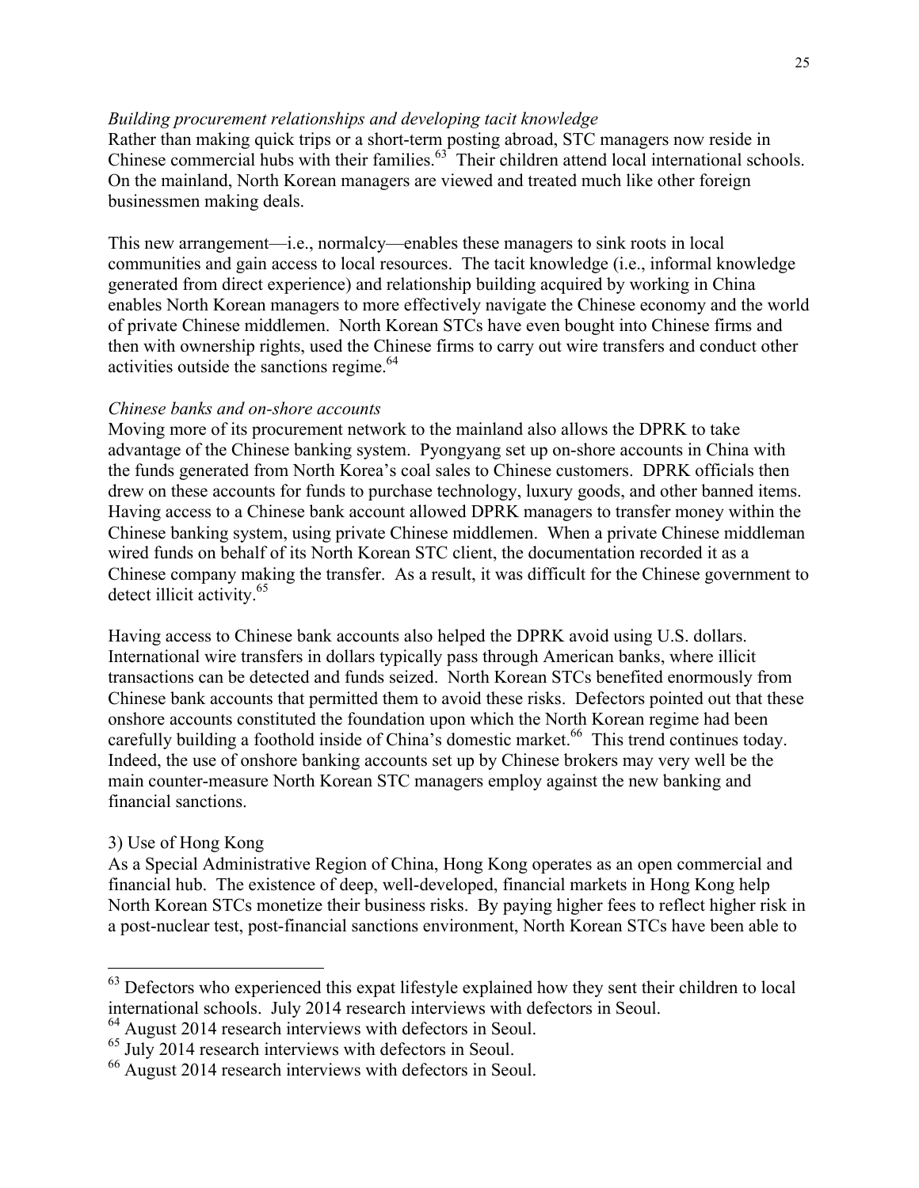*Building procurement relationships and developing tacit knowledge*

Rather than making quick trips or a short-term posting abroad, STC managers now reside in Chinese commercial hubs with their families.[63] Their children attend local international schools. On the mainland, North Korean managers are viewed and treated much like other foreign businessmen making deals.

This new arrangement—i.e., normalcy—enables these managers to sink roots in local communities and gain access to local resources. The tacit knowledge (i.e., informal knowledge generated from direct experience) and relationship building acquired by working in China enables North Korean managers to more effectively navigate the Chinese economy and the world of private Chinese middlemen. North Korean STCs have even bought into Chinese firms and then with ownership rights, used the Chinese firms to carry out wire transfers and conduct other activities outside the sanctions regime.[64]

*Chinese banks and on-shore accounts*

Moving more of its procurement network to the mainland also allows the DPRK to take advantage of the Chinese banking system. Pyongyang set up on-shore accounts in China with the funds generated from North Korea's coal sales to Chinese customers. DPRK officials then drew on these accounts for funds to purchase technology, luxury goods, and other banned items. Having access to a Chinese bank account allowed DPRK managers to transfer money within the Chinese banking system, using private Chinese middlemen. When a private Chinese middleman wired funds on behalf of its North Korean STC client, the documentation recorded it as a Chinese company making the transfer. As a result, it was difficult for the Chinese government to detect illicit activity.[65]

Having access to Chinese bank accounts also helped the DPRK avoid using U.S. dollars. International wire transfers in dollars typically pass through American banks, where illicit transactions can be detected and funds seized. North Korean STCs benefited enormously from Chinese bank accounts that permitted them to avoid these risks. Defectors pointed out that these onshore accounts constituted the foundation upon which the North Korean regime had been carefully building a foothold inside of China's domestic market.[66] This trend continues today. Indeed, the use of onshore banking accounts set up by Chinese brokers may very well be the main counter-measure North Korean STC managers employ against the new banking and financial sanctions.

3) Use of Hong Kong

As a Special Administrative Region of China, Hong Kong operates as an open commercial and financial hub. The existence of deep, well-developed, financial markets in Hong Kong help North Korean STCs monetize their business risks. By paying higher fees to reflect higher risk in a post-nuclear test, post-financial sanctions environment, North Korean STCs have been able to

---

[63] Defectors who experienced this expat lifestyle explained how they sent their children to local international schools. July 2014 research interviews with defectors in Seoul.

[64] August 2014 research interviews with defectors in Seoul.

[65] July 2014 research interviews with defectors in Seoul.

[66] August 2014 research interviews with defectors in Seoul.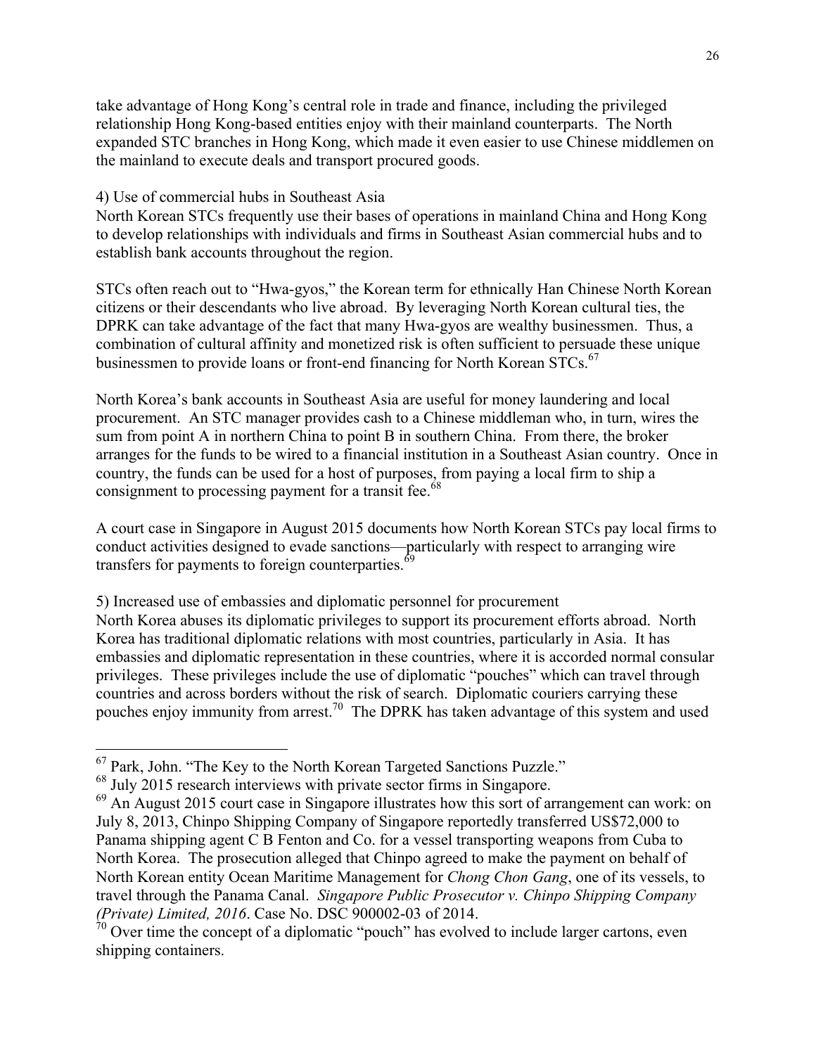take advantage of Hong Kong's central role in trade and finance, including the privileged relationship Hong Kong-based entities enjoy with their mainland counterparts. The North expanded STC branches in Hong Kong, which made it even easier to use Chinese middlemen on the mainland to execute deals and transport procured goods.

4) Use of commercial hubs in Southeast Asia

North Korean STCs frequently use their bases of operations in mainland China and Hong Kong to develop relationships with individuals and firms in Southeast Asian commercial hubs and to establish bank accounts throughout the region.

STCs often reach out to "Hwa-gyos," the Korean term for ethnically Han Chinese North Korean citizens or their descendants who live abroad. By leveraging North Korean cultural ties, the DPRK can take advantage of the fact that many Hwa-gyos are wealthy businessmen. Thus, a combination of cultural affinity and monetized risk is often sufficient to persuade these unique businessmen to provide loans or front-end financing for North Korean STCs.[67]

North Korea's bank accounts in Southeast Asia are useful for money laundering and local procurement. An STC manager provides cash to a Chinese middleman who, in turn, wires the sum from point A in northern China to point B in southern China. From there, the broker arranges for the funds to be wired to a financial institution in a Southeast Asian country. Once in country, the funds can be used for a host of purposes, from paying a local firm to ship a consignment to processing payment for a transit fee.[68]

A court case in Singapore in August 2015 documents how North Korean STCs pay local firms to conduct activities designed to evade sanctions—particularly with respect to arranging wire transfers for payments to foreign counterparties.[69]

5) Increased use of embassies and diplomatic personnel for procurement

North Korea abuses its diplomatic privileges to support its procurement efforts abroad. North Korea has traditional diplomatic relations with most countries, particularly in Asia. It has embassies and diplomatic representation in these countries, where it is accorded normal consular privileges. These privileges include the use of diplomatic "pouches" which can travel through countries and across borders without the risk of search. Diplomatic couriers carrying these pouches enjoy immunity from arrest.[70] The DPRK has taken advantage of this system and used

---

[67] Park, John. "The Key to the North Korean Targeted Sanctions Puzzle."

[68] July 2015 research interviews with private sector firms in Singapore.

[69] An August 2015 court case in Singapore illustrates how this sort of arrangement can work: on July 8, 2013, Chinpo Shipping Company of Singapore reportedly transferred US$72,000 to Panama shipping agent C B Fenton and Co. for a vessel transporting weapons from Cuba to North Korea. The prosecution alleged that Chinpo agreed to make the payment on behalf of North Korean entity Ocean Maritime Management for *Chong Chon Gang*, one of its vessels, to travel through the Panama Canal. *Singapore Public Prosecutor v. Chinpo Shipping Company (Private) Limited, 2016*. Case No. DSC 900002-03 of 2014.

[70] Over time the concept of a diplomatic "pouch" has evolved to include larger cartons, even shipping containers.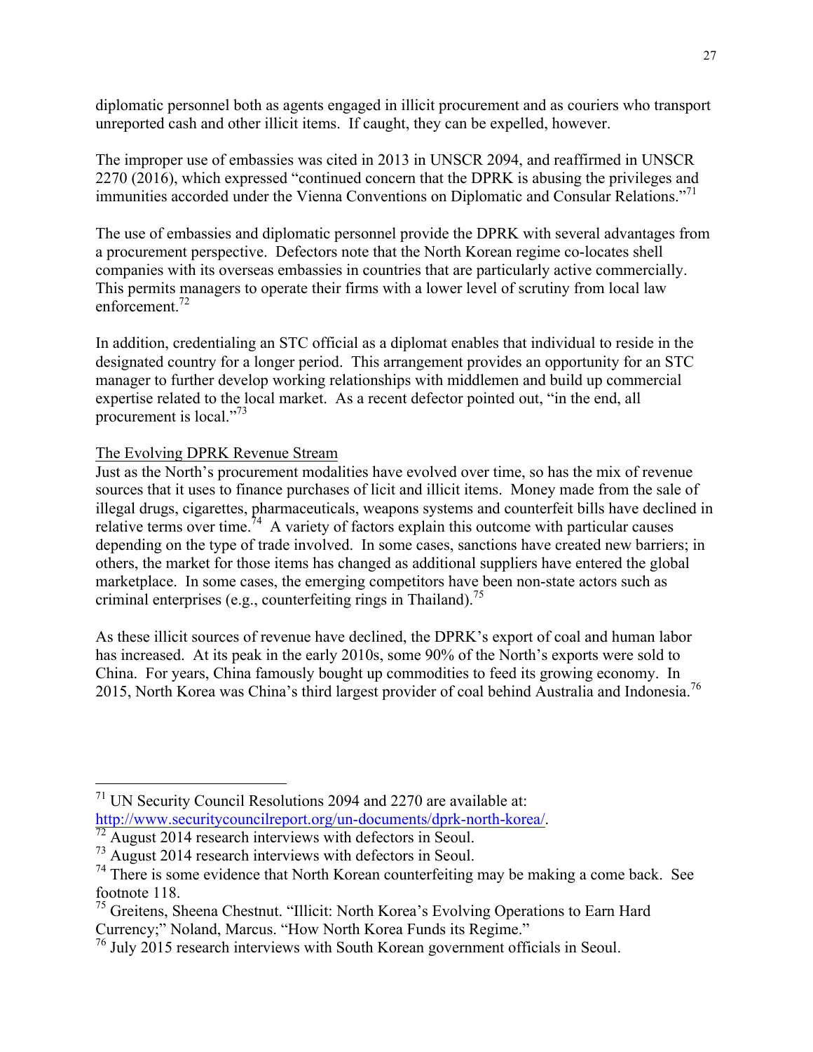diplomatic personnel both as agents engaged in illicit procurement and as couriers who transport unreported cash and other illicit items. If caught, they can be expelled, however.

The improper use of embassies was cited in 2013 in UNSCR 2094, and reaffirmed in UNSCR 2270 (2016), which expressed "continued concern that the DPRK is abusing the privileges and immunities accorded under the Vienna Conventions on Diplomatic and Consular Relations."[71]

The use of embassies and diplomatic personnel provide the DPRK with several advantages from a procurement perspective. Defectors note that the North Korean regime co-locates shell companies with its overseas embassies in countries that are particularly active commercially. This permits managers to operate their firms with a lower level of scrutiny from local law enforcement.[72]

In addition, credentialing an STC official as a diplomat enables that individual to reside in the designated country for a longer period. This arrangement provides an opportunity for an STC manager to further develop working relationships with middlemen and build up commercial expertise related to the local market. As a recent defector pointed out, "in the end, all procurement is local."[73]

<u>The Evolving DPRK Revenue Stream</u>

Just as the North's procurement modalities have evolved over time, so has the mix of revenue sources that it uses to finance purchases of licit and illicit items. Money made from the sale of illegal drugs, cigarettes, pharmaceuticals, weapons systems and counterfeit bills have declined in relative terms over time.[74] A variety of factors explain this outcome with particular causes depending on the type of trade involved. In some cases, sanctions have created new barriers; in others, the market for those items has changed as additional suppliers have entered the global marketplace. In some cases, the emerging competitors have been non-state actors such as criminal enterprises (e.g., counterfeiting rings in Thailand).[75]

As these illicit sources of revenue have declined, the DPRK's export of coal and human labor has increased. At its peak in the early 2010s, some 90% of the North's exports were sold to China. For years, China famously bought up commodities to feed its growing economy. In 2015, North Korea was China's third largest provider of coal behind Australia and Indonesia.[76]

---

[71] UN Security Council Resolutions 2094 and 2270 are available at: http://www.securitycouncilreport.org/un-documents/dprk-north-korea/.

[72] August 2014 research interviews with defectors in Seoul.

[73] August 2014 research interviews with defectors in Seoul.

[74] There is some evidence that North Korean counterfeiting may be making a come back. See footnote 118.

[75] Greitens, Sheena Chestnut. "Illicit: North Korea's Evolving Operations to Earn Hard Currency;" Noland, Marcus. "How North Korea Funds its Regime."

[76] July 2015 research interviews with South Korean government officials in Seoul.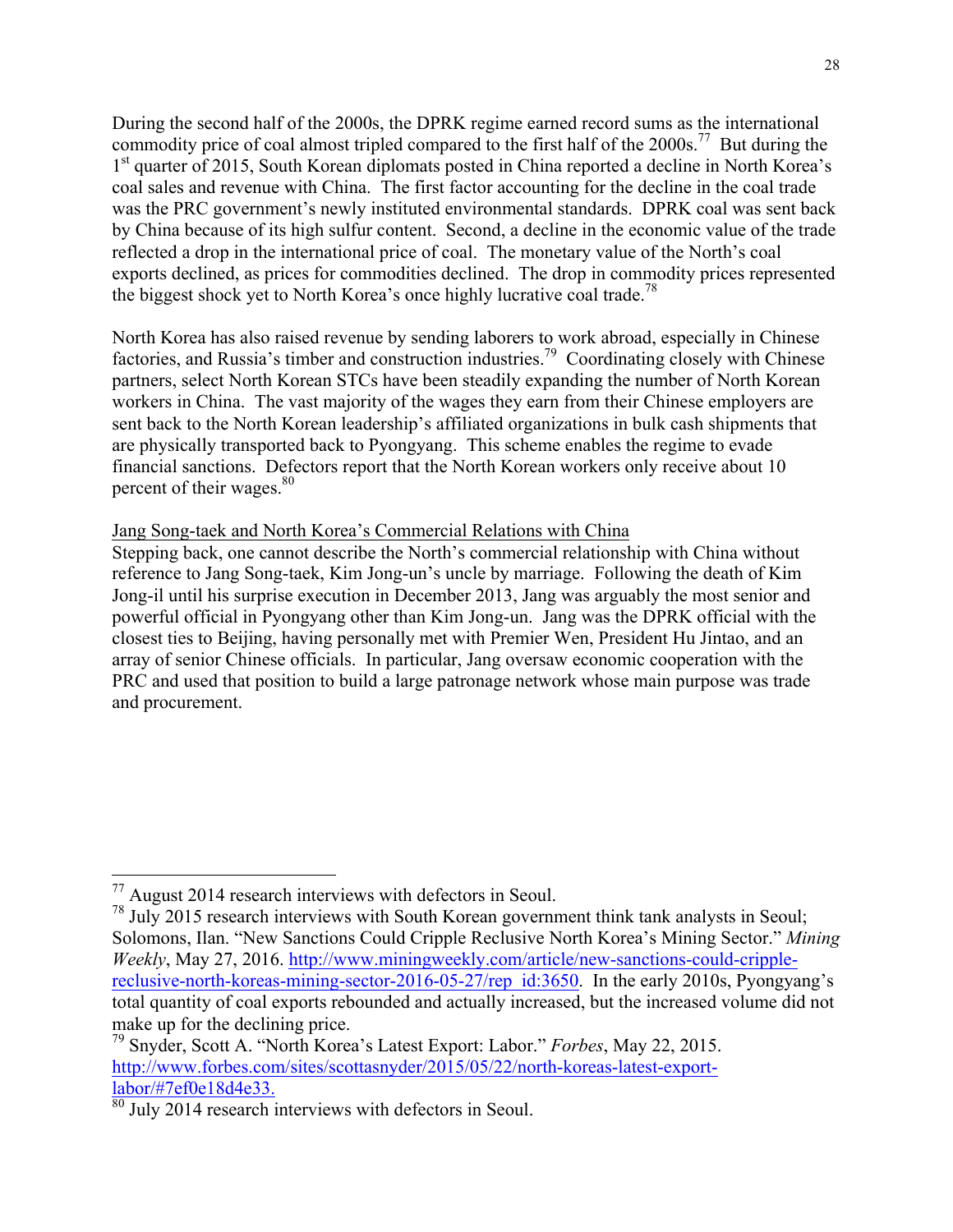During the second half of the 2000s, the DPRK regime earned record sums as the international commodity price of coal almost tripled compared to the first half of the 2000s.[77] But during the 1st quarter of 2015, South Korean diplomats posted in China reported a decline in North Korea's coal sales and revenue with China. The first factor accounting for the decline in the coal trade was the PRC government's newly instituted environmental standards. DPRK coal was sent back by China because of its high sulfur content. Second, a decline in the economic value of the trade reflected a drop in the international price of coal. The monetary value of the North's coal exports declined, as prices for commodities declined. The drop in commodity prices represented the biggest shock yet to North Korea's once highly lucrative coal trade.[78]

North Korea has also raised revenue by sending laborers to work abroad, especially in Chinese factories, and Russia's timber and construction industries.[79] Coordinating closely with Chinese partners, select North Korean STCs have been steadily expanding the number of North Korean workers in China. The vast majority of the wages they earn from their Chinese employers are sent back to the North Korean leadership's affiliated organizations in bulk cash shipments that are physically transported back to Pyongyang. This scheme enables the regime to evade financial sanctions. Defectors report that the North Korean workers only receive about 10 percent of their wages.[80]

## Jang Song-taek and North Korea's Commercial Relations with China

Stepping back, one cannot describe the North's commercial relationship with China without reference to Jang Song-taek, Kim Jong-un's uncle by marriage. Following the death of Kim Jong-il until his surprise execution in December 2013, Jang was arguably the most senior and powerful official in Pyongyang other than Kim Jong-un. Jang was the DPRK official with the closest ties to Beijing, having personally met with Premier Wen, President Hu Jintao, and an array of senior Chinese officials. In particular, Jang oversaw economic cooperation with the PRC and used that position to build a large patronage network whose main purpose was trade and procurement.

---

[77] August 2014 research interviews with defectors in Seoul.

[78] July 2015 research interviews with South Korean government think tank analysts in Seoul; Solomons, Ilan. "New Sanctions Could Cripple Reclusive North Korea's Mining Sector." *Mining Weekly*, May 27, 2016. http://www.miningweekly.com/article/new-sanctions-could-cripple-reclusive-north-koreas-mining-sector-2016-05-27/rep_id:3650. In the early 2010s, Pyongyang's total quantity of coal exports rebounded and actually increased, but the increased volume did not make up for the declining price.

[79] Snyder, Scott A. "North Korea's Latest Export: Labor." *Forbes*, May 22, 2015. http://www.forbes.com/sites/scottasnyder/2015/05/22/north-koreas-latest-export-labor/#7ef0e18d4e33.

[80] July 2014 research interviews with defectors in Seoul.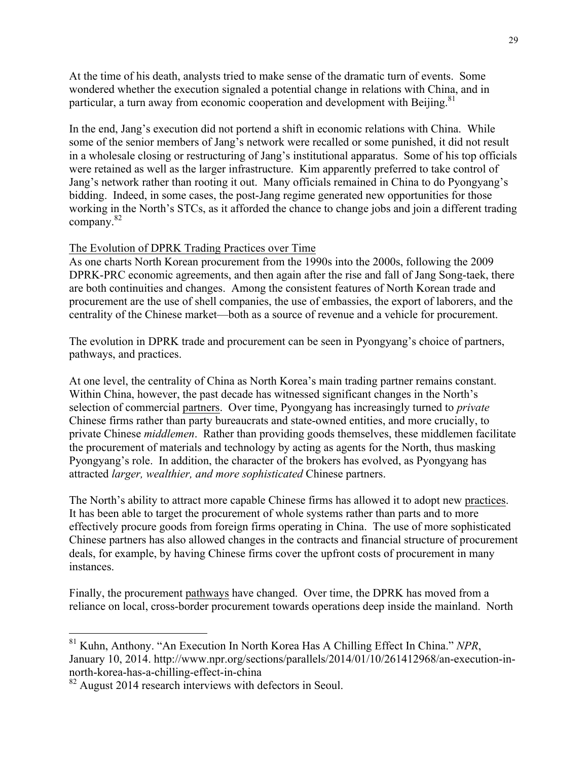At the time of his death, analysts tried to make sense of the dramatic turn of events. Some wondered whether the execution signaled a potential change in relations with China, and in particular, a turn away from economic cooperation and development with Beijing.[81]

In the end, Jang's execution did not portend a shift in economic relations with China. While some of the senior members of Jang's network were recalled or some punished, it did not result in a wholesale closing or restructuring of Jang's institutional apparatus. Some of his top officials were retained as well as the larger infrastructure. Kim apparently preferred to take control of Jang's network rather than rooting it out. Many officials remained in China to do Pyongyang's bidding. Indeed, in some cases, the post-Jang regime generated new opportunities for those working in the North's STCs, as it afforded the chance to change jobs and join a different trading company.[82]

<u>The Evolution of DPRK Trading Practices over Time</u>

As one charts North Korean procurement from the 1990s into the 2000s, following the 2009 DPRK-PRC economic agreements, and then again after the rise and fall of Jang Song-taek, there are both continuities and changes. Among the consistent features of North Korean trade and procurement are the use of shell companies, the use of embassies, the export of laborers, and the centrality of the Chinese market—both as a source of revenue and a vehicle for procurement.

The evolution in DPRK trade and procurement can be seen in Pyongyang's choice of partners, pathways, and practices.

At one level, the centrality of China as North Korea's main trading partner remains constant. Within China, however, the past decade has witnessed significant changes in the North's selection of commercial <u>partners</u>. Over time, Pyongyang has increasingly turned to *private* Chinese firms rather than party bureaucrats and state-owned entities, and more crucially, to private Chinese *middlemen*. Rather than providing goods themselves, these middlemen facilitate the procurement of materials and technology by acting as agents for the North, thus masking Pyongyang's role. In addition, the character of the brokers has evolved, as Pyongyang has attracted *larger, wealthier, and more sophisticated* Chinese partners.

The North's ability to attract more capable Chinese firms has allowed it to adopt new <u>practices</u>. It has been able to target the procurement of whole systems rather than parts and to more effectively procure goods from foreign firms operating in China. The use of more sophisticated Chinese partners has also allowed changes in the contracts and financial structure of procurement deals, for example, by having Chinese firms cover the upfront costs of procurement in many instances.

Finally, the procurement <u>pathways</u> have changed. Over time, the DPRK has moved from a reliance on local, cross-border procurement towards operations deep inside the mainland. North

---

[81] Kuhn, Anthony. "An Execution In North Korea Has A Chilling Effect In China." *NPR*, January 10, 2014. http://www.npr.org/sections/parallels/2014/01/10/261412968/an-execution-in-north-korea-has-a-chilling-effect-in-china

[82] August 2014 research interviews with defectors in Seoul.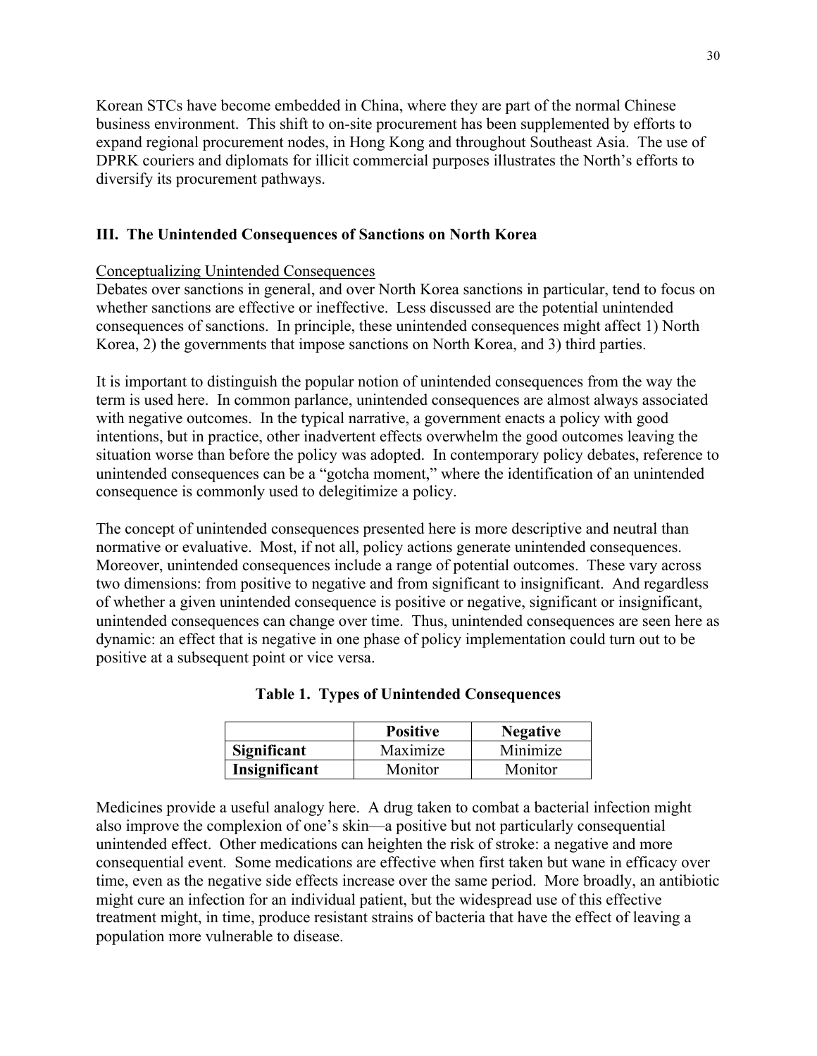Korean STCs have become embedded in China, where they are part of the normal Chinese business environment. This shift to on-site procurement has been supplemented by efforts to expand regional procurement nodes, in Hong Kong and throughout Southeast Asia. The use of DPRK couriers and diplomats for illicit commercial purposes illustrates the North's efforts to diversify its procurement pathways.

## III. The Unintended Consequences of Sanctions on North Korea

Conceptualizing Unintended Consequences

Debates over sanctions in general, and over North Korea sanctions in particular, tend to focus on whether sanctions are effective or ineffective. Less discussed are the potential unintended consequences of sanctions. In principle, these unintended consequences might affect 1) North Korea, 2) the governments that impose sanctions on North Korea, and 3) third parties.

It is important to distinguish the popular notion of unintended consequences from the way the term is used here. In common parlance, unintended consequences are almost always associated with negative outcomes. In the typical narrative, a government enacts a policy with good intentions, but in practice, other inadvertent effects overwhelm the good outcomes leaving the situation worse than before the policy was adopted. In contemporary policy debates, reference to unintended consequences can be a "gotcha moment," where the identification of an unintended consequence is commonly used to delegitimize a policy.

The concept of unintended consequences presented here is more descriptive and neutral than normative or evaluative. Most, if not all, policy actions generate unintended consequences. Moreover, unintended consequences include a range of potential outcomes. These vary across two dimensions: from positive to negative and from significant to insignificant. And regardless of whether a given unintended consequence is positive or negative, significant or insignificant, unintended consequences can change over time. Thus, unintended consequences are seen here as dynamic: an effect that is negative in one phase of policy implementation could turn out to be positive at a subsequent point or vice versa.

**Table 1. Types of Unintended Consequences**

| | **Positive** | **Negative** |
|---|---|---|
| **Significant** | Maximize | Minimize |
| **Insignificant** | Monitor | Monitor |

Medicines provide a useful analogy here. A drug taken to combat a bacterial infection might also improve the complexion of one's skin—a positive but not particularly consequential unintended effect. Other medications can heighten the risk of stroke: a negative and more consequential event. Some medications are effective when first taken but wane in efficacy over time, even as the negative side effects increase over the same period. More broadly, an antibiotic might cure an infection for an individual patient, but the widespread use of this effective treatment might, in time, produce resistant strains of bacteria that have the effect of leaving a population more vulnerable to disease.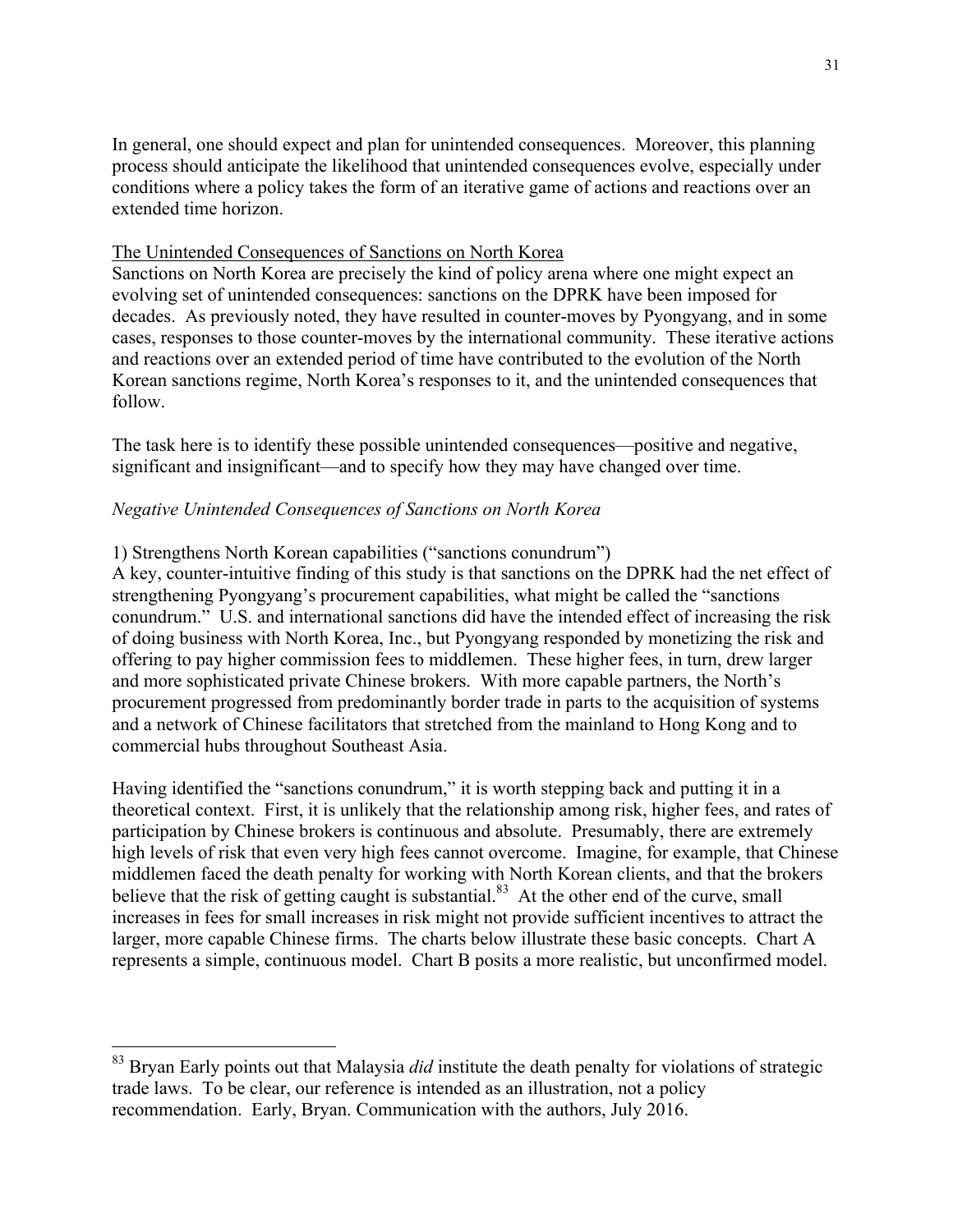In general, one should expect and plan for unintended consequences. Moreover, this planning process should anticipate the likelihood that unintended consequences evolve, especially under conditions where a policy takes the form of an iterative game of actions and reactions over an extended time horizon.

## The Unintended Consequences of Sanctions on North Korea

Sanctions on North Korea are precisely the kind of policy arena where one might expect an evolving set of unintended consequences: sanctions on the DPRK have been imposed for decades. As previously noted, they have resulted in counter-moves by Pyongyang, and in some cases, responses to those counter-moves by the international community. These iterative actions and reactions over an extended period of time have contributed to the evolution of the North Korean sanctions regime, North Korea's responses to it, and the unintended consequences that follow.

The task here is to identify these possible unintended consequences—positive and negative, significant and insignificant—and to specify how they may have changed over time.

### *Negative Unintended Consequences of Sanctions on North Korea*

1) Strengthens North Korean capabilities ("sanctions conundrum")

A key, counter-intuitive finding of this study is that sanctions on the DPRK had the net effect of strengthening Pyongyang's procurement capabilities, what might be called the "sanctions conundrum." U.S. and international sanctions did have the intended effect of increasing the risk of doing business with North Korea, Inc., but Pyongyang responded by monetizing the risk and offering to pay higher commission fees to middlemen. These higher fees, in turn, drew larger and more sophisticated private Chinese brokers. With more capable partners, the North's procurement progressed from predominantly border trade in parts to the acquisition of systems and a network of Chinese facilitators that stretched from the mainland to Hong Kong and to commercial hubs throughout Southeast Asia.

Having identified the "sanctions conundrum," it is worth stepping back and putting it in a theoretical context. First, it is unlikely that the relationship among risk, higher fees, and rates of participation by Chinese brokers is continuous and absolute. Presumably, there are extremely high levels of risk that even very high fees cannot overcome. Imagine, for example, that Chinese middlemen faced the death penalty for working with North Korean clients, and that the brokers believe that the risk of getting caught is substantial.[83] At the other end of the curve, small increases in fees for small increases in risk might not provide sufficient incentives to attract the larger, more capable Chinese firms. The charts below illustrate these basic concepts. Chart A represents a simple, continuous model. Chart B posits a more realistic, but unconfirmed model.

---

[83] Bryan Early points out that Malaysia *did* institute the death penalty for violations of strategic trade laws. To be clear, our reference is intended as an illustration, not a policy recommendation. Early, Bryan. Communication with the authors, July 2016.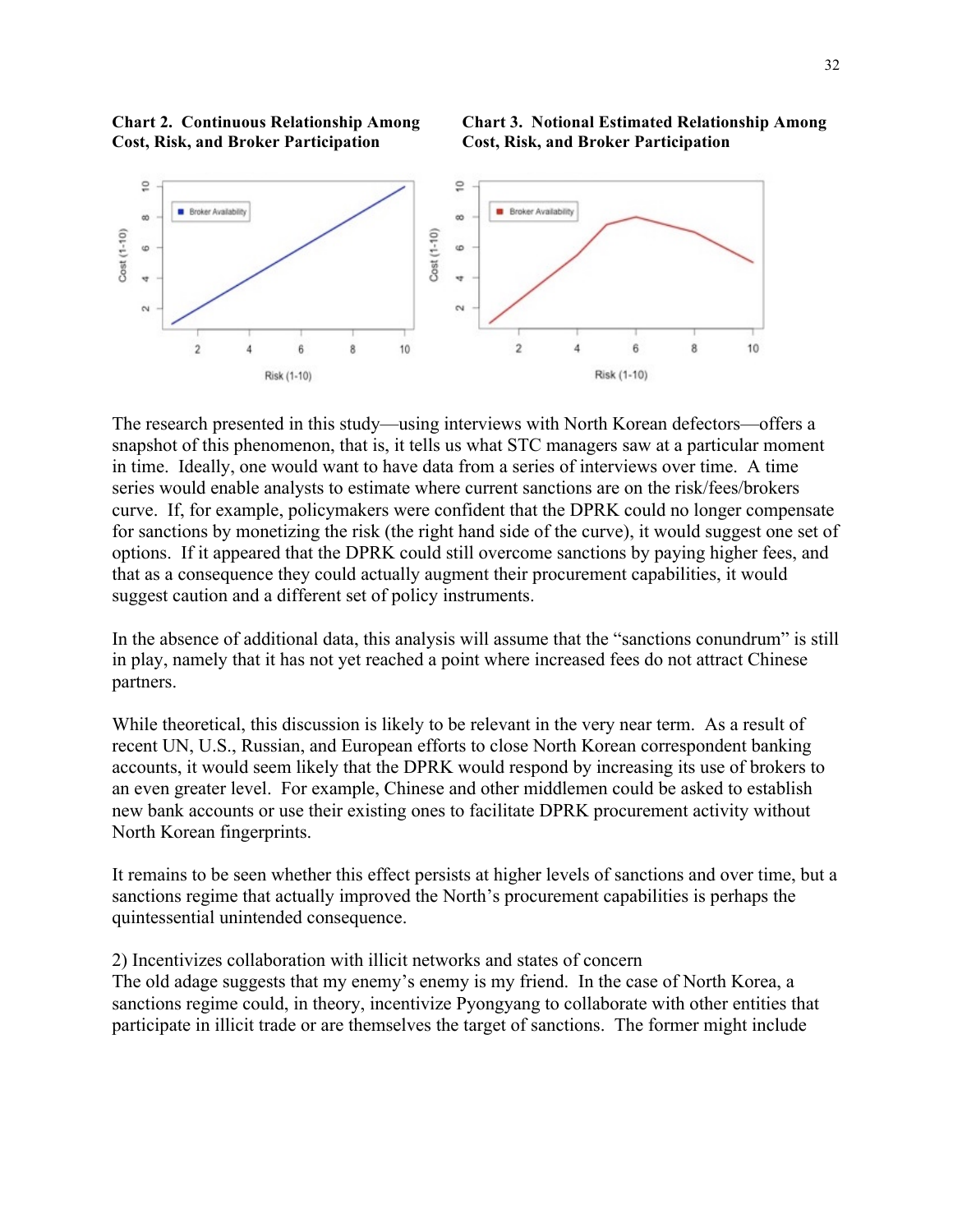**Chart 2. Continuous Relationship Among Cost, Risk, and Broker Participation**

**Chart 3. Notional Estimated Relationship Among Cost, Risk, and Broker Participation**

The research presented in this study—using interviews with North Korean defectors—offers a snapshot of this phenomenon, that is, it tells us what STC managers saw at a particular moment in time. Ideally, one would want to have data from a series of interviews over time. A time series would enable analysts to estimate where current sanctions are on the risk/fees/brokers curve. If, for example, policymakers were confident that the DPRK could no longer compensate for sanctions by monetizing the risk (the right hand side of the curve), it would suggest one set of options. If it appeared that the DPRK could still overcome sanctions by paying higher fees, and that as a consequence they could actually augment their procurement capabilities, it would suggest caution and a different set of policy instruments.

In the absence of additional data, this analysis will assume that the "sanctions conundrum" is still in play, namely that it has not yet reached a point where increased fees do not attract Chinese partners.

While theoretical, this discussion is likely to be relevant in the very near term. As a result of recent UN, U.S., Russian, and European efforts to close North Korean correspondent banking accounts, it would seem likely that the DPRK would respond by increasing its use of brokers to an even greater level. For example, Chinese and other middlemen could be asked to establish new bank accounts or use their existing ones to facilitate DPRK procurement activity without North Korean fingerprints.

It remains to be seen whether this effect persists at higher levels of sanctions and over time, but a sanctions regime that actually improved the North's procurement capabilities is perhaps the quintessential unintended consequence.

2) Incentivizes collaboration with illicit networks and states of concern

The old adage suggests that my enemy's enemy is my friend. In the case of North Korea, a sanctions regime could, in theory, incentivize Pyongyang to collaborate with other entities that participate in illicit trade or are themselves the target of sanctions. The former might include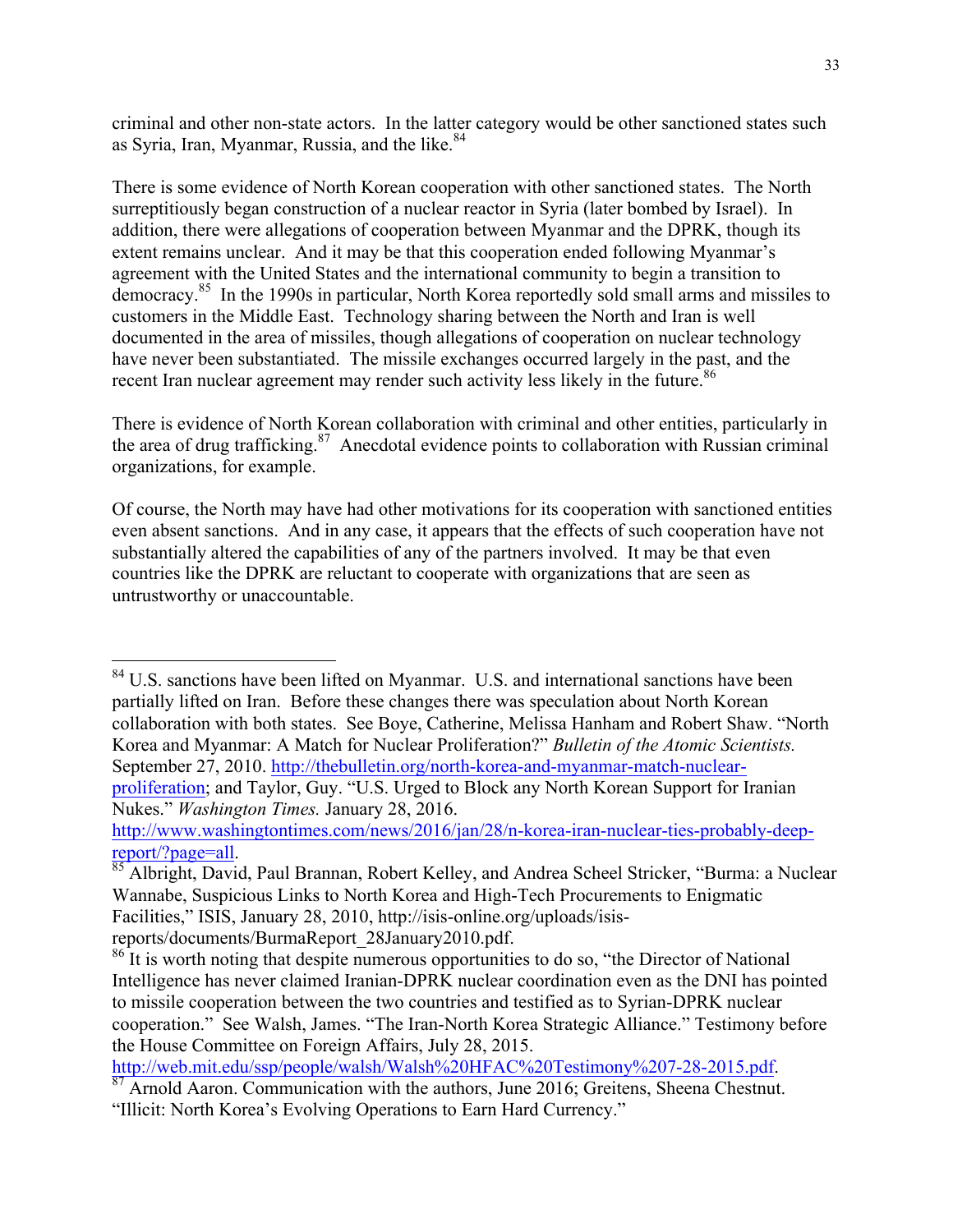criminal and other non-state actors. In the latter category would be other sanctioned states such as Syria, Iran, Myanmar, Russia, and the like.[84]

There is some evidence of North Korean cooperation with other sanctioned states. The North surreptitiously began construction of a nuclear reactor in Syria (later bombed by Israel). In addition, there were allegations of cooperation between Myanmar and the DPRK, though its extent remains unclear. And it may be that this cooperation ended following Myanmar's agreement with the United States and the international community to begin a transition to democracy.[85] In the 1990s in particular, North Korea reportedly sold small arms and missiles to customers in the Middle East. Technology sharing between the North and Iran is well documented in the area of missiles, though allegations of cooperation on nuclear technology have never been substantiated. The missile exchanges occurred largely in the past, and the recent Iran nuclear agreement may render such activity less likely in the future.[86]

There is evidence of North Korean collaboration with criminal and other entities, particularly in the area of drug trafficking.[87] Anecdotal evidence points to collaboration with Russian criminal organizations, for example.

Of course, the North may have had other motivations for its cooperation with sanctioned entities even absent sanctions. And in any case, it appears that the effects of such cooperation have not substantially altered the capabilities of any of the partners involved. It may be that even countries like the DPRK are reluctant to cooperate with organizations that are seen as untrustworthy or unaccountable.

---

[84] U.S. sanctions have been lifted on Myanmar. U.S. and international sanctions have been partially lifted on Iran. Before these changes there was speculation about North Korean collaboration with both states. See Boye, Catherine, Melissa Hanham and Robert Shaw. "North Korea and Myanmar: A Match for Nuclear Proliferation?" *Bulletin of the Atomic Scientists.* September 27, 2010. http://thebulletin.org/north-korea-and-myanmar-match-nuclear-proliferation; and Taylor, Guy. "U.S. Urged to Block any North Korean Support for Iranian Nukes." *Washington Times.* January 28, 2016. http://www.washingtontimes.com/news/2016/jan/28/n-korea-iran-nuclear-ties-probably-deep-report/?page=all.

[85] Albright, David, Paul Brannan, Robert Kelley, and Andrea Scheel Stricker, "Burma: a Nuclear Wannabe, Suspicious Links to North Korea and High-Tech Procurements to Enigmatic Facilities," ISIS, January 28, 2010, http://isis-online.org/uploads/isis-reports/documents/BurmaReport_28January2010.pdf.

[86] It is worth noting that despite numerous opportunities to do so, "the Director of National Intelligence has never claimed Iranian-DPRK nuclear coordination even as the DNI has pointed to missile cooperation between the two countries and testified as to Syrian-DPRK nuclear cooperation." See Walsh, James. "The Iran-North Korea Strategic Alliance." Testimony before the House Committee on Foreign Affairs, July 28, 2015. http://web.mit.edu/ssp/people/walsh/Walsh%20HFAC%20Testimony%207-28-2015.pdf.

[87] Arnold Aaron. Communication with the authors, June 2016; Greitens, Sheena Chestnut. "Illicit: North Korea's Evolving Operations to Earn Hard Currency."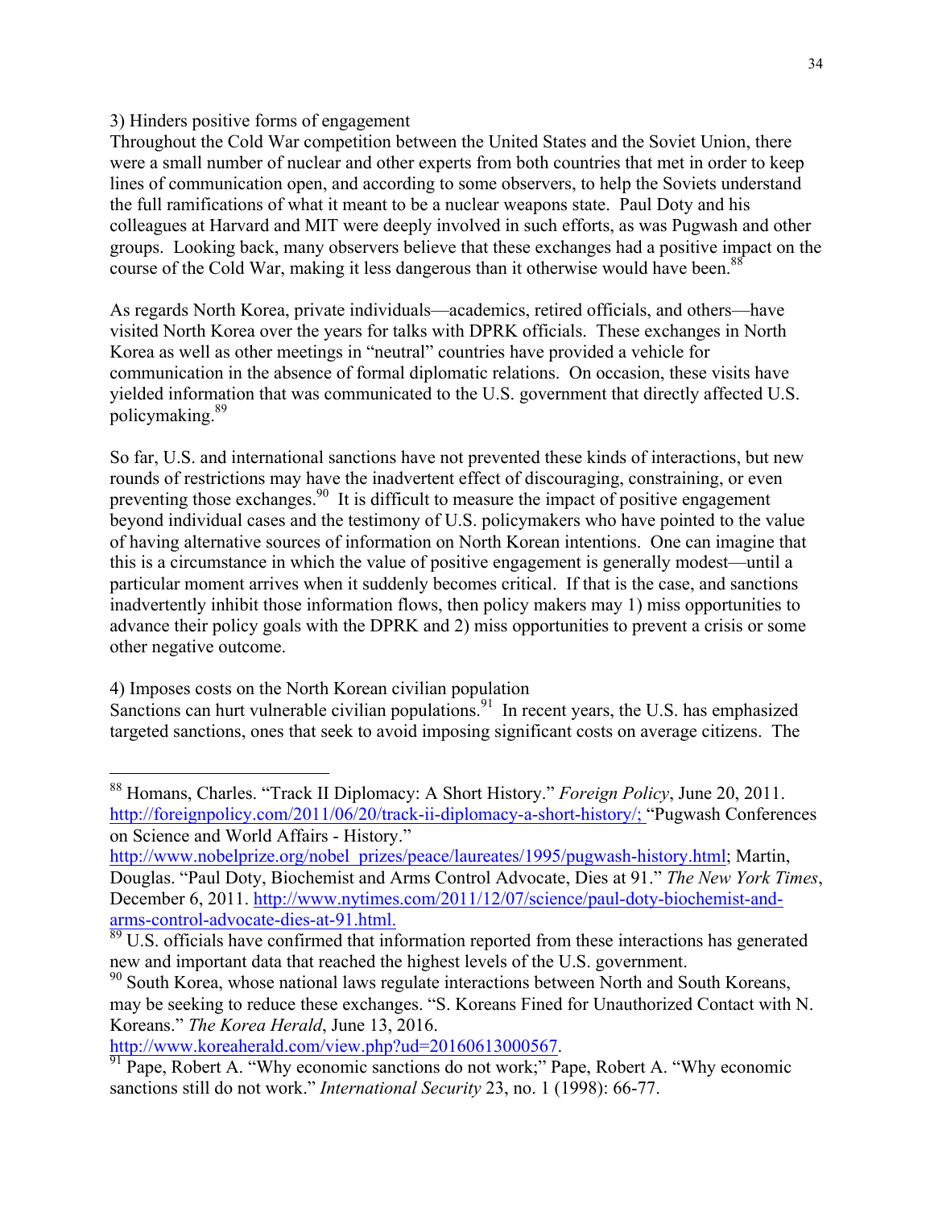3) Hinders positive forms of engagement

Throughout the Cold War competition between the United States and the Soviet Union, there were a small number of nuclear and other experts from both countries that met in order to keep lines of communication open, and according to some observers, to help the Soviets understand the full ramifications of what it meant to be a nuclear weapons state. Paul Doty and his colleagues at Harvard and MIT were deeply involved in such efforts, as was Pugwash and other groups. Looking back, many observers believe that these exchanges had a positive impact on the course of the Cold War, making it less dangerous than it otherwise would have been.[88]

As regards North Korea, private individuals—academics, retired officials, and others—have visited North Korea over the years for talks with DPRK officials. These exchanges in North Korea as well as other meetings in "neutral" countries have provided a vehicle for communication in the absence of formal diplomatic relations. On occasion, these visits have yielded information that was communicated to the U.S. government that directly affected U.S. policymaking.[89]

So far, U.S. and international sanctions have not prevented these kinds of interactions, but new rounds of restrictions may have the inadvertent effect of discouraging, constraining, or even preventing those exchanges.[90] It is difficult to measure the impact of positive engagement beyond individual cases and the testimony of U.S. policymakers who have pointed to the value of having alternative sources of information on North Korean intentions. One can imagine that this is a circumstance in which the value of positive engagement is generally modest—until a particular moment arrives when it suddenly becomes critical. If that is the case, and sanctions inadvertently inhibit those information flows, then policy makers may 1) miss opportunities to advance their policy goals with the DPRK and 2) miss opportunities to prevent a crisis or some other negative outcome.

4) Imposes costs on the North Korean civilian population

Sanctions can hurt vulnerable civilian populations.[91] In recent years, the U.S. has emphasized targeted sanctions, ones that seek to avoid imposing significant costs on average citizens. The

---

[88] Homans, Charles. "Track II Diplomacy: A Short History." *Foreign Policy*, June 20, 2011. http://foreignpolicy.com/2011/06/20/track-ii-diplomacy-a-short-history/; "Pugwash Conferences on Science and World Affairs - History." http://www.nobelprize.org/nobel_prizes/peace/laureates/1995/pugwash-history.html; Martin, Douglas. "Paul Doty, Biochemist and Arms Control Advocate, Dies at 91." *The New York Times*, December 6, 2011. http://www.nytimes.com/2011/12/07/science/paul-doty-biochemist-and-arms-control-advocate-dies-at-91.html.

[89] U.S. officials have confirmed that information reported from these interactions has generated new and important data that reached the highest levels of the U.S. government.

[90] South Korea, whose national laws regulate interactions between North and South Koreans, may be seeking to reduce these exchanges. "S. Koreans Fined for Unauthorized Contact with N. Koreans." *The Korea Herald*, June 13, 2016. http://www.koreaherald.com/view.php?ud=20160613000567.

[91] Pape, Robert A. "Why economic sanctions do not work;" Pape, Robert A. "Why economic sanctions still do not work." *International Security* 23, no. 1 (1998): 66-77.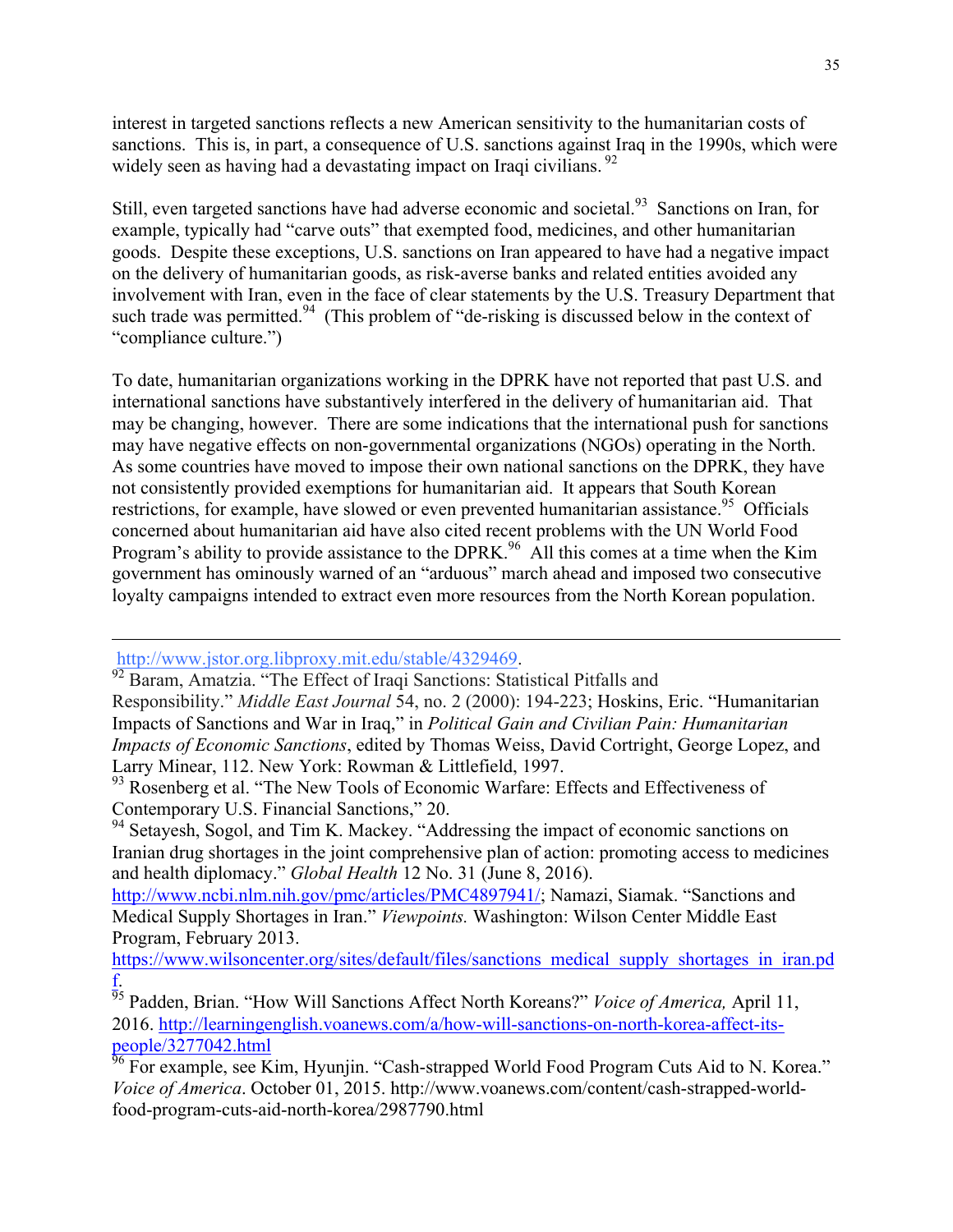interest in targeted sanctions reflects a new American sensitivity to the humanitarian costs of sanctions. This is, in part, a consequence of U.S. sanctions against Iraq in the 1990s, which were widely seen as having had a devastating impact on Iraqi civilians. [92]

Still, even targeted sanctions have had adverse economic and societal.[93] Sanctions on Iran, for example, typically had "carve outs" that exempted food, medicines, and other humanitarian goods. Despite these exceptions, U.S. sanctions on Iran appeared to have had a negative impact on the delivery of humanitarian goods, as risk-averse banks and related entities avoided any involvement with Iran, even in the face of clear statements by the U.S. Treasury Department that such trade was permitted.[94] (This problem of "de-risking is discussed below in the context of "compliance culture.")

To date, humanitarian organizations working in the DPRK have not reported that past U.S. and international sanctions have substantively interfered in the delivery of humanitarian aid. That may be changing, however. There are some indications that the international push for sanctions may have negative effects on non-governmental organizations (NGOs) operating in the North. As some countries have moved to impose their own national sanctions on the DPRK, they have not consistently provided exemptions for humanitarian aid. It appears that South Korean restrictions, for example, have slowed or even prevented humanitarian assistance.[95] Officials concerned about humanitarian aid have also cited recent problems with the UN World Food Program's ability to provide assistance to the DPRK.[96] All this comes at a time when the Kim government has ominously warned of an "arduous" march ahead and imposed two consecutive loyalty campaigns intended to extract even more resources from the North Korean population.

---

http://www.jstor.org.libproxy.mit.edu/stable/4329469.

[92] Baram, Amatzia. "The Effect of Iraqi Sanctions: Statistical Pitfalls and Responsibility." *Middle East Journal* 54, no. 2 (2000): 194-223; Hoskins, Eric. "Humanitarian Impacts of Sanctions and War in Iraq," in *Political Gain and Civilian Pain: Humanitarian Impacts of Economic Sanctions*, edited by Thomas Weiss, David Cortright, George Lopez, and Larry Minear, 112. New York: Rowman & Littlefield, 1997.

[93] Rosenberg et al. "The New Tools of Economic Warfare: Effects and Effectiveness of Contemporary U.S. Financial Sanctions," 20.

[94] Setayesh, Sogol, and Tim K. Mackey. "Addressing the impact of economic sanctions on Iranian drug shortages in the joint comprehensive plan of action: promoting access to medicines and health diplomacy." *Global Health* 12 No. 31 (June 8, 2016). http://www.ncbi.nlm.nih.gov/pmc/articles/PMC4897941/; Namazi, Siamak. "Sanctions and Medical Supply Shortages in Iran." *Viewpoints.* Washington: Wilson Center Middle East Program, February 2013. https://www.wilsoncenter.org/sites/default/files/sanctions_medical_supply_shortages_in_iran.pdf.

[95] Padden, Brian. "How Will Sanctions Affect North Koreans?" *Voice of America,* April 11, 2016. http://learningenglish.voanews.com/a/how-will-sanctions-on-north-korea-affect-its-people/3277042.html

[96] For example, see Kim, Hyunjin. "Cash-strapped World Food Program Cuts Aid to N. Korea." *Voice of America*. October 01, 2015. http://www.voanews.com/content/cash-strapped-world-food-program-cuts-aid-north-korea/2987790.html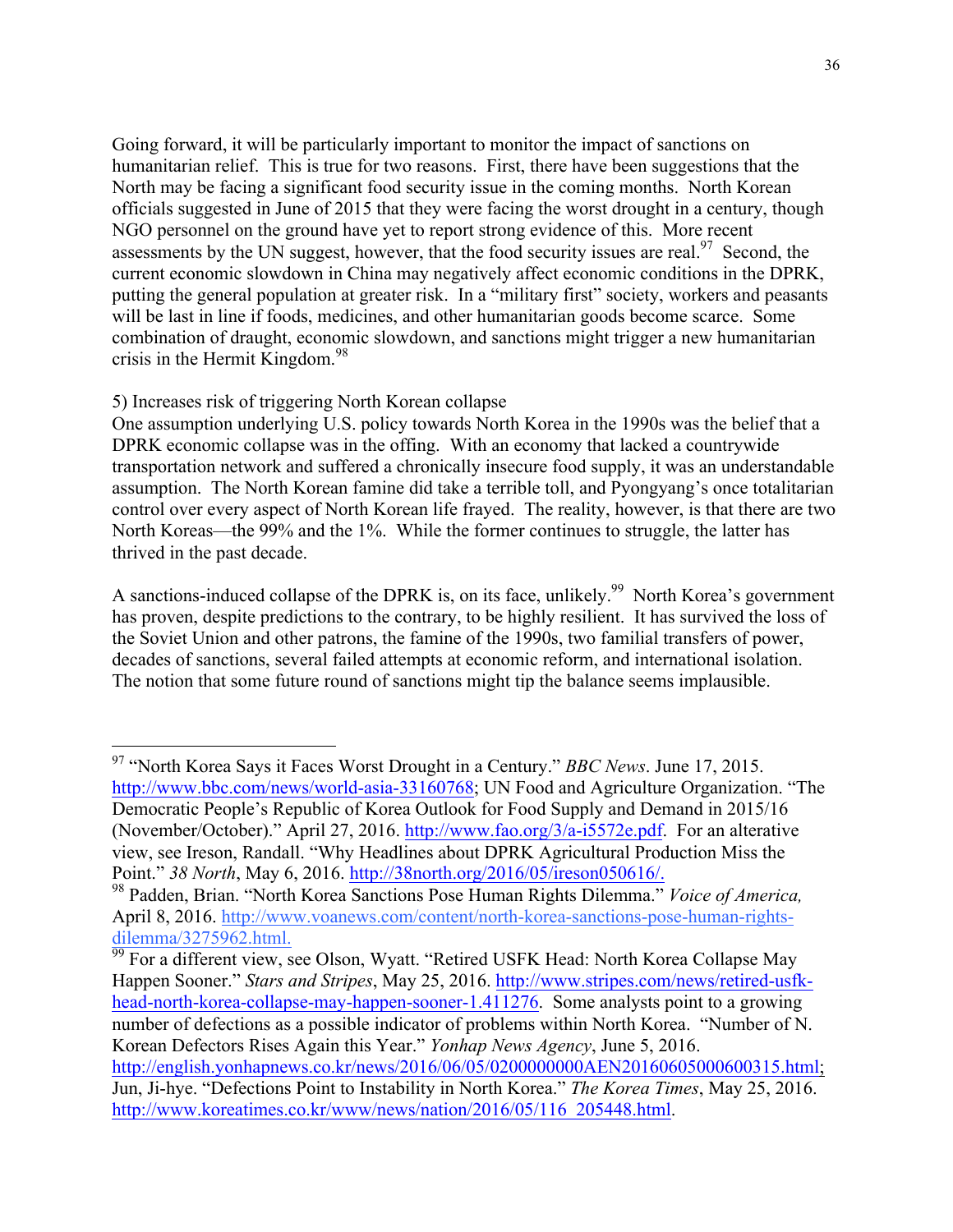Going forward, it will be particularly important to monitor the impact of sanctions on humanitarian relief. This is true for two reasons. First, there have been suggestions that the North may be facing a significant food security issue in the coming months. North Korean officials suggested in June of 2015 that they were facing the worst drought in a century, though NGO personnel on the ground have yet to report strong evidence of this. More recent assessments by the UN suggest, however, that the food security issues are real.[97] Second, the current economic slowdown in China may negatively affect economic conditions in the DPRK, putting the general population at greater risk. In a "military first" society, workers and peasants will be last in line if foods, medicines, and other humanitarian goods become scarce. Some combination of draught, economic slowdown, and sanctions might trigger a new humanitarian crisis in the Hermit Kingdom.[98]

5) Increases risk of triggering North Korean collapse

One assumption underlying U.S. policy towards North Korea in the 1990s was the belief that a DPRK economic collapse was in the offing. With an economy that lacked a countrywide transportation network and suffered a chronically insecure food supply, it was an understandable assumption. The North Korean famine did take a terrible toll, and Pyongyang's once totalitarian control over every aspect of North Korean life frayed. The reality, however, is that there are two North Koreas—the 99% and the 1%. While the former continues to struggle, the latter has thrived in the past decade.

A sanctions-induced collapse of the DPRK is, on its face, unlikely.[99] North Korea's government has proven, despite predictions to the contrary, to be highly resilient. It has survived the loss of the Soviet Union and other patrons, the famine of the 1990s, two familial transfers of power, decades of sanctions, several failed attempts at economic reform, and international isolation. The notion that some future round of sanctions might tip the balance seems implausible.

---

[97] "North Korea Says it Faces Worst Drought in a Century." *BBC News*. June 17, 2015. http://www.bbc.com/news/world-asia-33160768; UN Food and Agriculture Organization. "The Democratic People's Republic of Korea Outlook for Food Supply and Demand in 2015/16 (November/October)." April 27, 2016. http://www.fao.org/3/a-i5572e.pdf. For an alterative view, see Ireson, Randall. "Why Headlines about DPRK Agricultural Production Miss the Point." *38 North*, May 6, 2016. http://38north.org/2016/05/ireson050616/.

[98] Padden, Brian. "North Korea Sanctions Pose Human Rights Dilemma." *Voice of America,* April 8, 2016. http://www.voanews.com/content/north-korea-sanctions-pose-human-rights-dilemma/3275962.html.

[99] For a different view, see Olson, Wyatt. "Retired USFK Head: North Korea Collapse May Happen Sooner." *Stars and Stripes*, May 25, 2016. http://www.stripes.com/news/retired-usfk-head-north-korea-collapse-may-happen-sooner-1.411276. Some analysts point to a growing number of defections as a possible indicator of problems within North Korea. "Number of N. Korean Defectors Rises Again this Year." *Yonhap News Agency*, June 5, 2016. http://english.yonhapnews.co.kr/news/2016/06/05/0200000000AEN20160605000600315.html; Jun, Ji-hye. "Defections Point to Instability in North Korea." *The Korea Times*, May 25, 2016. http://www.koreatimes.co.kr/www/news/nation/2016/05/116_205448.html.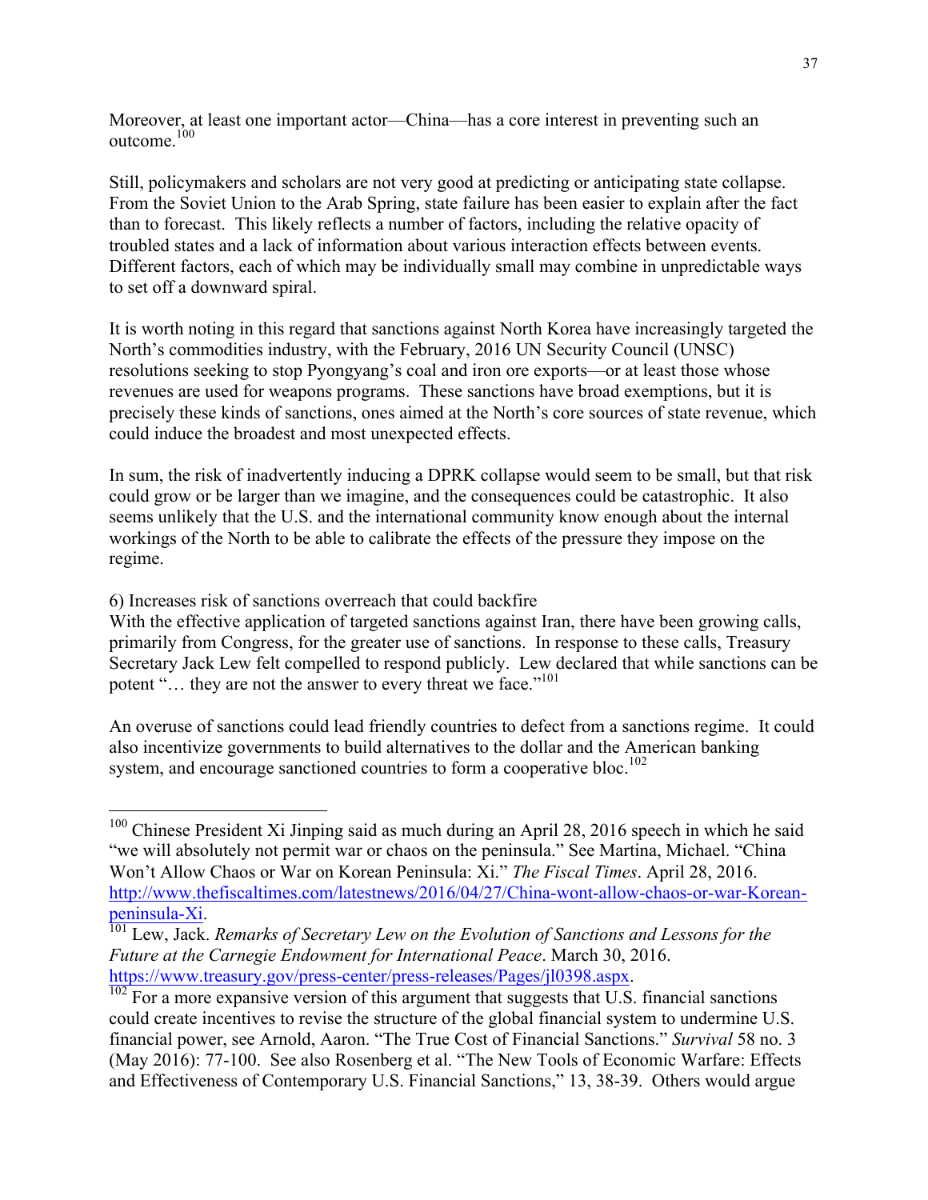Moreover, at least one important actor—China—has a core interest in preventing such an outcome.[100]

Still, policymakers and scholars are not very good at predicting or anticipating state collapse. From the Soviet Union to the Arab Spring, state failure has been easier to explain after the fact than to forecast. This likely reflects a number of factors, including the relative opacity of troubled states and a lack of information about various interaction effects between events. Different factors, each of which may be individually small may combine in unpredictable ways to set off a downward spiral.

It is worth noting in this regard that sanctions against North Korea have increasingly targeted the North's commodities industry, with the February, 2016 UN Security Council (UNSC) resolutions seeking to stop Pyongyang's coal and iron ore exports—or at least those whose revenues are used for weapons programs. These sanctions have broad exemptions, but it is precisely these kinds of sanctions, ones aimed at the North's core sources of state revenue, which could induce the broadest and most unexpected effects.

In sum, the risk of inadvertently inducing a DPRK collapse would seem to be small, but that risk could grow or be larger than we imagine, and the consequences could be catastrophic. It also seems unlikely that the U.S. and the international community know enough about the internal workings of the North to be able to calibrate the effects of the pressure they impose on the regime.

6) Increases risk of sanctions overreach that could backfire

With the effective application of targeted sanctions against Iran, there have been growing calls, primarily from Congress, for the greater use of sanctions. In response to these calls, Treasury Secretary Jack Lew felt compelled to respond publicly. Lew declared that while sanctions can be potent "… they are not the answer to every threat we face."[101]

An overuse of sanctions could lead friendly countries to defect from a sanctions regime. It could also incentivize governments to build alternatives to the dollar and the American banking system, and encourage sanctioned countries to form a cooperative bloc.[102]

---

[100] Chinese President Xi Jinping said as much during an April 28, 2016 speech in which he said "we will absolutely not permit war or chaos on the peninsula." See Martina, Michael. "China Won't Allow Chaos or War on Korean Peninsula: Xi." *The Fiscal Times*. April 28, 2016. http://www.thefiscaltimes.com/latestnews/2016/04/27/China-wont-allow-chaos-or-war-Korean-peninsula-Xi.

[101] Lew, Jack. *Remarks of Secretary Lew on the Evolution of Sanctions and Lessons for the Future at the Carnegie Endowment for International Peace*. March 30, 2016. https://www.treasury.gov/press-center/press-releases/Pages/jl0398.aspx.

[102] For a more expansive version of this argument that suggests that U.S. financial sanctions could create incentives to revise the structure of the global financial system to undermine U.S. financial power, see Arnold, Aaron. "The True Cost of Financial Sanctions." *Survival* 58 no. 3 (May 2016): 77-100. See also Rosenberg et al. "The New Tools of Economic Warfare: Effects and Effectiveness of Contemporary U.S. Financial Sanctions," 13, 38-39. Others would argue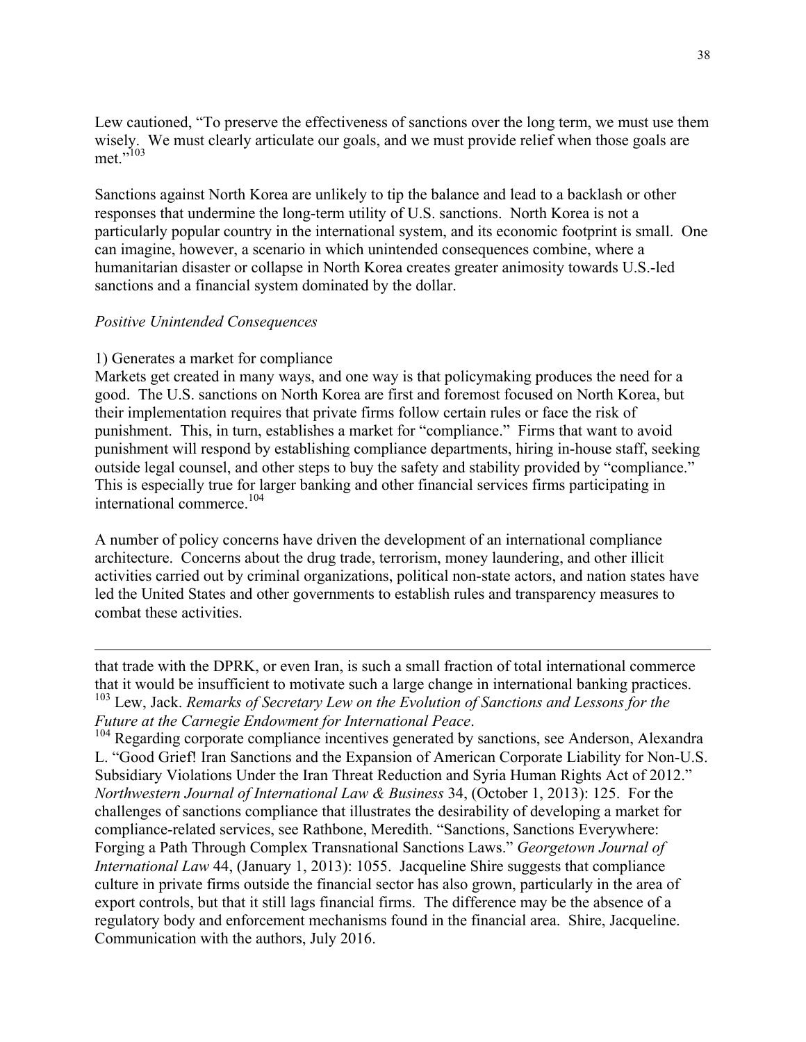Lew cautioned, "To preserve the effectiveness of sanctions over the long term, we must use them wisely. We must clearly articulate our goals, and we must provide relief when those goals are met."[103]

Sanctions against North Korea are unlikely to tip the balance and lead to a backlash or other responses that undermine the long-term utility of U.S. sanctions. North Korea is not a particularly popular country in the international system, and its economic footprint is small. One can imagine, however, a scenario in which unintended consequences combine, where a humanitarian disaster or collapse in North Korea creates greater animosity towards U.S.-led sanctions and a financial system dominated by the dollar.

*Positive Unintended Consequences*

1) Generates a market for compliance

Markets get created in many ways, and one way is that policymaking produces the need for a good. The U.S. sanctions on North Korea are first and foremost focused on North Korea, but their implementation requires that private firms follow certain rules or face the risk of punishment. This, in turn, establishes a market for "compliance." Firms that want to avoid punishment will respond by establishing compliance departments, hiring in-house staff, seeking outside legal counsel, and other steps to buy the safety and stability provided by "compliance." This is especially true for larger banking and other financial services firms participating in international commerce.[104]

A number of policy concerns have driven the development of an international compliance architecture. Concerns about the drug trade, terrorism, money laundering, and other illicit activities carried out by criminal organizations, political non-state actors, and nation states have led the United States and other governments to establish rules and transparency measures to combat these activities.

---

that trade with the DPRK, or even Iran, is such a small fraction of total international commerce that it would be insufficient to motivate such a large change in international banking practices.

[103] Lew, Jack. *Remarks of Secretary Lew on the Evolution of Sanctions and Lessons for the Future at the Carnegie Endowment for International Peace*.

[104] Regarding corporate compliance incentives generated by sanctions, see Anderson, Alexandra L. "Good Grief! Iran Sanctions and the Expansion of American Corporate Liability for Non-U.S. Subsidiary Violations Under the Iran Threat Reduction and Syria Human Rights Act of 2012." *Northwestern Journal of International Law & Business* 34, (October 1, 2013): 125. For the challenges of sanctions compliance that illustrates the desirability of developing a market for compliance-related services, see Rathbone, Meredith. "Sanctions, Sanctions Everywhere: Forging a Path Through Complex Transnational Sanctions Laws." *Georgetown Journal of International Law* 44, (January 1, 2013): 1055. Jacqueline Shire suggests that compliance culture in private firms outside the financial sector has also grown, particularly in the area of export controls, but that it still lags financial firms. The difference may be the absence of a regulatory body and enforcement mechanisms found in the financial area. Shire, Jacqueline. Communication with the authors, July 2016.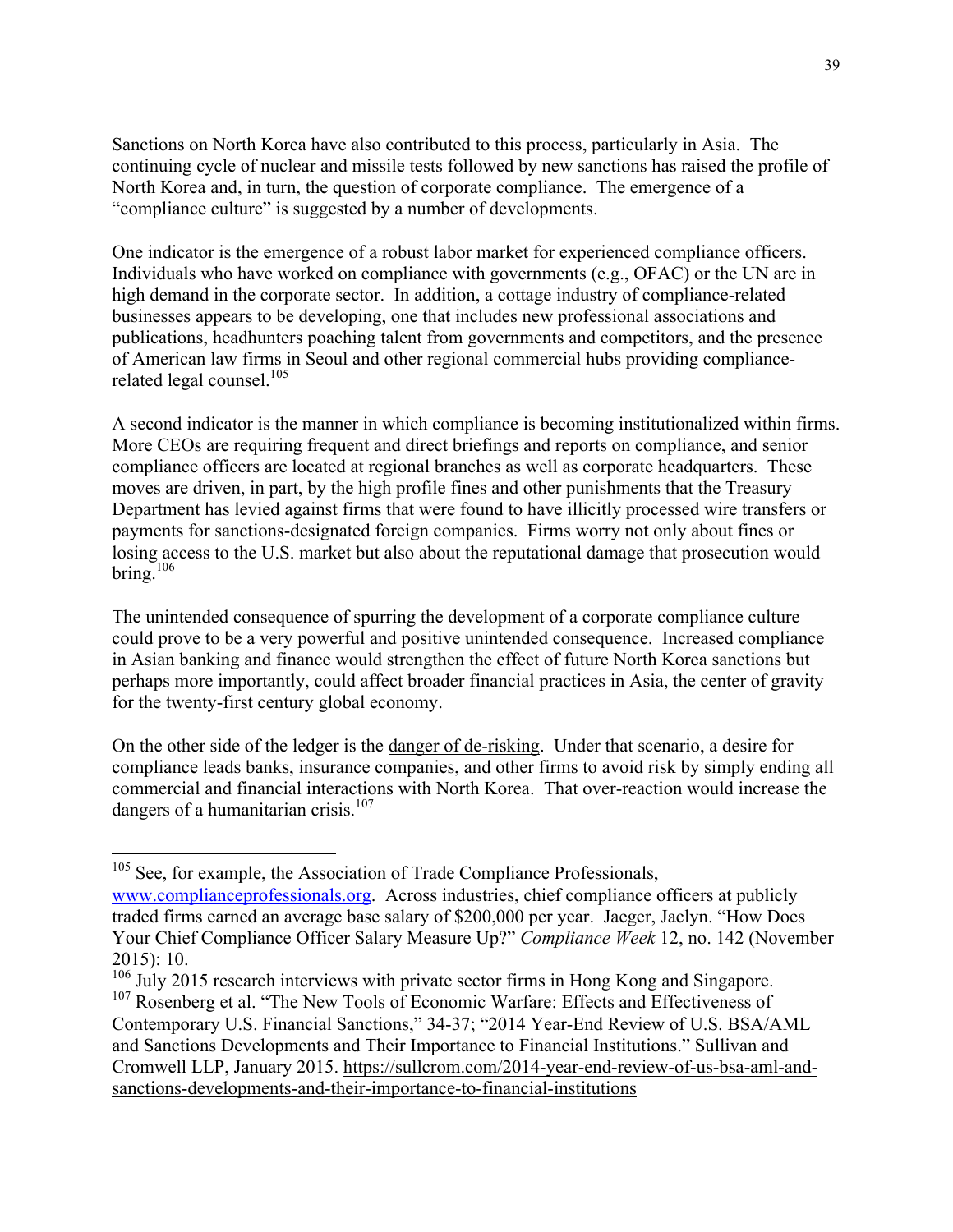Sanctions on North Korea have also contributed to this process, particularly in Asia. The continuing cycle of nuclear and missile tests followed by new sanctions has raised the profile of North Korea and, in turn, the question of corporate compliance. The emergence of a "compliance culture" is suggested by a number of developments.

One indicator is the emergence of a robust labor market for experienced compliance officers. Individuals who have worked on compliance with governments (e.g., OFAC) or the UN are in high demand in the corporate sector. In addition, a cottage industry of compliance-related businesses appears to be developing, one that includes new professional associations and publications, headhunters poaching talent from governments and competitors, and the presence of American law firms in Seoul and other regional commercial hubs providing compliance-related legal counsel.[105]

A second indicator is the manner in which compliance is becoming institutionalized within firms. More CEOs are requiring frequent and direct briefings and reports on compliance, and senior compliance officers are located at regional branches as well as corporate headquarters. These moves are driven, in part, by the high profile fines and other punishments that the Treasury Department has levied against firms that were found to have illicitly processed wire transfers or payments for sanctions-designated foreign companies. Firms worry not only about fines or losing access to the U.S. market but also about the reputational damage that prosecution would bring.[106]

The unintended consequence of spurring the development of a corporate compliance culture could prove to be a very powerful and positive unintended consequence. Increased compliance in Asian banking and finance would strengthen the effect of future North Korea sanctions but perhaps more importantly, could affect broader financial practices in Asia, the center of gravity for the twenty-first century global economy.

On the other side of the ledger is the <u>danger of de-risking</u>. Under that scenario, a desire for compliance leads banks, insurance companies, and other firms to avoid risk by simply ending all commercial and financial interactions with North Korea. That over-reaction would increase the dangers of a humanitarian crisis.[107]

---

[105] See, for example, the Association of Trade Compliance Professionals, www.complianceprofessionals.org. Across industries, chief compliance officers at publicly traded firms earned an average base salary of $200,000 per year. Jaeger, Jaclyn. "How Does Your Chief Compliance Officer Salary Measure Up?" *Compliance Week* 12, no. 142 (November 2015): 10.

[106] July 2015 research interviews with private sector firms in Hong Kong and Singapore.

[107] Rosenberg et al. "The New Tools of Economic Warfare: Effects and Effectiveness of Contemporary U.S. Financial Sanctions," 34-37; "2014 Year-End Review of U.S. BSA/AML and Sanctions Developments and Their Importance to Financial Institutions." Sullivan and Cromwell LLP, January 2015. https://sullcrom.com/2014-year-end-review-of-us-bsa-aml-and-sanctions-developments-and-their-importance-to-financial-institutions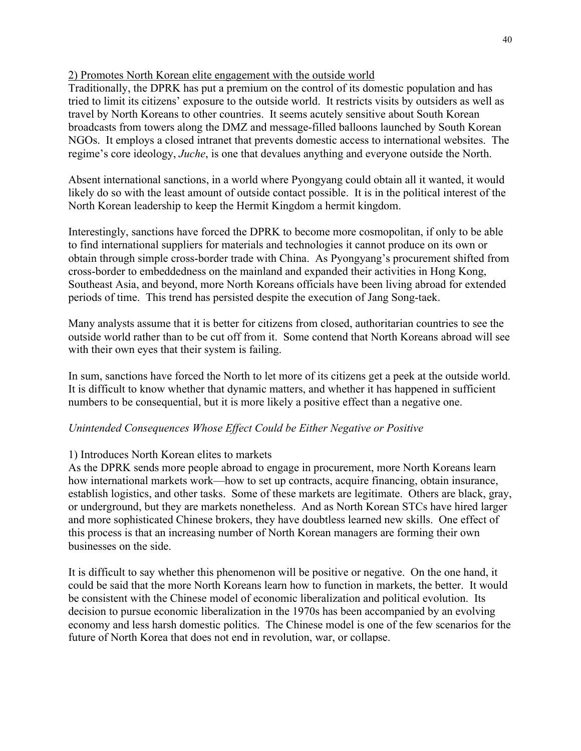<u>2) Promotes North Korean elite engagement with the outside world</u>

Traditionally, the DPRK has put a premium on the control of its domestic population and has tried to limit its citizens' exposure to the outside world. It restricts visits by outsiders as well as travel by North Koreans to other countries. It seems acutely sensitive about South Korean broadcasts from towers along the DMZ and message-filled balloons launched by South Korean NGOs. It employs a closed intranet that prevents domestic access to international websites. The regime's core ideology, *Juche*, is one that devalues anything and everyone outside the North.

Absent international sanctions, in a world where Pyongyang could obtain all it wanted, it would likely do so with the least amount of outside contact possible. It is in the political interest of the North Korean leadership to keep the Hermit Kingdom a hermit kingdom.

Interestingly, sanctions have forced the DPRK to become more cosmopolitan, if only to be able to find international suppliers for materials and technologies it cannot produce on its own or obtain through simple cross-border trade with China. As Pyongyang's procurement shifted from cross-border to embeddedness on the mainland and expanded their activities in Hong Kong, Southeast Asia, and beyond, more North Koreans officials have been living abroad for extended periods of time. This trend has persisted despite the execution of Jang Song-taek.

Many analysts assume that it is better for citizens from closed, authoritarian countries to see the outside world rather than to be cut off from it. Some contend that North Koreans abroad will see with their own eyes that their system is failing.

In sum, sanctions have forced the North to let more of its citizens get a peek at the outside world. It is difficult to know whether that dynamic matters, and whether it has happened in sufficient numbers to be consequential, but it is more likely a positive effect than a negative one.

*Unintended Consequences Whose Effect Could be Either Negative or Positive*

1) Introduces North Korean elites to markets

As the DPRK sends more people abroad to engage in procurement, more North Koreans learn how international markets work—how to set up contracts, acquire financing, obtain insurance, establish logistics, and other tasks. Some of these markets are legitimate. Others are black, gray, or underground, but they are markets nonetheless. And as North Korean STCs have hired larger and more sophisticated Chinese brokers, they have doubtless learned new skills. One effect of this process is that an increasing number of North Korean managers are forming their own businesses on the side.

It is difficult to say whether this phenomenon will be positive or negative. On the one hand, it could be said that the more North Koreans learn how to function in markets, the better. It would be consistent with the Chinese model of economic liberalization and political evolution. Its decision to pursue economic liberalization in the 1970s has been accompanied by an evolving economy and less harsh domestic politics. The Chinese model is one of the few scenarios for the future of North Korea that does not end in revolution, war, or collapse.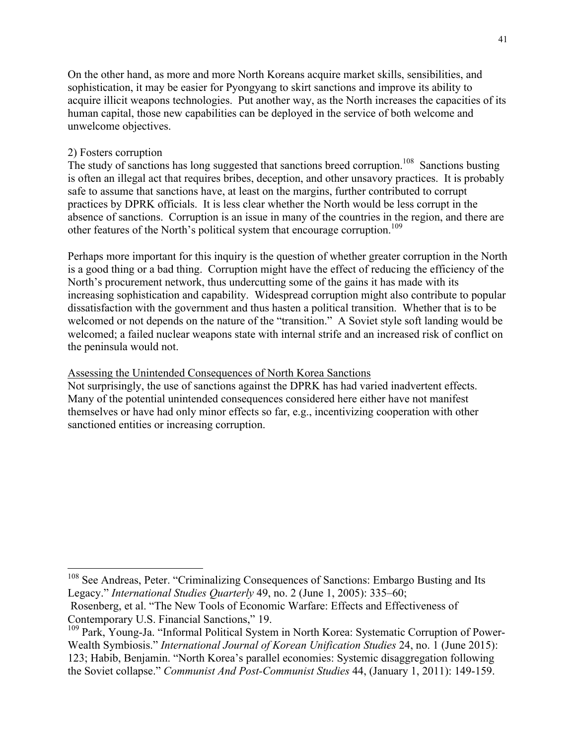On the other hand, as more and more North Koreans acquire market skills, sensibilities, and sophistication, it may be easier for Pyongyang to skirt sanctions and improve its ability to acquire illicit weapons technologies. Put another way, as the North increases the capacities of its human capital, those new capabilities can be deployed in the service of both welcome and unwelcome objectives.

2) Fosters corruption

The study of sanctions has long suggested that sanctions breed corruption.[108] Sanctions busting is often an illegal act that requires bribes, deception, and other unsavory practices. It is probably safe to assume that sanctions have, at least on the margins, further contributed to corrupt practices by DPRK officials. It is less clear whether the North would be less corrupt in the absence of sanctions. Corruption is an issue in many of the countries in the region, and there are other features of the North's political system that encourage corruption.[109]

Perhaps more important for this inquiry is the question of whether greater corruption in the North is a good thing or a bad thing. Corruption might have the effect of reducing the efficiency of the North's procurement network, thus undercutting some of the gains it has made with its increasing sophistication and capability. Widespread corruption might also contribute to popular dissatisfaction with the government and thus hasten a political transition. Whether that is to be welcomed or not depends on the nature of the "transition." A Soviet style soft landing would be welcomed; a failed nuclear weapons state with internal strife and an increased risk of conflict on the peninsula would not.

<u>Assessing the Unintended Consequences of North Korea Sanctions</u>

Not surprisingly, the use of sanctions against the DPRK has had varied inadvertent effects. Many of the potential unintended consequences considered here either have not manifest themselves or have had only minor effects so far, e.g., incentivizing cooperation with other sanctioned entities or increasing corruption.

---

[108] See Andreas, Peter. "Criminalizing Consequences of Sanctions: Embargo Busting and Its Legacy." *International Studies Quarterly* 49, no. 2 (June 1, 2005): 335–60; Rosenberg, et al. "The New Tools of Economic Warfare: Effects and Effectiveness of Contemporary U.S. Financial Sanctions," 19.

[109] Park, Young-Ja. "Informal Political System in North Korea: Systematic Corruption of Power-Wealth Symbiosis." *International Journal of Korean Unification Studies* 24, no. 1 (June 2015): 123; Habib, Benjamin. "North Korea's parallel economies: Systemic disaggregation following the Soviet collapse." *Communist And Post-Communist Studies* 44, (January 1, 2011): 149-159.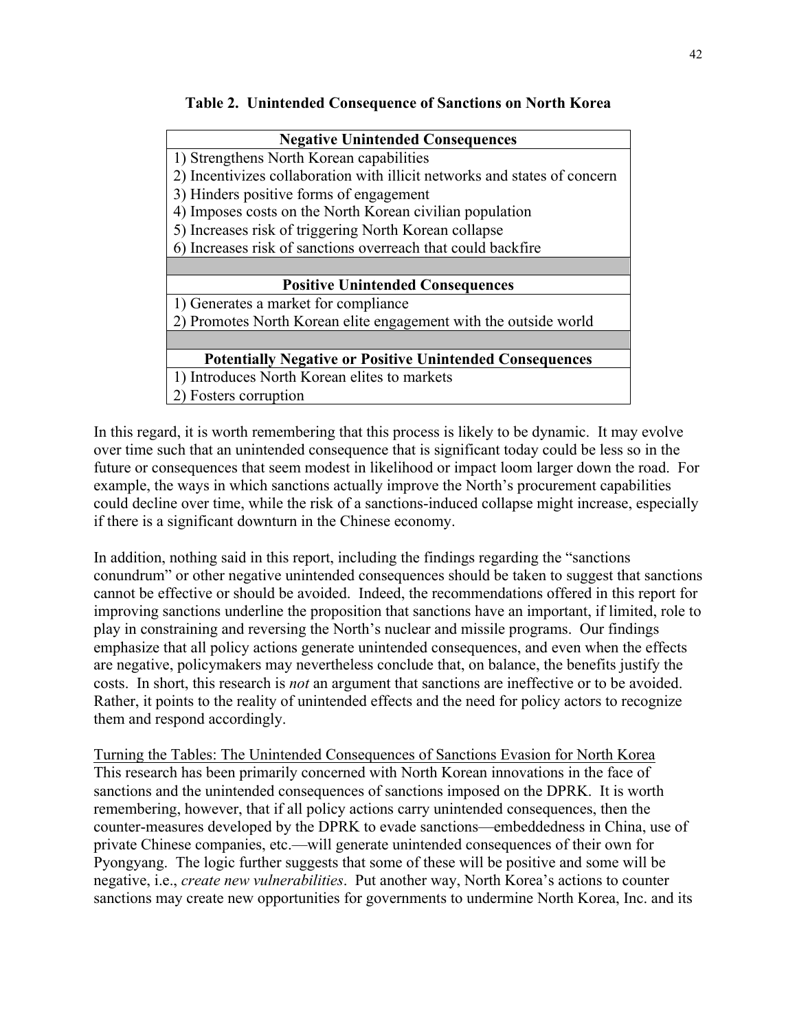**Table 2. Unintended Consequence of Sanctions on North Korea**

| Negative Unintended Consequences |
|---|
| 1) Strengthens North Korean capabilities |
| 2) Incentivizes collaboration with illicit networks and states of concern |
| 3) Hinders positive forms of engagement |
| 4) Imposes costs on the North Korean civilian population |
| 5) Increases risk of triggering North Korean collapse |
| 6) Increases risk of sanctions overreach that could backfire |
| |
| **Positive Unintended Consequences** |
| 1) Generates a market for compliance |
| 2) Promotes North Korean elite engagement with the outside world |
| |
| **Potentially Negative or Positive Unintended Consequences** |
| 1) Introduces North Korean elites to markets |
| 2) Fosters corruption |

In this regard, it is worth remembering that this process is likely to be dynamic. It may evolve over time such that an unintended consequence that is significant today could be less so in the future or consequences that seem modest in likelihood or impact loom larger down the road. For example, the ways in which sanctions actually improve the North's procurement capabilities could decline over time, while the risk of a sanctions-induced collapse might increase, especially if there is a significant downturn in the Chinese economy.

In addition, nothing said in this report, including the findings regarding the "sanctions conundrum" or other negative unintended consequences should be taken to suggest that sanctions cannot be effective or should be avoided. Indeed, the recommendations offered in this report for improving sanctions underline the proposition that sanctions have an important, if limited, role to play in constraining and reversing the North's nuclear and missile programs. Our findings emphasize that all policy actions generate unintended consequences, and even when the effects are negative, policymakers may nevertheless conclude that, on balance, the benefits justify the costs. In short, this research is *not* an argument that sanctions are ineffective or to be avoided. Rather, it points to the reality of unintended effects and the need for policy actors to recognize them and respond accordingly.

Turning the Tables: The Unintended Consequences of Sanctions Evasion for North Korea

This research has been primarily concerned with North Korean innovations in the face of sanctions and the unintended consequences of sanctions imposed on the DPRK. It is worth remembering, however, that if all policy actions carry unintended consequences, then the counter-measures developed by the DPRK to evade sanctions—embeddedness in China, use of private Chinese companies, etc.—will generate unintended consequences of their own for Pyongyang. The logic further suggests that some of these will be positive and some will be negative, i.e., *create new vulnerabilities*. Put another way, North Korea's actions to counter sanctions may create new opportunities for governments to undermine North Korea, Inc. and its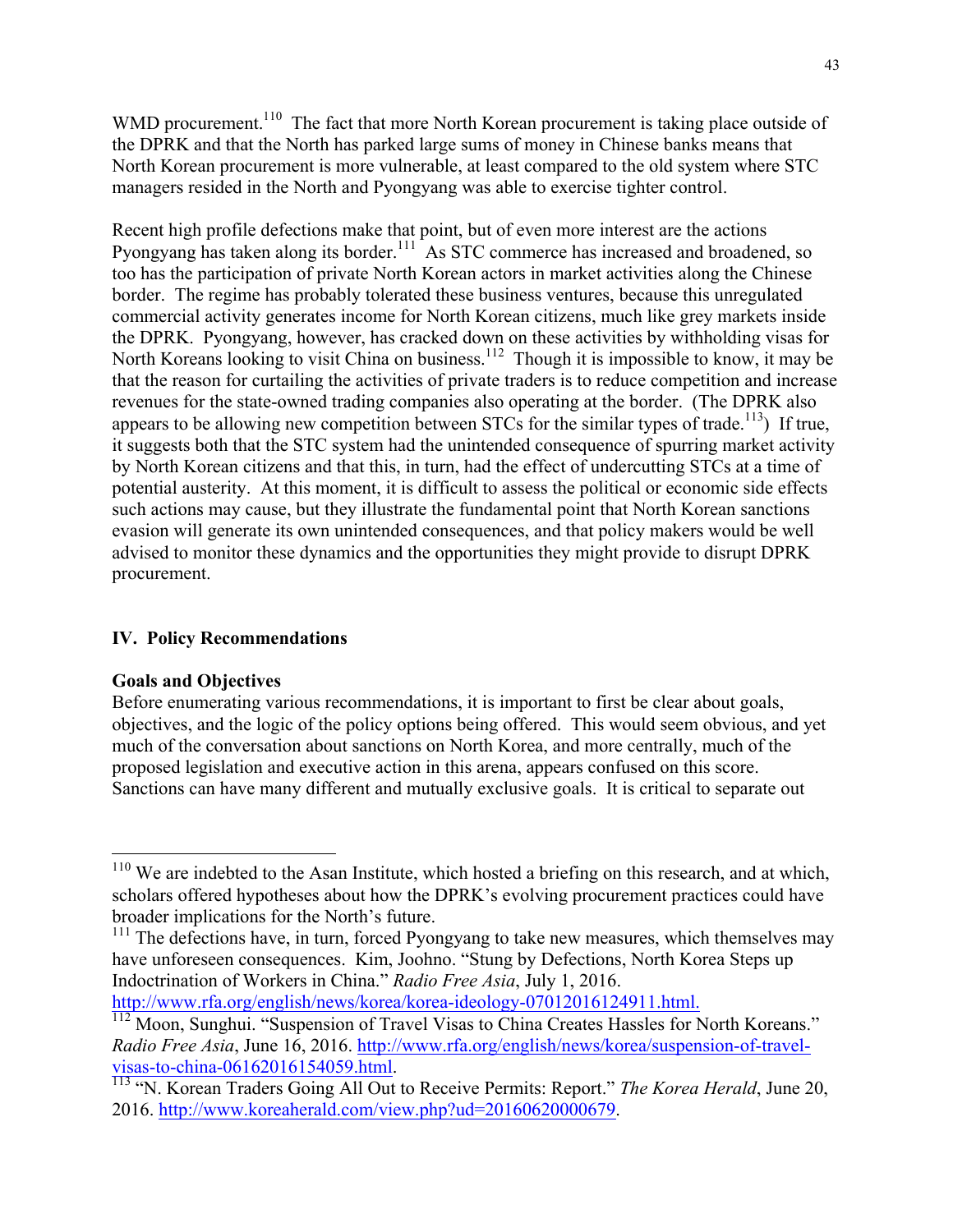WMD procurement.[110] The fact that more North Korean procurement is taking place outside of the DPRK and that the North has parked large sums of money in Chinese banks means that North Korean procurement is more vulnerable, at least compared to the old system where STC managers resided in the North and Pyongyang was able to exercise tighter control.

Recent high profile defections make that point, but of even more interest are the actions Pyongyang has taken along its border.[111] As STC commerce has increased and broadened, so too has the participation of private North Korean actors in market activities along the Chinese border. The regime has probably tolerated these business ventures, because this unregulated commercial activity generates income for North Korean citizens, much like grey markets inside the DPRK. Pyongyang, however, has cracked down on these activities by withholding visas for North Koreans looking to visit China on business.[112] Though it is impossible to know, it may be that the reason for curtailing the activities of private traders is to reduce competition and increase revenues for the state-owned trading companies also operating at the border. (The DPRK also appears to be allowing new competition between STCs for the similar types of trade.[113]) If true, it suggests both that the STC system had the unintended consequence of spurring market activity by North Korean citizens and that this, in turn, had the effect of undercutting STCs at a time of potential austerity. At this moment, it is difficult to assess the political or economic side effects such actions may cause, but they illustrate the fundamental point that North Korean sanctions evasion will generate its own unintended consequences, and that policy makers would be well advised to monitor these dynamics and the opportunities they might provide to disrupt DPRK procurement.

## IV. Policy Recommendations

### Goals and Objectives

Before enumerating various recommendations, it is important to first be clear about goals, objectives, and the logic of the policy options being offered. This would seem obvious, and yet much of the conversation about sanctions on North Korea, and more centrally, much of the proposed legislation and executive action in this arena, appears confused on this score. Sanctions can have many different and mutually exclusive goals. It is critical to separate out

---

[110] We are indebted to the Asan Institute, which hosted a briefing on this research, and at which, scholars offered hypotheses about how the DPRK's evolving procurement practices could have broader implications for the North's future.

[111] The defections have, in turn, forced Pyongyang to take new measures, which themselves may have unforeseen consequences. Kim, Joohno. "Stung by Defections, North Korea Steps up Indoctrination of Workers in China." *Radio Free Asia*, July 1, 2016. http://www.rfa.org/english/news/korea/korea-ideology-07012016124911.html.

[112] Moon, Sunghui. "Suspension of Travel Visas to China Creates Hassles for North Koreans." *Radio Free Asia*, June 16, 2016. http://www.rfa.org/english/news/korea/suspension-of-travel-visas-to-china-06162016154059.html.

[113] "N. Korean Traders Going All Out to Receive Permits: Report." *The Korea Herald*, June 20, 2016. http://www.koreaherald.com/view.php?ud=20160620000679.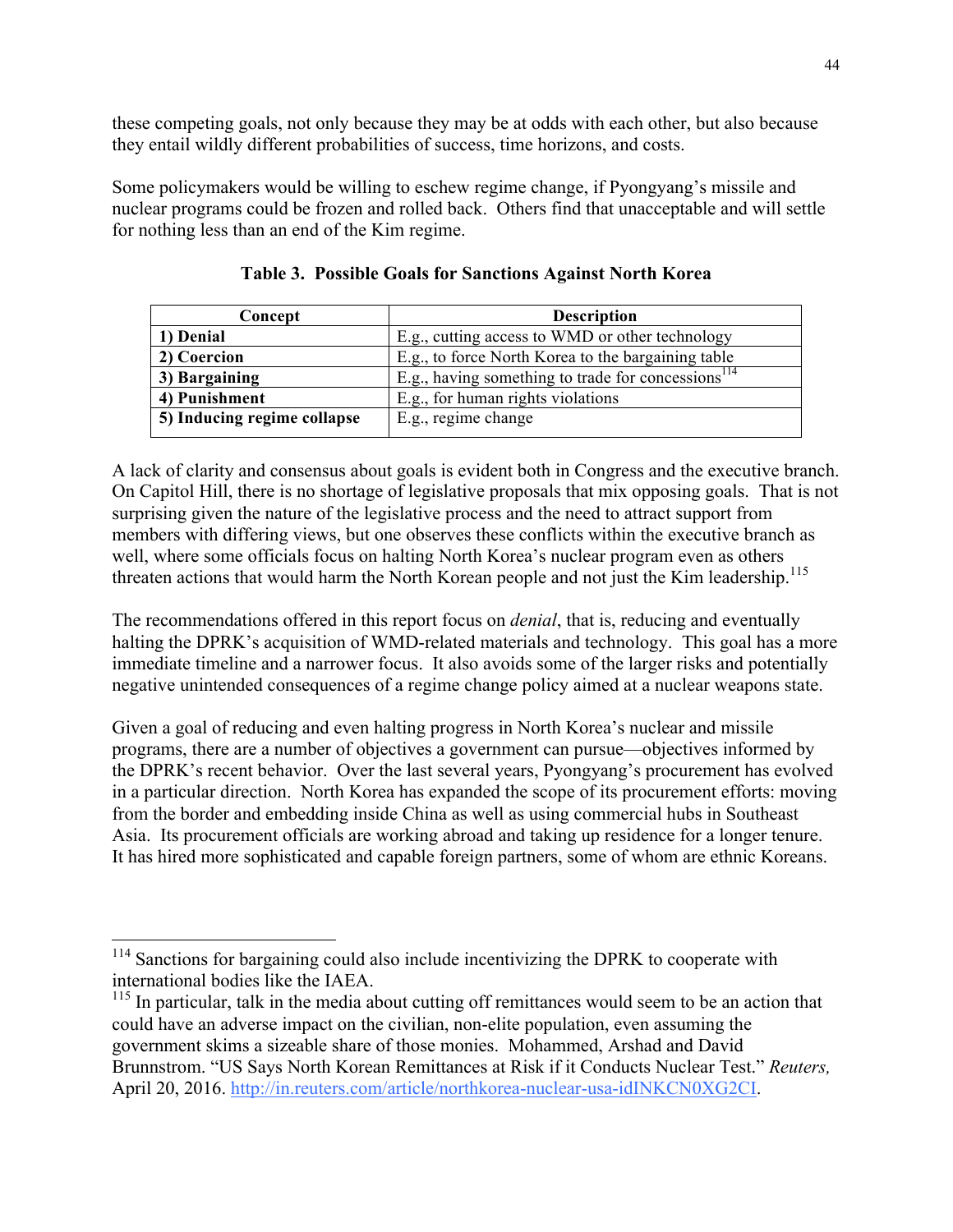these competing goals, not only because they may be at odds with each other, but also because they entail wildly different probabilities of success, time horizons, and costs.

Some policymakers would be willing to eschew regime change, if Pyongyang's missile and nuclear programs could be frozen and rolled back. Others find that unacceptable and will settle for nothing less than an end of the Kim regime.

**Table 3. Possible Goals for Sanctions Against North Korea**

| Concept | Description |
|---|---|
| **1) Denial** | E.g., cutting access to WMD or other technology |
| **2) Coercion** | E.g., to force North Korea to the bargaining table |
| **3) Bargaining** | E.g., having something to trade for concessions[114] |
| **4) Punishment** | E.g., for human rights violations |
| **5) Inducing regime collapse** | E.g., regime change |

A lack of clarity and consensus about goals is evident both in Congress and the executive branch. On Capitol Hill, there is no shortage of legislative proposals that mix opposing goals. That is not surprising given the nature of the legislative process and the need to attract support from members with differing views, but one observes these conflicts within the executive branch as well, where some officials focus on halting North Korea's nuclear program even as others threaten actions that would harm the North Korean people and not just the Kim leadership.[115]

The recommendations offered in this report focus on *denial*, that is, reducing and eventually halting the DPRK's acquisition of WMD-related materials and technology. This goal has a more immediate timeline and a narrower focus. It also avoids some of the larger risks and potentially negative unintended consequences of a regime change policy aimed at a nuclear weapons state.

Given a goal of reducing and even halting progress in North Korea's nuclear and missile programs, there are a number of objectives a government can pursue—objectives informed by the DPRK's recent behavior. Over the last several years, Pyongyang's procurement has evolved in a particular direction. North Korea has expanded the scope of its procurement efforts: moving from the border and embedding inside China as well as using commercial hubs in Southeast Asia. Its procurement officials are working abroad and taking up residence for a longer tenure. It has hired more sophisticated and capable foreign partners, some of whom are ethnic Koreans.

---

[114] Sanctions for bargaining could also include incentivizing the DPRK to cooperate with international bodies like the IAEA.

[115] In particular, talk in the media about cutting off remittances would seem to be an action that could have an adverse impact on the civilian, non-elite population, even assuming the government skims a sizeable share of those monies. Mohammed, Arshad and David Brunnstrom. "US Says North Korean Remittances at Risk if it Conducts Nuclear Test." *Reuters,* April 20, 2016. http://in.reuters.com/article/northkorea-nuclear-usa-idINKCN0XG2CI.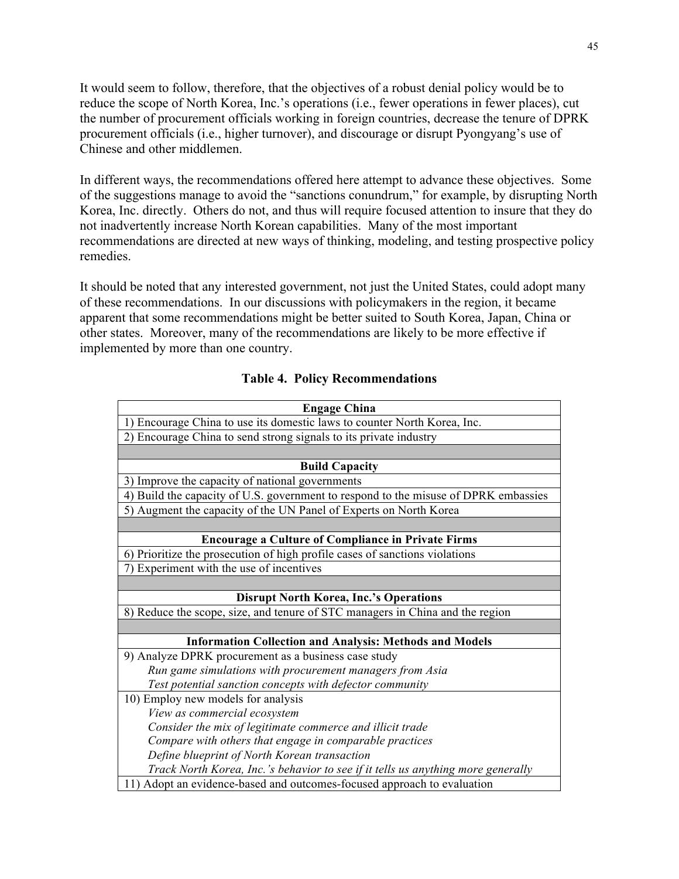It would seem to follow, therefore, that the objectives of a robust denial policy would be to reduce the scope of North Korea, Inc.'s operations (i.e., fewer operations in fewer places), cut the number of procurement officials working in foreign countries, decrease the tenure of DPRK procurement officials (i.e., higher turnover), and discourage or disrupt Pyongyang's use of Chinese and other middlemen.

In different ways, the recommendations offered here attempt to advance these objectives. Some of the suggestions manage to avoid the "sanctions conundrum," for example, by disrupting North Korea, Inc. directly. Others do not, and thus will require focused attention to insure that they do not inadvertently increase North Korean capabilities. Many of the most important recommendations are directed at new ways of thinking, modeling, and testing prospective policy remedies.

It should be noted that any interested government, not just the United States, could adopt many of these recommendations. In our discussions with policymakers in the region, it became apparent that some recommendations might be better suited to South Korea, Japan, China or other states. Moreover, many of the recommendations are likely to be more effective if implemented by more than one country.

**Table 4. Policy Recommendations**

| **Engage China** |
|---|
| 1) Encourage China to use its domestic laws to counter North Korea, Inc. |
| 2) Encourage China to send strong signals to its private industry |
| |
| **Build Capacity** |
| 3) Improve the capacity of national governments |
| 4) Build the capacity of U.S. government to respond to the misuse of DPRK embassies |
| 5) Augment the capacity of the UN Panel of Experts on North Korea |
| |
| **Encourage a Culture of Compliance in Private Firms** |
| 6) Prioritize the prosecution of high profile cases of sanctions violations |
| 7) Experiment with the use of incentives |
| |
| **Disrupt North Korea, Inc.'s Operations** |
| 8) Reduce the scope, size, and tenure of STC managers in China and the region |
| |
| **Information Collection and Analysis: Methods and Models** |
| 9) Analyze DPRK procurement as a business case study<br>*Run game simulations with procurement managers from Asia*<br>*Test potential sanction concepts with defector community* |
| 10) Employ new models for analysis<br>*View as commercial ecosystem*<br>*Consider the mix of legitimate commerce and illicit trade*<br>*Compare with others that engage in comparable practices*<br>*Define blueprint of North Korean transaction*<br>*Track North Korea, Inc.'s behavior to see if it tells us anything more generally* |
| 11) Adopt an evidence-based and outcomes-focused approach to evaluation |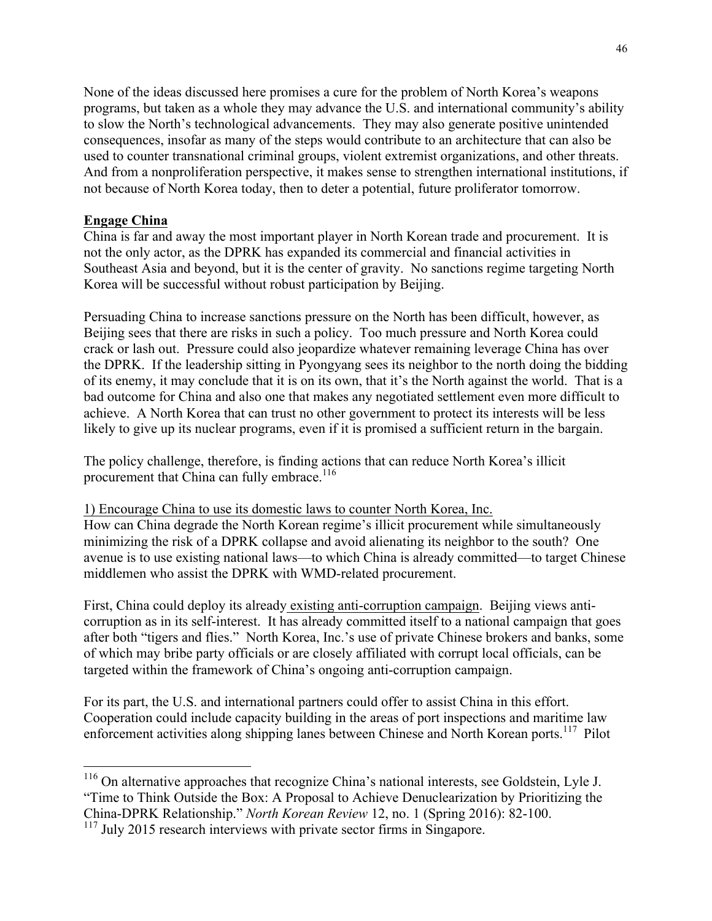None of the ideas discussed here promises a cure for the problem of North Korea's weapons programs, but taken as a whole they may advance the U.S. and international community's ability to slow the North's technological advancements. They may also generate positive unintended consequences, insofar as many of the steps would contribute to an architecture that can also be used to counter transnational criminal groups, violent extremist organizations, and other threats. And from a nonproliferation perspective, it makes sense to strengthen international institutions, if not because of North Korea today, then to deter a potential, future proliferator tomorrow.

**Engage China**

China is far and away the most important player in North Korean trade and procurement. It is not the only actor, as the DPRK has expanded its commercial and financial activities in Southeast Asia and beyond, but it is the center of gravity. No sanctions regime targeting North Korea will be successful without robust participation by Beijing.

Persuading China to increase sanctions pressure on the North has been difficult, however, as Beijing sees that there are risks in such a policy. Too much pressure and North Korea could crack or lash out. Pressure could also jeopardize whatever remaining leverage China has over the DPRK. If the leadership sitting in Pyongyang sees its neighbor to the north doing the bidding of its enemy, it may conclude that it is on its own, that it's the North against the world. That is a bad outcome for China and also one that makes any negotiated settlement even more difficult to achieve. A North Korea that can trust no other government to protect its interests will be less likely to give up its nuclear programs, even if it is promised a sufficient return in the bargain.

The policy challenge, therefore, is finding actions that can reduce North Korea's illicit procurement that China can fully embrace.[116]

1) Encourage China to use its domestic laws to counter North Korea, Inc.

How can China degrade the North Korean regime's illicit procurement while simultaneously minimizing the risk of a DPRK collapse and avoid alienating its neighbor to the south? One avenue is to use existing national laws—to which China is already committed—to target Chinese middlemen who assist the DPRK with WMD-related procurement.

First, China could deploy its already existing anti-corruption campaign. Beijing views anti-corruption as in its self-interest. It has already committed itself to a national campaign that goes after both "tigers and flies." North Korea, Inc.'s use of private Chinese brokers and banks, some of which may bribe party officials or are closely affiliated with corrupt local officials, can be targeted within the framework of China's ongoing anti-corruption campaign.

For its part, the U.S. and international partners could offer to assist China in this effort. Cooperation could include capacity building in the areas of port inspections and maritime law enforcement activities along shipping lanes between Chinese and North Korean ports.[117] Pilot

[116] On alternative approaches that recognize China's national interests, see Goldstein, Lyle J. "Time to Think Outside the Box: A Proposal to Achieve Denuclearization by Prioritizing the China-DPRK Relationship." *North Korean Review* 12, no. 1 (Spring 2016): 82-100.

[117] July 2015 research interviews with private sector firms in Singapore.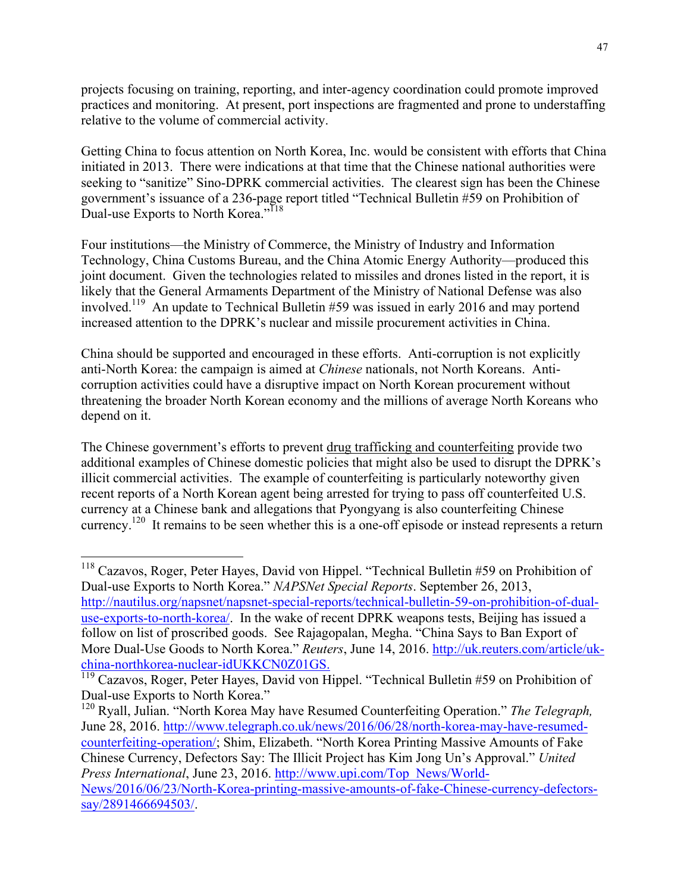projects focusing on training, reporting, and inter-agency coordination could promote improved practices and monitoring. At present, port inspections are fragmented and prone to understaffing relative to the volume of commercial activity.

Getting China to focus attention on North Korea, Inc. would be consistent with efforts that China initiated in 2013. There were indications at that time that the Chinese national authorities were seeking to "sanitize" Sino-DPRK commercial activities. The clearest sign has been the Chinese government's issuance of a 236-page report titled "Technical Bulletin #59 on Prohibition of Dual-use Exports to North Korea."[118]

Four institutions—the Ministry of Commerce, the Ministry of Industry and Information Technology, China Customs Bureau, and the China Atomic Energy Authority—produced this joint document. Given the technologies related to missiles and drones listed in the report, it is likely that the General Armaments Department of the Ministry of National Defense was also involved.[119] An update to Technical Bulletin #59 was issued in early 2016 and may portend increased attention to the DPRK's nuclear and missile procurement activities in China.

China should be supported and encouraged in these efforts. Anti-corruption is not explicitly anti-North Korea: the campaign is aimed at *Chinese* nationals, not North Koreans. Anti-corruption activities could have a disruptive impact on North Korean procurement without threatening the broader North Korean economy and the millions of average North Koreans who depend on it.

The Chinese government's efforts to prevent drug trafficking and counterfeiting provide two additional examples of Chinese domestic policies that might also be used to disrupt the DPRK's illicit commercial activities. The example of counterfeiting is particularly noteworthy given recent reports of a North Korean agent being arrested for trying to pass off counterfeited U.S. currency at a Chinese bank and allegations that Pyongyang is also counterfeiting Chinese currency.[120] It remains to be seen whether this is a one-off episode or instead represents a return

---

[118] Cazavos, Roger, Peter Hayes, David von Hippel. "Technical Bulletin #59 on Prohibition of Dual-use Exports to North Korea." *NAPSNet Special Reports*. September 26, 2013, http://nautilus.org/napsnet/napsnet-special-reports/technical-bulletin-59-on-prohibition-of-dual-use-exports-to-north-korea/. In the wake of recent DPRK weapons tests, Beijing has issued a follow on list of proscribed goods. See Rajagopalan, Megha. "China Says to Ban Export of More Dual-Use Goods to North Korea." *Reuters*, June 14, 2016. http://uk.reuters.com/article/uk-china-northkorea-nuclear-idUKKCN0Z01GS.

[119] Cazavos, Roger, Peter Hayes, David von Hippel. "Technical Bulletin #59 on Prohibition of Dual-use Exports to North Korea."

[120] Ryall, Julian. "North Korea May have Resumed Counterfeiting Operation." *The Telegraph,* June 28, 2016. http://www.telegraph.co.uk/news/2016/06/28/north-korea-may-have-resumed-counterfeiting-operation/; Shim, Elizabeth. "North Korea Printing Massive Amounts of Fake Chinese Currency, Defectors Say: The Illicit Project has Kim Jong Un's Approval." *United Press International*, June 23, 2016. http://www.upi.com/Top_News/World-News/2016/06/23/North-Korea-printing-massive-amounts-of-fake-Chinese-currency-defectors-say/2891466694503/.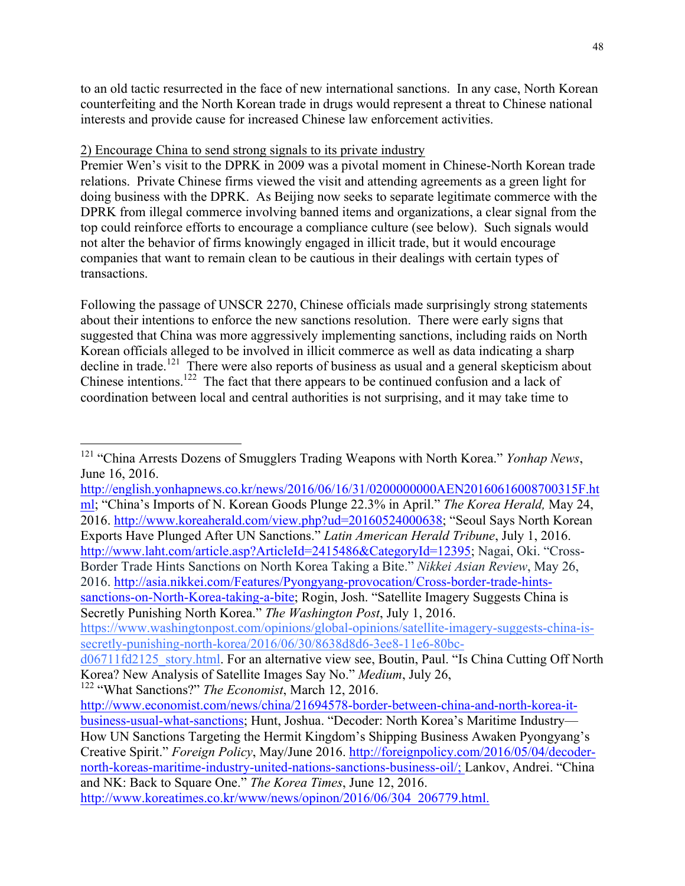to an old tactic resurrected in the face of new international sanctions. In any case, North Korean counterfeiting and the North Korean trade in drugs would represent a threat to Chinese national interests and provide cause for increased Chinese law enforcement activities.

2) Encourage China to send strong signals to its private industry

Premier Wen's visit to the DPRK in 2009 was a pivotal moment in Chinese-North Korean trade relations. Private Chinese firms viewed the visit and attending agreements as a green light for doing business with the DPRK. As Beijing now seeks to separate legitimate commerce with the DPRK from illegal commerce involving banned items and organizations, a clear signal from the top could reinforce efforts to encourage a compliance culture (see below). Such signals would not alter the behavior of firms knowingly engaged in illicit trade, but it would encourage companies that want to remain clean to be cautious in their dealings with certain types of transactions.

Following the passage of UNSCR 2270, Chinese officials made surprisingly strong statements about their intentions to enforce the new sanctions resolution. There were early signs that suggested that China was more aggressively implementing sanctions, including raids on North Korean officials alleged to be involved in illicit commerce as well as data indicating a sharp decline in trade.[121] There were also reports of business as usual and a general skepticism about Chinese intentions.[122] The fact that there appears to be continued confusion and a lack of coordination between local and central authorities is not surprising, and it may take time to

---

[121] "China Arrests Dozens of Smugglers Trading Weapons with North Korea." *Yonhap News*, June 16, 2016. http://english.yonhapnews.co.kr/news/2016/06/16/31/0200000000AEN20160616008700315F.html; "China's Imports of N. Korean Goods Plunge 22.3% in April." *The Korea Herald,* May 24, 2016. http://www.koreaherald.com/view.php?ud=20160524000638; "Seoul Says North Korean Exports Have Plunged After UN Sanctions." *Latin American Herald Tribune*, July 1, 2016. http://www.laht.com/article.asp?ArticleId=2415486&CategoryId=12395; Nagai, Oki. "Cross-Border Trade Hints Sanctions on North Korea Taking a Bite." *Nikkei Asian Review*, May 26, 2016. http://asia.nikkei.com/Features/Pyongyang-provocation/Cross-border-trade-hints-sanctions-on-North-Korea-taking-a-bite; Rogin, Josh. "Satellite Imagery Suggests China is Secretly Punishing North Korea." *The Washington Post*, July 1, 2016. https://www.washingtonpost.com/opinions/global-opinions/satellite-imagery-suggests-china-is-secretly-punishing-north-korea/2016/06/30/8638d8d6-3ee8-11e6-80bc-d06711fd2125_story.html. For an alternative view see, Boutin, Paul. "Is China Cutting Off North Korea? New Analysis of Satellite Images Say No." *Medium*, July 26,

[122] "What Sanctions?" *The Economist*, March 12, 2016. http://www.economist.com/news/china/21694578-border-between-china-and-north-korea-it-business-usual-what-sanctions; Hunt, Joshua. "Decoder: North Korea's Maritime Industry—How UN Sanctions Targeting the Hermit Kingdom's Shipping Business Awaken Pyongyang's Creative Spirit." *Foreign Policy*, May/June 2016. http://foreignpolicy.com/2016/05/04/decoder-north-koreas-maritime-industry-united-nations-sanctions-business-oil/; Lankov, Andrei. "China and NK: Back to Square One." *The Korea Times*, June 12, 2016. http://www.koreatimes.co.kr/www/news/opinon/2016/06/304_206779.html.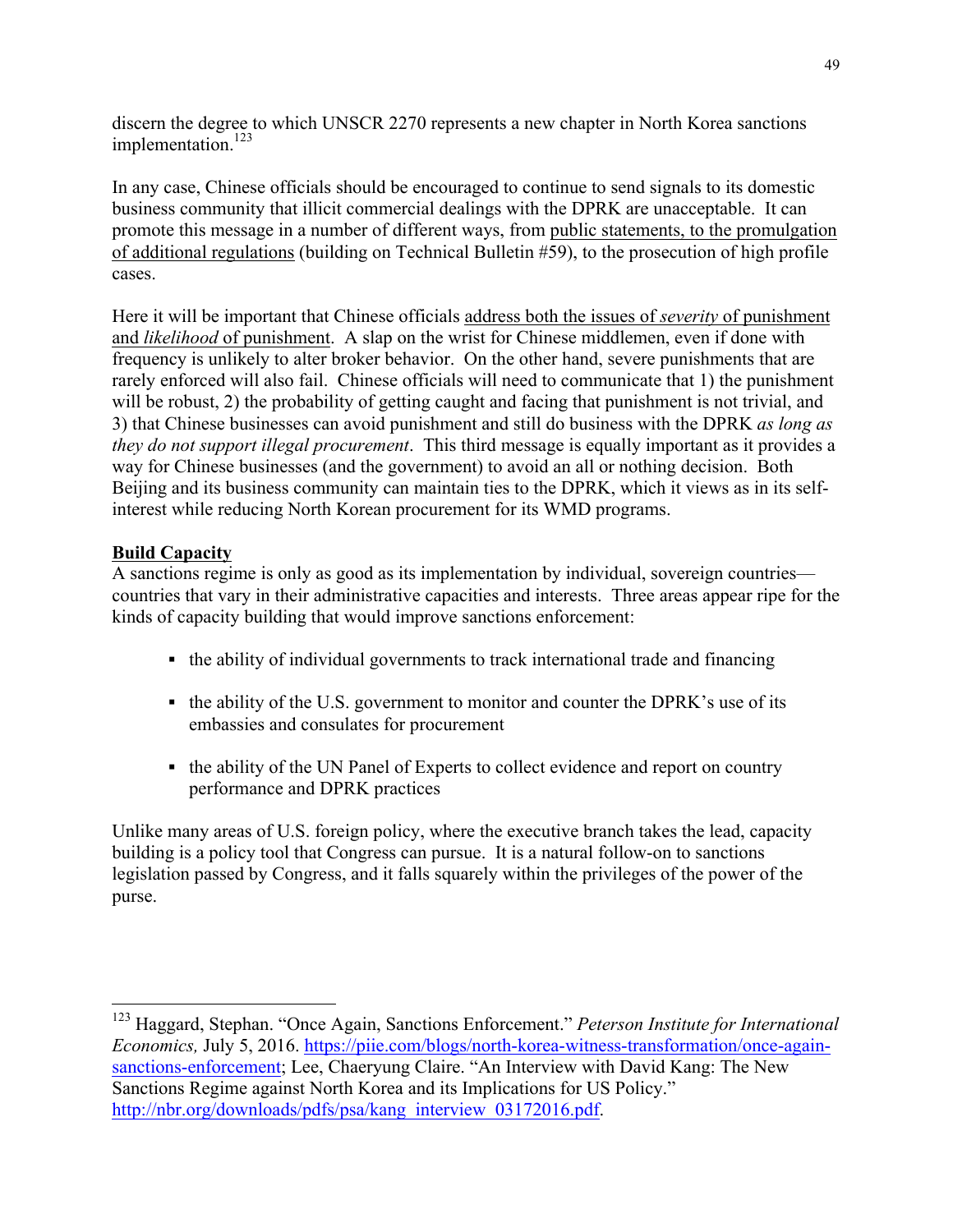discern the degree to which UNSCR 2270 represents a new chapter in North Korea sanctions implementation.[123]

In any case, Chinese officials should be encouraged to continue to send signals to its domestic business community that illicit commercial dealings with the DPRK are unacceptable. It can promote this message in a number of different ways, from public statements, to the promulgation of additional regulations (building on Technical Bulletin #59), to the prosecution of high profile cases.

Here it will be important that Chinese officials address both the issues of *severity* of punishment and *likelihood* of punishment. A slap on the wrist for Chinese middlemen, even if done with frequency is unlikely to alter broker behavior. On the other hand, severe punishments that are rarely enforced will also fail. Chinese officials will need to communicate that 1) the punishment will be robust, 2) the probability of getting caught and facing that punishment is not trivial, and 3) that Chinese businesses can avoid punishment and still do business with the DPRK *as long as they do not support illegal procurement*. This third message is equally important as it provides a way for Chinese businesses (and the government) to avoid an all or nothing decision. Both Beijing and its business community can maintain ties to the DPRK, which it views as in its self-interest while reducing North Korean procurement for its WMD programs.

**Build Capacity**

A sanctions regime is only as good as its implementation by individual, sovereign countries—countries that vary in their administrative capacities and interests. Three areas appear ripe for the kinds of capacity building that would improve sanctions enforcement:

- the ability of individual governments to track international trade and financing
- the ability of the U.S. government to monitor and counter the DPRK's use of its embassies and consulates for procurement
- the ability of the UN Panel of Experts to collect evidence and report on country performance and DPRK practices

Unlike many areas of U.S. foreign policy, where the executive branch takes the lead, capacity building is a policy tool that Congress can pursue. It is a natural follow-on to sanctions legislation passed by Congress, and it falls squarely within the privileges of the power of the purse.

---

[123] Haggard, Stephan. "Once Again, Sanctions Enforcement." *Peterson Institute for International Economics,* July 5, 2016. https://piie.com/blogs/north-korea-witness-transformation/once-again-sanctions-enforcement; Lee, Chaeryung Claire. "An Interview with David Kang: The New Sanctions Regime against North Korea and its Implications for US Policy." http://nbr.org/downloads/pdfs/psa/kang_interview_03172016.pdf.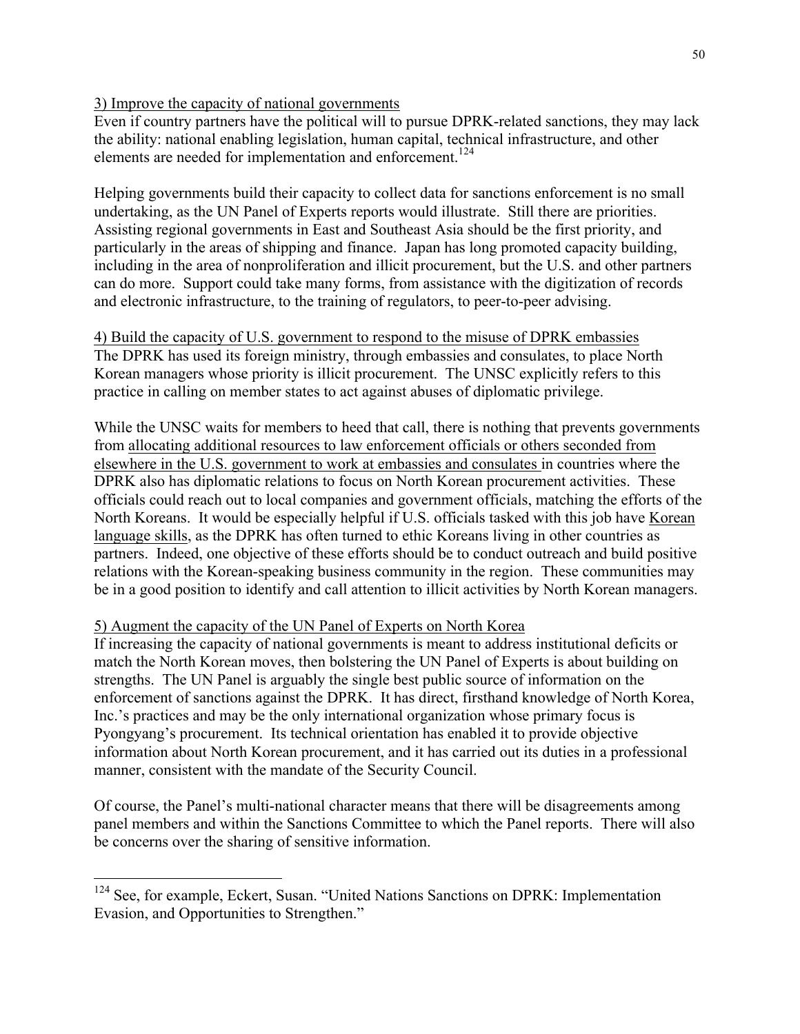<u>3) Improve the capacity of national governments</u>

Even if country partners have the political will to pursue DPRK-related sanctions, they may lack the ability: national enabling legislation, human capital, technical infrastructure, and other elements are needed for implementation and enforcement.[124]

Helping governments build their capacity to collect data for sanctions enforcement is no small undertaking, as the UN Panel of Experts reports would illustrate. Still there are priorities. Assisting regional governments in East and Southeast Asia should be the first priority, and particularly in the areas of shipping and finance. Japan has long promoted capacity building, including in the area of nonproliferation and illicit procurement, but the U.S. and other partners can do more. Support could take many forms, from assistance with the digitization of records and electronic infrastructure, to the training of regulators, to peer-to-peer advising.

<u>4) Build the capacity of U.S. government to respond to the misuse of DPRK embassies</u>

The DPRK has used its foreign ministry, through embassies and consulates, to place North Korean managers whose priority is illicit procurement. The UNSC explicitly refers to this practice in calling on member states to act against abuses of diplomatic privilege.

While the UNSC waits for members to heed that call, there is nothing that prevents governments from <u>allocating additional resources to law enforcement officials or others seconded from elsewhere in the U.S. government to work at embassies and consulates</u> in countries where the DPRK also has diplomatic relations to focus on North Korean procurement activities. These officials could reach out to local companies and government officials, matching the efforts of the North Koreans. It would be especially helpful if U.S. officials tasked with this job have <u>Korean language skills</u>, as the DPRK has often turned to ethic Koreans living in other countries as partners. Indeed, one objective of these efforts should be to conduct outreach and build positive relations with the Korean-speaking business community in the region. These communities may be in a good position to identify and call attention to illicit activities by North Korean managers.

<u>5) Augment the capacity of the UN Panel of Experts on North Korea</u>

If increasing the capacity of national governments is meant to address institutional deficits or match the North Korean moves, then bolstering the UN Panel of Experts is about building on strengths. The UN Panel is arguably the single best public source of information on the enforcement of sanctions against the DPRK. It has direct, firsthand knowledge of North Korea, Inc.'s practices and may be the only international organization whose primary focus is Pyongyang's procurement. Its technical orientation has enabled it to provide objective information about North Korean procurement, and it has carried out its duties in a professional manner, consistent with the mandate of the Security Council.

Of course, the Panel's multi-national character means that there will be disagreements among panel members and within the Sanctions Committee to which the Panel reports. There will also be concerns over the sharing of sensitive information.

---

[124] See, for example, Eckert, Susan. "United Nations Sanctions on DPRK: Implementation Evasion, and Opportunities to Strengthen."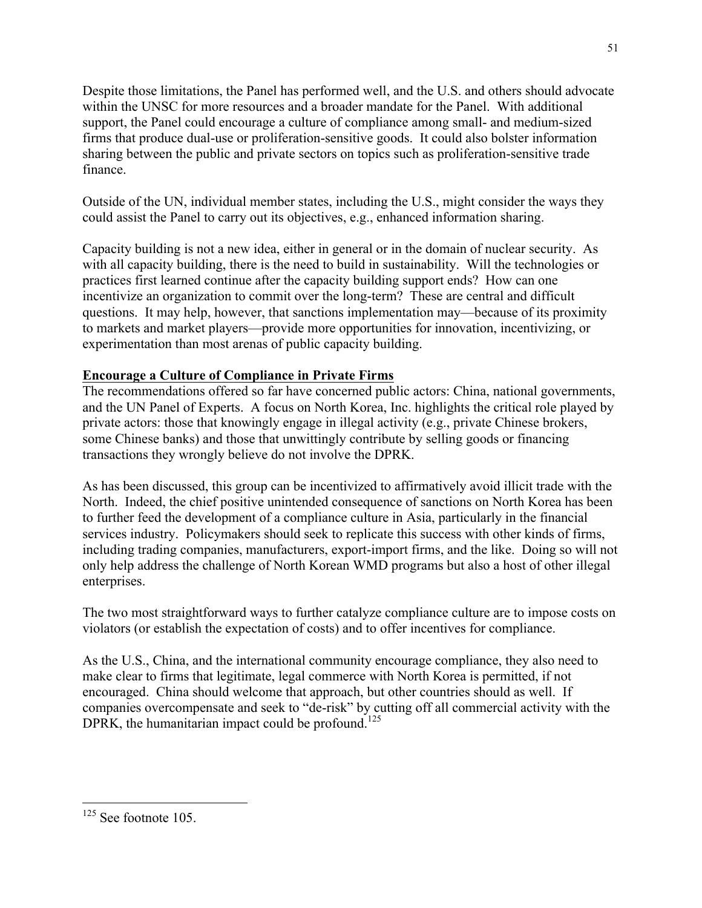Despite those limitations, the Panel has performed well, and the U.S. and others should advocate within the UNSC for more resources and a broader mandate for the Panel. With additional support, the Panel could encourage a culture of compliance among small- and medium-sized firms that produce dual-use or proliferation-sensitive goods. It could also bolster information sharing between the public and private sectors on topics such as proliferation-sensitive trade finance.

Outside of the UN, individual member states, including the U.S., might consider the ways they could assist the Panel to carry out its objectives, e.g., enhanced information sharing.

Capacity building is not a new idea, either in general or in the domain of nuclear security. As with all capacity building, there is the need to build in sustainability. Will the technologies or practices first learned continue after the capacity building support ends? How can one incentivize an organization to commit over the long-term? These are central and difficult questions. It may help, however, that sanctions implementation may—because of its proximity to markets and market players—provide more opportunities for innovation, incentivizing, or experimentation than most arenas of public capacity building.

**Encourage a Culture of Compliance in Private Firms**

The recommendations offered so far have concerned public actors: China, national governments, and the UN Panel of Experts. A focus on North Korea, Inc. highlights the critical role played by private actors: those that knowingly engage in illegal activity (e.g., private Chinese brokers, some Chinese banks) and those that unwittingly contribute by selling goods or financing transactions they wrongly believe do not involve the DPRK.

As has been discussed, this group can be incentivized to affirmatively avoid illicit trade with the North. Indeed, the chief positive unintended consequence of sanctions on North Korea has been to further feed the development of a compliance culture in Asia, particularly in the financial services industry. Policymakers should seek to replicate this success with other kinds of firms, including trading companies, manufacturers, export-import firms, and the like. Doing so will not only help address the challenge of North Korean WMD programs but also a host of other illegal enterprises.

The two most straightforward ways to further catalyze compliance culture are to impose costs on violators (or establish the expectation of costs) and to offer incentives for compliance.

As the U.S., China, and the international community encourage compliance, they also need to make clear to firms that legitimate, legal commerce with North Korea is permitted, if not encouraged. China should welcome that approach, but other countries should as well. If companies overcompensate and seek to "de-risk" by cutting off all commercial activity with the DPRK, the humanitarian impact could be profound.[125]

---

[125] See footnote 105.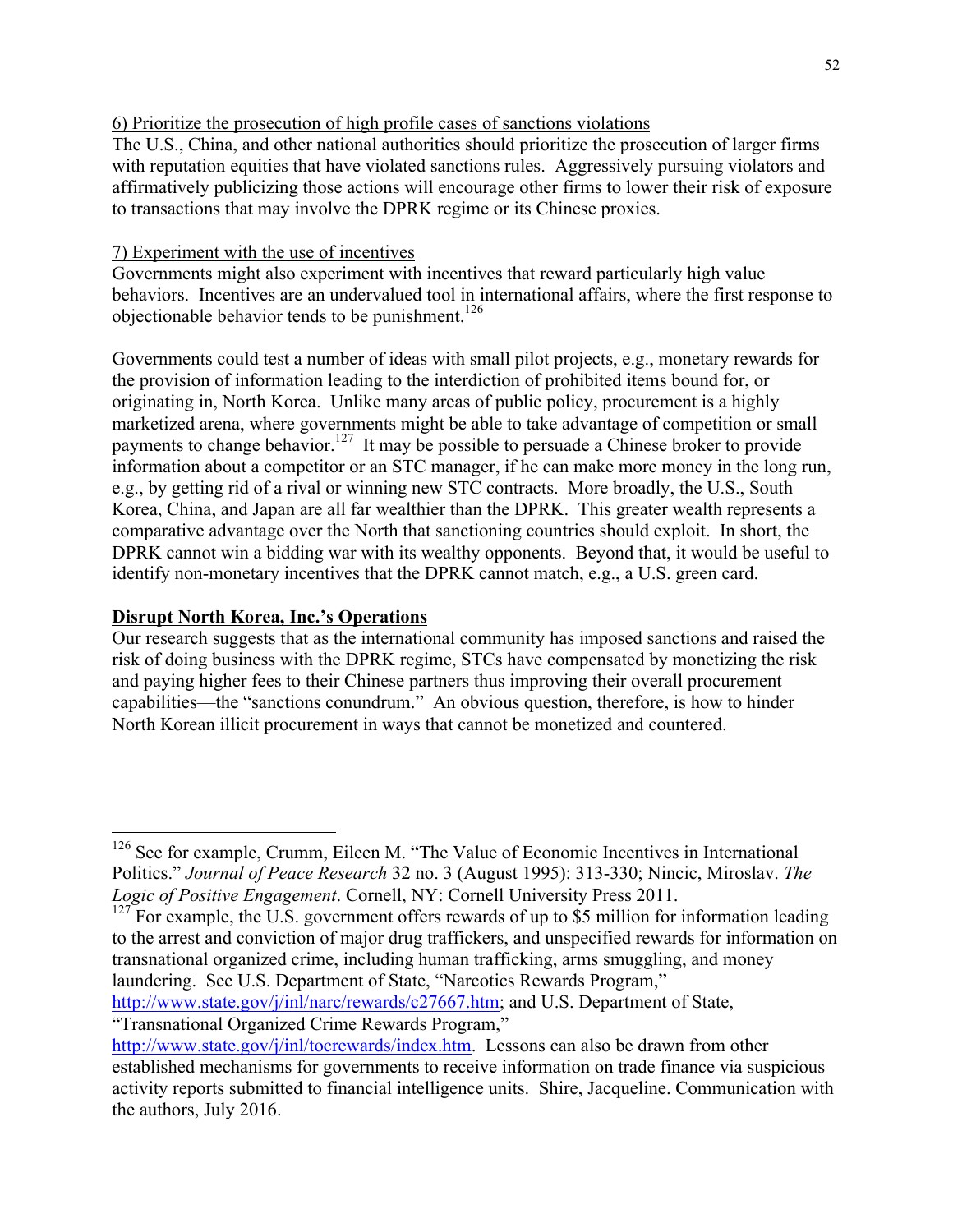6) Prioritize the prosecution of high profile cases of sanctions violations

The U.S., China, and other national authorities should prioritize the prosecution of larger firms with reputation equities that have violated sanctions rules. Aggressively pursuing violators and affirmatively publicizing those actions will encourage other firms to lower their risk of exposure to transactions that may involve the DPRK regime or its Chinese proxies.

7) Experiment with the use of incentives

Governments might also experiment with incentives that reward particularly high value behaviors. Incentives are an undervalued tool in international affairs, where the first response to objectionable behavior tends to be punishment.[126]

Governments could test a number of ideas with small pilot projects, e.g., monetary rewards for the provision of information leading to the interdiction of prohibited items bound for, or originating in, North Korea. Unlike many areas of public policy, procurement is a highly marketized arena, where governments might be able to take advantage of competition or small payments to change behavior.[127] It may be possible to persuade a Chinese broker to provide information about a competitor or an STC manager, if he can make more money in the long run, e.g., by getting rid of a rival or winning new STC contracts. More broadly, the U.S., South Korea, China, and Japan are all far wealthier than the DPRK. This greater wealth represents a comparative advantage over the North that sanctioning countries should exploit. In short, the DPRK cannot win a bidding war with its wealthy opponents. Beyond that, it would be useful to identify non-monetary incentives that the DPRK cannot match, e.g., a U.S. green card.

## Disrupt North Korea, Inc.'s Operations

Our research suggests that as the international community has imposed sanctions and raised the risk of doing business with the DPRK regime, STCs have compensated by monetizing the risk and paying higher fees to their Chinese partners thus improving their overall procurement capabilities—the "sanctions conundrum." An obvious question, therefore, is how to hinder North Korean illicit procurement in ways that cannot be monetized and countered.

---

[126] See for example, Crumm, Eileen M. "The Value of Economic Incentives in International Politics." *Journal of Peace Research* 32 no. 3 (August 1995): 313-330; Nincic, Miroslav. *The Logic of Positive Engagement*. Cornell, NY: Cornell University Press 2011.

[127] For example, the U.S. government offers rewards of up to $5 million for information leading to the arrest and conviction of major drug traffickers, and unspecified rewards for information on transnational organized crime, including human trafficking, arms smuggling, and money laundering. See U.S. Department of State, "Narcotics Rewards Program," http://www.state.gov/j/inl/narc/rewards/c27667.htm; and U.S. Department of State, "Transnational Organized Crime Rewards Program," http://www.state.gov/j/inl/tocrewards/index.htm. Lessons can also be drawn from other established mechanisms for governments to receive information on trade finance via suspicious activity reports submitted to financial intelligence units. Shire, Jacqueline. Communication with the authors, July 2016.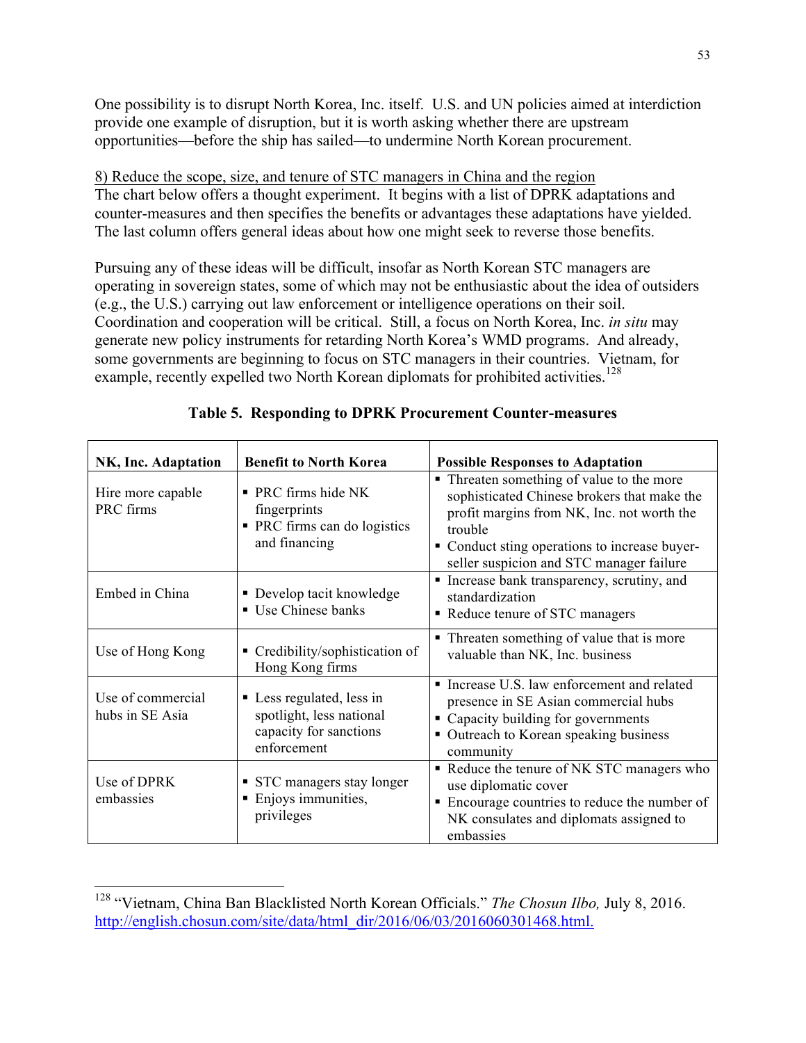One possibility is to disrupt North Korea, Inc. itself. U.S. and UN policies aimed at interdiction provide one example of disruption, but it is worth asking whether there are upstream opportunities—before the ship has sailed—to undermine North Korean procurement.

8) Reduce the scope, size, and tenure of STC managers in China and the region

The chart below offers a thought experiment. It begins with a list of DPRK adaptations and counter-measures and then specifies the benefits or advantages these adaptations have yielded. The last column offers general ideas about how one might seek to reverse those benefits.

Pursuing any of these ideas will be difficult, insofar as North Korean STC managers are operating in sovereign states, some of which may not be enthusiastic about the idea of outsiders (e.g., the U.S.) carrying out law enforcement or intelligence operations on their soil. Coordination and cooperation will be critical. Still, a focus on North Korea, Inc. *in situ* may generate new policy instruments for retarding North Korea's WMD programs. And already, some governments are beginning to focus on STC managers in their countries. Vietnam, for example, recently expelled two North Korean diplomats for prohibited activities.[128]

**Table 5. Responding to DPRK Procurement Counter-measures**

| NK, Inc. Adaptation | Benefit to North Korea | Possible Responses to Adaptation |
|---|---|---|
| Hire more capable PRC firms | ▪ PRC firms hide NK fingerprints<br>▪ PRC firms can do logistics and financing | ▪ Threaten something of value to the more sophisticated Chinese brokers that make the profit margins from NK, Inc. not worth the trouble<br>▪ Conduct sting operations to increase buyer-seller suspicion and STC manager failure |
| Embed in China | ▪ Develop tacit knowledge<br>▪ Use Chinese banks | ▪ Increase bank transparency, scrutiny, and standardization<br>▪ Reduce tenure of STC managers |
| Use of Hong Kong | ▪ Credibility/sophistication of Hong Kong firms | ▪ Threaten something of value that is more valuable than NK, Inc. business |
| Use of commercial hubs in SE Asia | ▪ Less regulated, less in spotlight, less national capacity for sanctions enforcement | ▪ Increase U.S. law enforcement and related presence in SE Asian commercial hubs<br>▪ Capacity building for governments<br>▪ Outreach to Korean speaking business community |
| Use of DPRK embassies | ▪ STC managers stay longer<br>▪ Enjoys immunities, privileges | ▪ Reduce the tenure of NK STC managers who use diplomatic cover<br>▪ Encourage countries to reduce the number of NK consulates and diplomats assigned to embassies |

---

[128] "Vietnam, China Ban Blacklisted North Korean Officials." *The Chosun Ilbo,* July 8, 2016. http://english.chosun.com/site/data/html_dir/2016/06/03/2016060301468.html.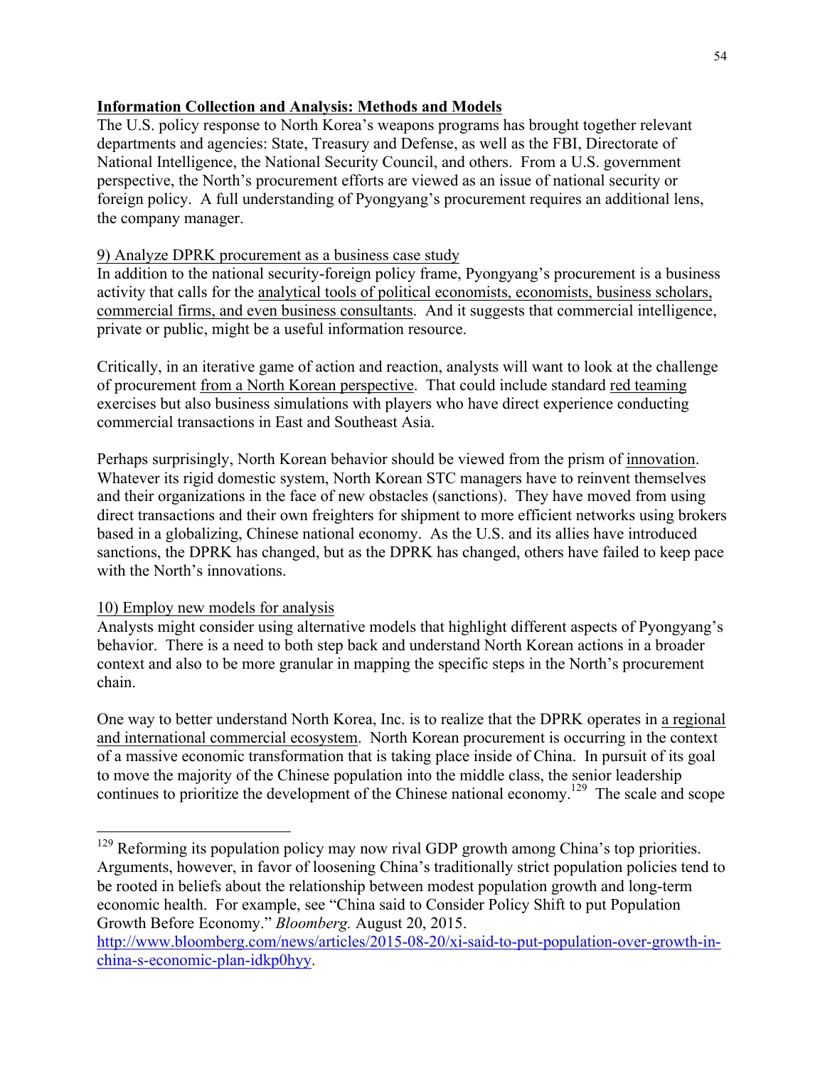**<u>Information Collection and Analysis: Methods and Models</u>**

The U.S. policy response to North Korea's weapons programs has brought together relevant departments and agencies: State, Treasury and Defense, as well as the FBI, Directorate of National Intelligence, the National Security Council, and others. From a U.S. government perspective, the North's procurement efforts are viewed as an issue of national security or foreign policy. A full understanding of Pyongyang's procurement requires an additional lens, the company manager.

<u>9) Analyze DPRK procurement as a business case study</u>

In addition to the national security-foreign policy frame, Pyongyang's procurement is a business activity that calls for the <u>analytical tools of political economists, economists, business scholars, commercial firms, and even business consultants</u>. And it suggests that commercial intelligence, private or public, might be a useful information resource.

Critically, in an iterative game of action and reaction, analysts will want to look at the challenge of procurement <u>from a North Korean perspective</u>. That could include standard <u>red teaming</u> exercises but also business simulations with players who have direct experience conducting commercial transactions in East and Southeast Asia.

Perhaps surprisingly, North Korean behavior should be viewed from the prism of <u>innovation</u>. Whatever its rigid domestic system, North Korean STC managers have to reinvent themselves and their organizations in the face of new obstacles (sanctions). They have moved from using direct transactions and their own freighters for shipment to more efficient networks using brokers based in a globalizing, Chinese national economy. As the U.S. and its allies have introduced sanctions, the DPRK has changed, but as the DPRK has changed, others have failed to keep pace with the North's innovations.

<u>10) Employ new models for analysis</u>

Analysts might consider using alternative models that highlight different aspects of Pyongyang's behavior. There is a need to both step back and understand North Korean actions in a broader context and also to be more granular in mapping the specific steps in the North's procurement chain.

One way to better understand North Korea, Inc. is to realize that the DPRK operates in <u>a regional and international commercial ecosystem</u>. North Korean procurement is occurring in the context of a massive economic transformation that is taking place inside of China. In pursuit of its goal to move the majority of the Chinese population into the middle class, the senior leadership continues to prioritize the development of the Chinese national economy.[129] The scale and scope

---

[129] Reforming its population policy may now rival GDP growth among China's top priorities. Arguments, however, in favor of loosening China's traditionally strict population policies tend to be rooted in beliefs about the relationship between modest population growth and long-term economic health. For example, see "China said to Consider Policy Shift to put Population Growth Before Economy." *Bloomberg.* August 20, 2015. http://www.bloomberg.com/news/articles/2015-08-20/xi-said-to-put-population-over-growth-in-china-s-economic-plan-idkp0hyy.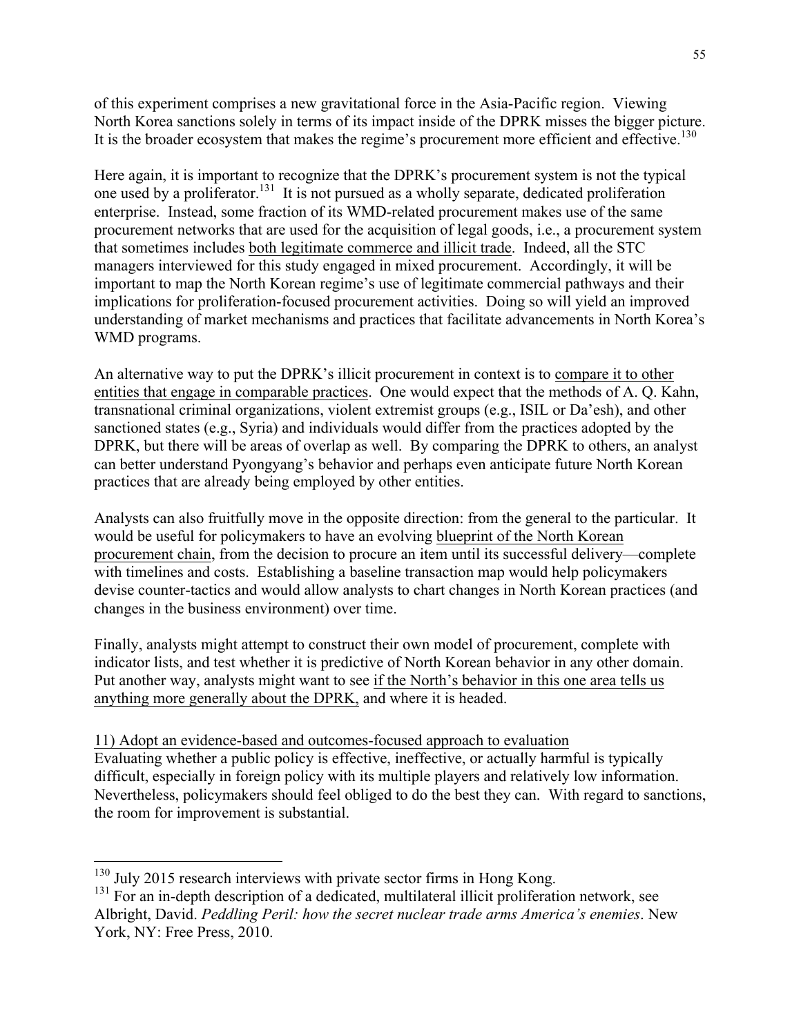of this experiment comprises a new gravitational force in the Asia-Pacific region. Viewing North Korea sanctions solely in terms of its impact inside of the DPRK misses the bigger picture. It is the broader ecosystem that makes the regime's procurement more efficient and effective.[130]

Here again, it is important to recognize that the DPRK's procurement system is not the typical one used by a proliferator.[131] It is not pursued as a wholly separate, dedicated proliferation enterprise. Instead, some fraction of its WMD-related procurement makes use of the same procurement networks that are used for the acquisition of legal goods, i.e., a procurement system that sometimes includes <u>both legitimate commerce and illicit trade</u>. Indeed, all the STC managers interviewed for this study engaged in mixed procurement. Accordingly, it will be important to map the North Korean regime's use of legitimate commercial pathways and their implications for proliferation-focused procurement activities. Doing so will yield an improved understanding of market mechanisms and practices that facilitate advancements in North Korea's WMD programs.

An alternative way to put the DPRK's illicit procurement in context is to <u>compare it to other entities that engage in comparable practices</u>. One would expect that the methods of A. Q. Kahn, transnational criminal organizations, violent extremist groups (e.g., ISIL or Da'esh), and other sanctioned states (e.g., Syria) and individuals would differ from the practices adopted by the DPRK, but there will be areas of overlap as well. By comparing the DPRK to others, an analyst can better understand Pyongyang's behavior and perhaps even anticipate future North Korean practices that are already being employed by other entities.

Analysts can also fruitfully move in the opposite direction: from the general to the particular. It would be useful for policymakers to have an evolving <u>blueprint of the North Korean procurement chain</u>, from the decision to procure an item until its successful delivery—complete with timelines and costs. Establishing a baseline transaction map would help policymakers devise counter-tactics and would allow analysts to chart changes in North Korean practices (and changes in the business environment) over time.

Finally, analysts might attempt to construct their own model of procurement, complete with indicator lists, and test whether it is predictive of North Korean behavior in any other domain. Put another way, analysts might want to see <u>if the North's behavior in this one area tells us anything more generally about the DPRK,</u> and where it is headed.

<u>11) Adopt an evidence-based and outcomes-focused approach to evaluation</u>

Evaluating whether a public policy is effective, ineffective, or actually harmful is typically difficult, especially in foreign policy with its multiple players and relatively low information. Nevertheless, policymakers should feel obliged to do the best they can. With regard to sanctions, the room for improvement is substantial.

---

[130] July 2015 research interviews with private sector firms in Hong Kong.

[131] For an in-depth description of a dedicated, multilateral illicit proliferation network, see Albright, David. *Peddling Peril: how the secret nuclear trade arms America's enemies*. New York, NY: Free Press, 2010.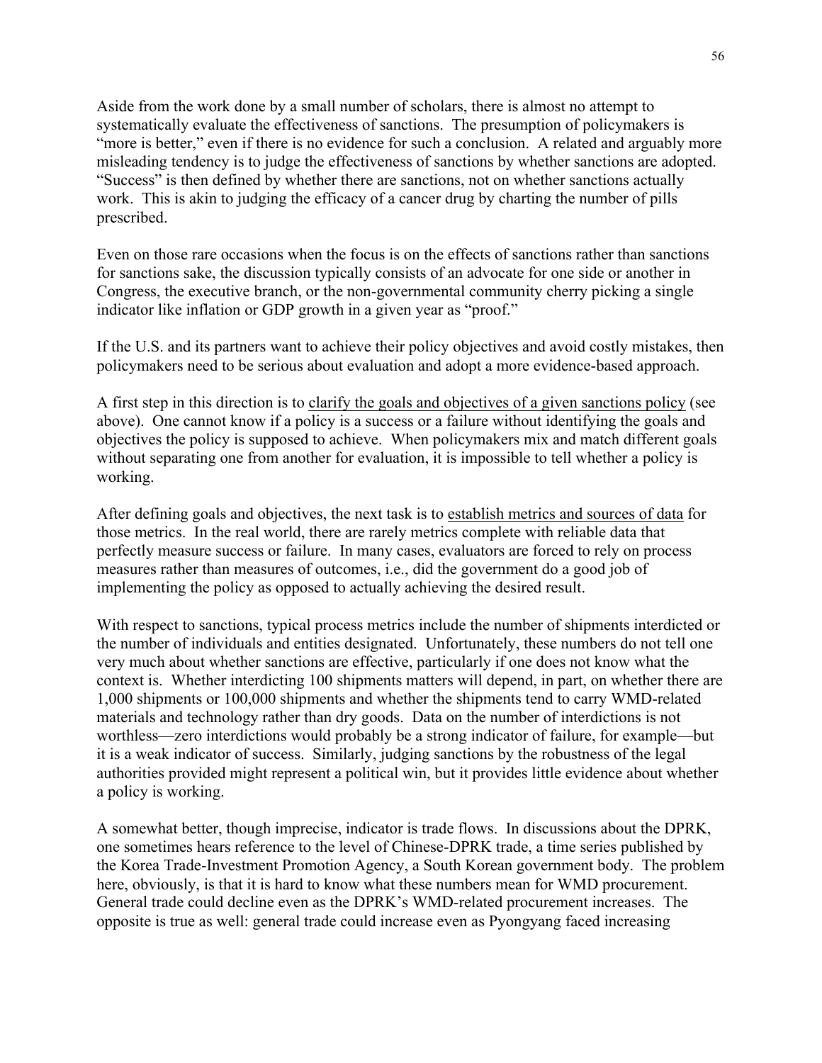Aside from the work done by a small number of scholars, there is almost no attempt to systematically evaluate the effectiveness of sanctions. The presumption of policymakers is "more is better," even if there is no evidence for such a conclusion. A related and arguably more misleading tendency is to judge the effectiveness of sanctions by whether sanctions are adopted. "Success" is then defined by whether there are sanctions, not on whether sanctions actually work. This is akin to judging the efficacy of a cancer drug by charting the number of pills prescribed.

Even on those rare occasions when the focus is on the effects of sanctions rather than sanctions for sanctions sake, the discussion typically consists of an advocate for one side or another in Congress, the executive branch, or the non-governmental community cherry picking a single indicator like inflation or GDP growth in a given year as "proof."

If the U.S. and its partners want to achieve their policy objectives and avoid costly mistakes, then policymakers need to be serious about evaluation and adopt a more evidence-based approach.

A first step in this direction is to <u>clarify the goals and objectives of a given sanctions policy</u> (see above). One cannot know if a policy is a success or a failure without identifying the goals and objectives the policy is supposed to achieve. When policymakers mix and match different goals without separating one from another for evaluation, it is impossible to tell whether a policy is working.

After defining goals and objectives, the next task is to <u>establish metrics and sources of data</u> for those metrics. In the real world, there are rarely metrics complete with reliable data that perfectly measure success or failure. In many cases, evaluators are forced to rely on process measures rather than measures of outcomes, i.e., did the government do a good job of implementing the policy as opposed to actually achieving the desired result.

With respect to sanctions, typical process metrics include the number of shipments interdicted or the number of individuals and entities designated. Unfortunately, these numbers do not tell one very much about whether sanctions are effective, particularly if one does not know what the context is. Whether interdicting 100 shipments matters will depend, in part, on whether there are 1,000 shipments or 100,000 shipments and whether the shipments tend to carry WMD-related materials and technology rather than dry goods. Data on the number of interdictions is not worthless—zero interdictions would probably be a strong indicator of failure, for example—but it is a weak indicator of success. Similarly, judging sanctions by the robustness of the legal authorities provided might represent a political win, but it provides little evidence about whether a policy is working.

A somewhat better, though imprecise, indicator is trade flows. In discussions about the DPRK, one sometimes hears reference to the level of Chinese-DPRK trade, a time series published by the Korea Trade-Investment Promotion Agency, a South Korean government body. The problem here, obviously, is that it is hard to know what these numbers mean for WMD procurement. General trade could decline even as the DPRK's WMD-related procurement increases. The opposite is true as well: general trade could increase even as Pyongyang faced increasing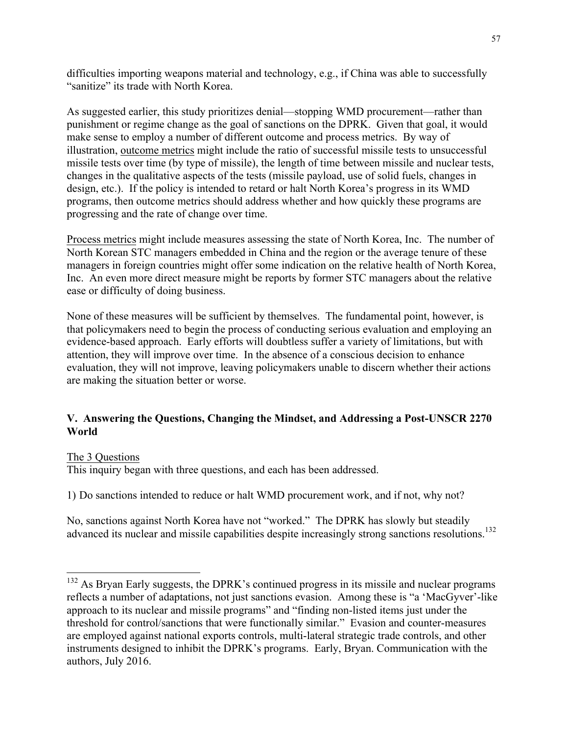difficulties importing weapons material and technology, e.g., if China was able to successfully "sanitize" its trade with North Korea.

As suggested earlier, this study prioritizes denial—stopping WMD procurement—rather than punishment or regime change as the goal of sanctions on the DPRK. Given that goal, it would make sense to employ a number of different outcome and process metrics. By way of illustration, <u>outcome metrics</u> might include the ratio of successful missile tests to unsuccessful missile tests over time (by type of missile), the length of time between missile and nuclear tests, changes in the qualitative aspects of the tests (missile payload, use of solid fuels, changes in design, etc.). If the policy is intended to retard or halt North Korea's progress in its WMD programs, then outcome metrics should address whether and how quickly these programs are progressing and the rate of change over time.

<u>Process metrics</u> might include measures assessing the state of North Korea, Inc. The number of North Korean STC managers embedded in China and the region or the average tenure of these managers in foreign countries might offer some indication on the relative health of North Korea, Inc. An even more direct measure might be reports by former STC managers about the relative ease or difficulty of doing business.

None of these measures will be sufficient by themselves. The fundamental point, however, is that policymakers need to begin the process of conducting serious evaluation and employing an evidence-based approach. Early efforts will doubtless suffer a variety of limitations, but with attention, they will improve over time. In the absence of a conscious decision to enhance evaluation, they will not improve, leaving policymakers unable to discern whether their actions are making the situation better or worse.

## V. Answering the Questions, Changing the Mindset, and Addressing a Post-UNSCR 2270 World

<u>The 3 Questions</u>

This inquiry began with three questions, and each has been addressed.

1) Do sanctions intended to reduce or halt WMD procurement work, and if not, why not?

No, sanctions against North Korea have not "worked." The DPRK has slowly but steadily advanced its nuclear and missile capabilities despite increasingly strong sanctions resolutions.[132]

---

[132] As Bryan Early suggests, the DPRK's continued progress in its missile and nuclear programs reflects a number of adaptations, not just sanctions evasion. Among these is "a 'MacGyver'-like approach to its nuclear and missile programs" and "finding non-listed items just under the threshold for control/sanctions that were functionally similar." Evasion and counter-measures are employed against national exports controls, multi-lateral strategic trade controls, and other instruments designed to inhibit the DPRK's programs. Early, Bryan. Communication with the authors, July 2016.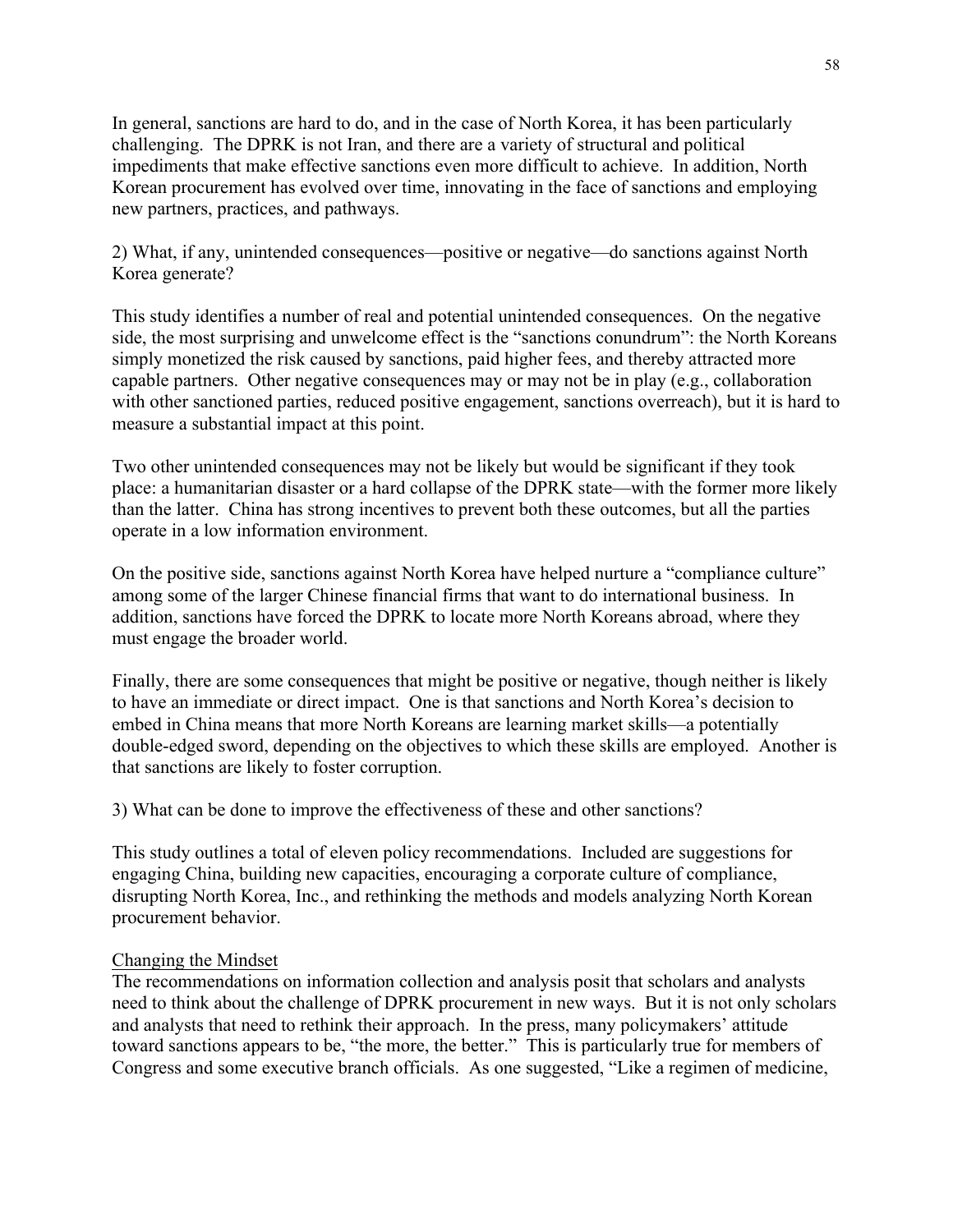In general, sanctions are hard to do, and in the case of North Korea, it has been particularly challenging. The DPRK is not Iran, and there are a variety of structural and political impediments that make effective sanctions even more difficult to achieve. In addition, North Korean procurement has evolved over time, innovating in the face of sanctions and employing new partners, practices, and pathways.

2) What, if any, unintended consequences—positive or negative—do sanctions against North Korea generate?

This study identifies a number of real and potential unintended consequences. On the negative side, the most surprising and unwelcome effect is the "sanctions conundrum": the North Koreans simply monetized the risk caused by sanctions, paid higher fees, and thereby attracted more capable partners. Other negative consequences may or may not be in play (e.g., collaboration with other sanctioned parties, reduced positive engagement, sanctions overreach), but it is hard to measure a substantial impact at this point.

Two other unintended consequences may not be likely but would be significant if they took place: a humanitarian disaster or a hard collapse of the DPRK state—with the former more likely than the latter. China has strong incentives to prevent both these outcomes, but all the parties operate in a low information environment.

On the positive side, sanctions against North Korea have helped nurture a "compliance culture" among some of the larger Chinese financial firms that want to do international business. In addition, sanctions have forced the DPRK to locate more North Koreans abroad, where they must engage the broader world.

Finally, there are some consequences that might be positive or negative, though neither is likely to have an immediate or direct impact. One is that sanctions and North Korea's decision to embed in China means that more North Koreans are learning market skills—a potentially double-edged sword, depending on the objectives to which these skills are employed. Another is that sanctions are likely to foster corruption.

3) What can be done to improve the effectiveness of these and other sanctions?

This study outlines a total of eleven policy recommendations. Included are suggestions for engaging China, building new capacities, encouraging a corporate culture of compliance, disrupting North Korea, Inc., and rethinking the methods and models analyzing North Korean procurement behavior.

<u>Changing the Mindset</u>

The recommendations on information collection and analysis posit that scholars and analysts need to think about the challenge of DPRK procurement in new ways. But it is not only scholars and analysts that need to rethink their approach. In the press, many policymakers' attitude toward sanctions appears to be, "the more, the better." This is particularly true for members of Congress and some executive branch officials. As one suggested, "Like a regimen of medicine,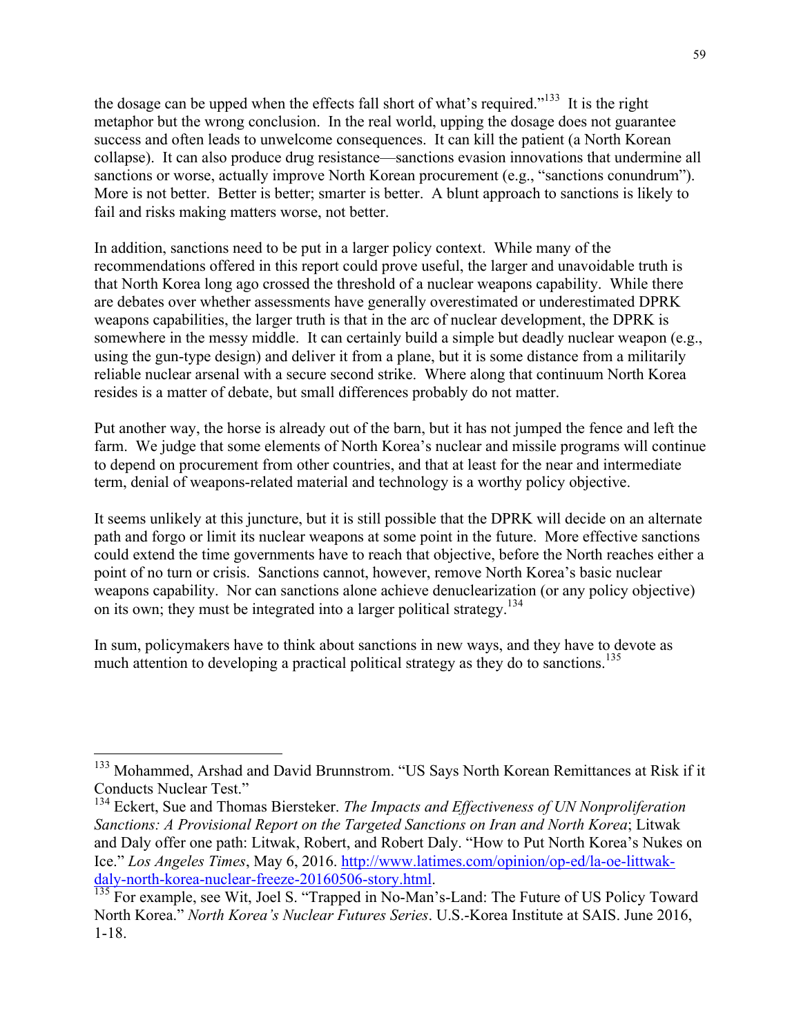the dosage can be upped when the effects fall short of what's required."[133] It is the right metaphor but the wrong conclusion. In the real world, upping the dosage does not guarantee success and often leads to unwelcome consequences. It can kill the patient (a North Korean collapse). It can also produce drug resistance—sanctions evasion innovations that undermine all sanctions or worse, actually improve North Korean procurement (e.g., "sanctions conundrum"). More is not better. Better is better; smarter is better. A blunt approach to sanctions is likely to fail and risks making matters worse, not better.

In addition, sanctions need to be put in a larger policy context. While many of the recommendations offered in this report could prove useful, the larger and unavoidable truth is that North Korea long ago crossed the threshold of a nuclear weapons capability. While there are debates over whether assessments have generally overestimated or underestimated DPRK weapons capabilities, the larger truth is that in the arc of nuclear development, the DPRK is somewhere in the messy middle. It can certainly build a simple but deadly nuclear weapon (e.g., using the gun-type design) and deliver it from a plane, but it is some distance from a militarily reliable nuclear arsenal with a secure second strike. Where along that continuum North Korea resides is a matter of debate, but small differences probably do not matter.

Put another way, the horse is already out of the barn, but it has not jumped the fence and left the farm. We judge that some elements of North Korea's nuclear and missile programs will continue to depend on procurement from other countries, and that at least for the near and intermediate term, denial of weapons-related material and technology is a worthy policy objective.

It seems unlikely at this juncture, but it is still possible that the DPRK will decide on an alternate path and forgo or limit its nuclear weapons at some point in the future. More effective sanctions could extend the time governments have to reach that objective, before the North reaches either a point of no turn or crisis. Sanctions cannot, however, remove North Korea's basic nuclear weapons capability. Nor can sanctions alone achieve denuclearization (or any policy objective) on its own; they must be integrated into a larger political strategy.[134]

In sum, policymakers have to think about sanctions in new ways, and they have to devote as much attention to developing a practical political strategy as they do to sanctions.[135]

---

[133] Mohammed, Arshad and David Brunnstrom. "US Says North Korean Remittances at Risk if it Conducts Nuclear Test."

[134] Eckert, Sue and Thomas Biersteker. *The Impacts and Effectiveness of UN Nonproliferation Sanctions: A Provisional Report on the Targeted Sanctions on Iran and North Korea*; Litwak and Daly offer one path: Litwak, Robert, and Robert Daly. "How to Put North Korea's Nukes on Ice." *Los Angeles Times*, May 6, 2016. http://www.latimes.com/opinion/op-ed/la-oe-littwak-daly-north-korea-nuclear-freeze-20160506-story.html.

[135] For example, see Wit, Joel S. "Trapped in No-Man's-Land: The Future of US Policy Toward North Korea." *North Korea's Nuclear Futures Series*. U.S.-Korea Institute at SAIS. June 2016, 1-18.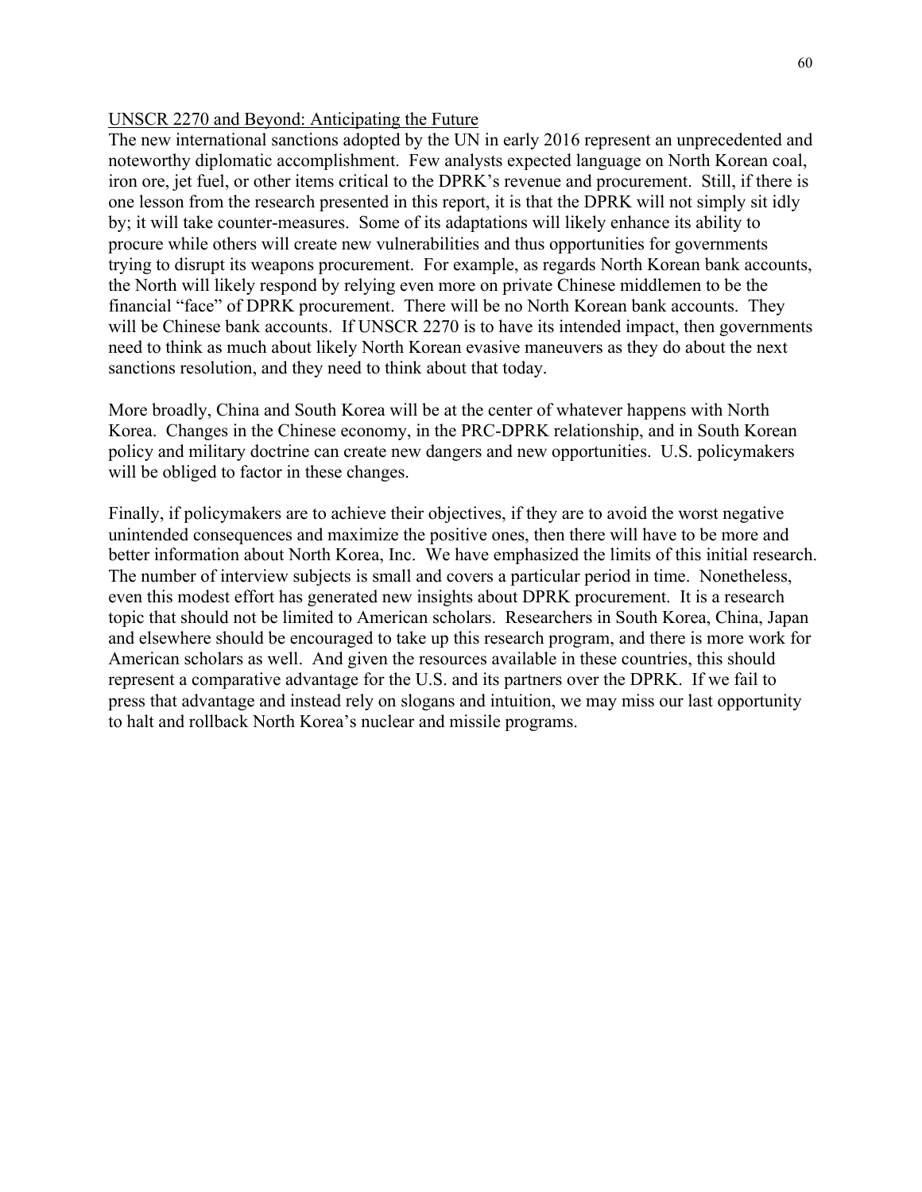## UNSCR 2270 and Beyond: Anticipating the Future

The new international sanctions adopted by the UN in early 2016 represent an unprecedented and noteworthy diplomatic accomplishment. Few analysts expected language on North Korean coal, iron ore, jet fuel, or other items critical to the DPRK's revenue and procurement. Still, if there is one lesson from the research presented in this report, it is that the DPRK will not simply sit idly by; it will take counter-measures. Some of its adaptations will likely enhance its ability to procure while others will create new vulnerabilities and thus opportunities for governments trying to disrupt its weapons procurement. For example, as regards North Korean bank accounts, the North will likely respond by relying even more on private Chinese middlemen to be the financial "face" of DPRK procurement. There will be no North Korean bank accounts. They will be Chinese bank accounts. If UNSCR 2270 is to have its intended impact, then governments need to think as much about likely North Korean evasive maneuvers as they do about the next sanctions resolution, and they need to think about that today.

More broadly, China and South Korea will be at the center of whatever happens with North Korea. Changes in the Chinese economy, in the PRC-DPRK relationship, and in South Korean policy and military doctrine can create new dangers and new opportunities. U.S. policymakers will be obliged to factor in these changes.

Finally, if policymakers are to achieve their objectives, if they are to avoid the worst negative unintended consequences and maximize the positive ones, then there will have to be more and better information about North Korea, Inc. We have emphasized the limits of this initial research. The number of interview subjects is small and covers a particular period in time. Nonetheless, even this modest effort has generated new insights about DPRK procurement. It is a research topic that should not be limited to American scholars. Researchers in South Korea, China, Japan and elsewhere should be encouraged to take up this research program, and there is more work for American scholars as well. And given the resources available in these countries, this should represent a comparative advantage for the U.S. and its partners over the DPRK. If we fail to press that advantage and instead rely on slogans and intuition, we may miss our last opportunity to halt and rollback North Korea's nuclear and missile programs.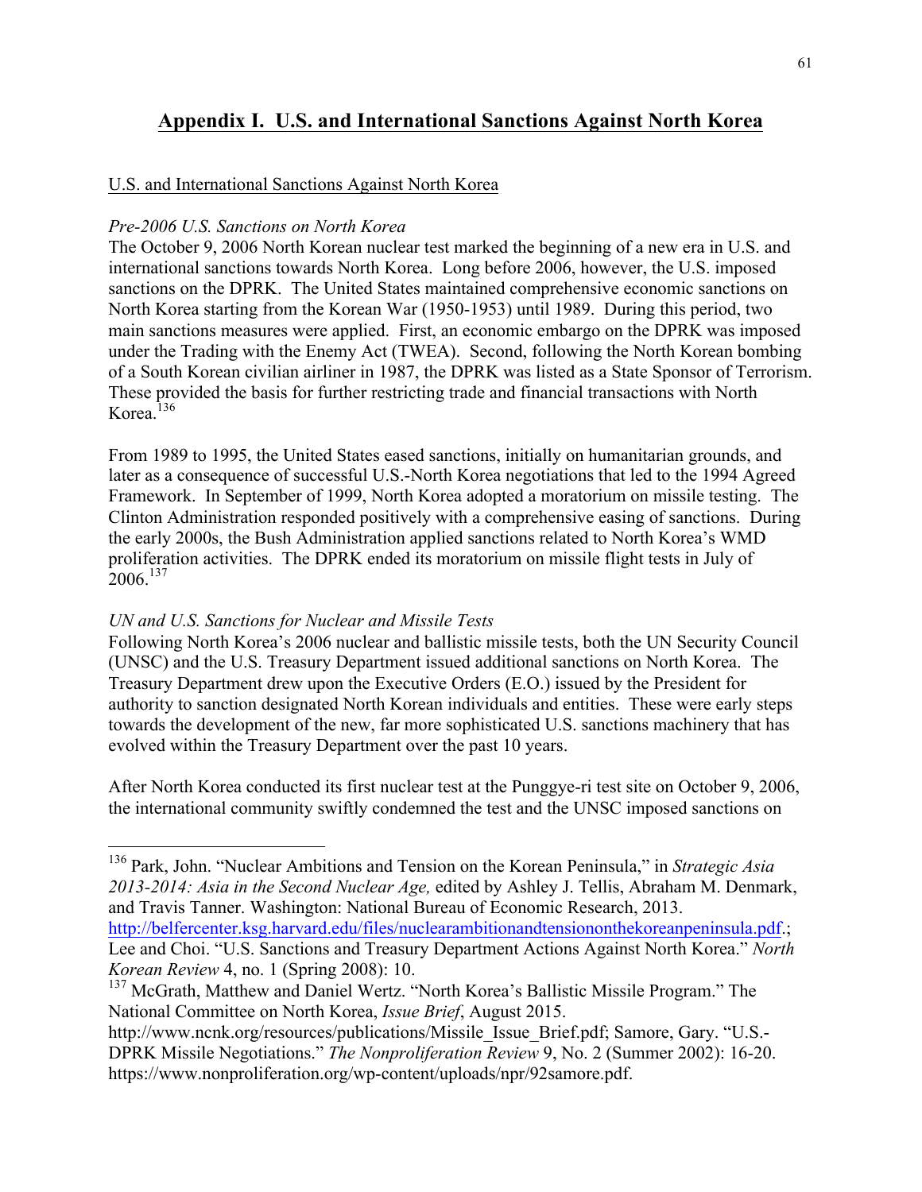# Appendix I. U.S. and International Sanctions Against North Korea

U.S. and International Sanctions Against North Korea

*Pre-2006 U.S. Sanctions on North Korea*

The October 9, 2006 North Korean nuclear test marked the beginning of a new era in U.S. and international sanctions towards North Korea. Long before 2006, however, the U.S. imposed sanctions on the DPRK. The United States maintained comprehensive economic sanctions on North Korea starting from the Korean War (1950-1953) until 1989. During this period, two main sanctions measures were applied. First, an economic embargo on the DPRK was imposed under the Trading with the Enemy Act (TWEA). Second, following the North Korean bombing of a South Korean civilian airliner in 1987, the DPRK was listed as a State Sponsor of Terrorism. These provided the basis for further restricting trade and financial transactions with North Korea.[136]

From 1989 to 1995, the United States eased sanctions, initially on humanitarian grounds, and later as a consequence of successful U.S.-North Korea negotiations that led to the 1994 Agreed Framework. In September of 1999, North Korea adopted a moratorium on missile testing. The Clinton Administration responded positively with a comprehensive easing of sanctions. During the early 2000s, the Bush Administration applied sanctions related to North Korea's WMD proliferation activities. The DPRK ended its moratorium on missile flight tests in July of 2006.[137]

*UN and U.S. Sanctions for Nuclear and Missile Tests*

Following North Korea's 2006 nuclear and ballistic missile tests, both the UN Security Council (UNSC) and the U.S. Treasury Department issued additional sanctions on North Korea. The Treasury Department drew upon the Executive Orders (E.O.) issued by the President for authority to sanction designated North Korean individuals and entities. These were early steps towards the development of the new, far more sophisticated U.S. sanctions machinery that has evolved within the Treasury Department over the past 10 years.

After North Korea conducted its first nuclear test at the Punggye-ri test site on October 9, 2006, the international community swiftly condemned the test and the UNSC imposed sanctions on

---

[136] Park, John. "Nuclear Ambitions and Tension on the Korean Peninsula," in *Strategic Asia 2013-2014: Asia in the Second Nuclear Age,* edited by Ashley J. Tellis, Abraham M. Denmark, and Travis Tanner. Washington: National Bureau of Economic Research, 2013. http://belfercenter.ksg.harvard.edu/files/nuclearambitionandtensiononthekoreanpeninsula.pdf.; Lee and Choi. "U.S. Sanctions and Treasury Department Actions Against North Korea." *North Korean Review* 4, no. 1 (Spring 2008): 10.

[137] McGrath, Matthew and Daniel Wertz. "North Korea's Ballistic Missile Program." The National Committee on North Korea, *Issue Brief*, August 2015. http://www.ncnk.org/resources/publications/Missile_Issue_Brief.pdf; Samore, Gary. "U.S.-DPRK Missile Negotiations." *The Nonproliferation Review* 9, No. 2 (Summer 2002): 16-20. https://www.nonproliferation.org/wp-content/uploads/npr/92samore.pdf.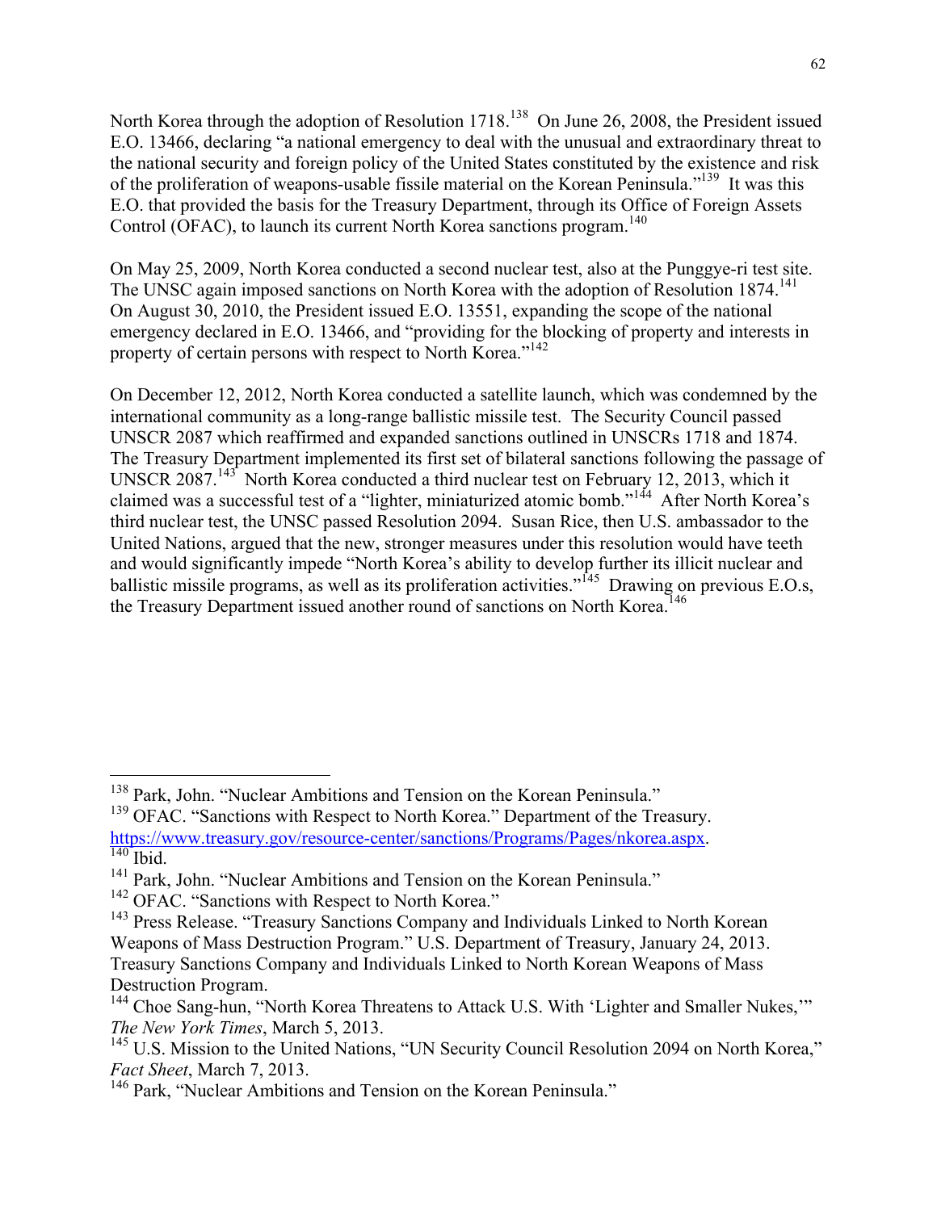North Korea through the adoption of Resolution 1718.[138] On June 26, 2008, the President issued E.O. 13466, declaring "a national emergency to deal with the unusual and extraordinary threat to the national security and foreign policy of the United States constituted by the existence and risk of the proliferation of weapons-usable fissile material on the Korean Peninsula."[139] It was this E.O. that provided the basis for the Treasury Department, through its Office of Foreign Assets Control (OFAC), to launch its current North Korea sanctions program.[140]

On May 25, 2009, North Korea conducted a second nuclear test, also at the Punggye-ri test site. The UNSC again imposed sanctions on North Korea with the adoption of Resolution 1874.[141] On August 30, 2010, the President issued E.O. 13551, expanding the scope of the national emergency declared in E.O. 13466, and "providing for the blocking of property and interests in property of certain persons with respect to North Korea."[142]

On December 12, 2012, North Korea conducted a satellite launch, which was condemned by the international community as a long-range ballistic missile test. The Security Council passed UNSCR 2087 which reaffirmed and expanded sanctions outlined in UNSCRs 1718 and 1874. The Treasury Department implemented its first set of bilateral sanctions following the passage of UNSCR 2087.[143] North Korea conducted a third nuclear test on February 12, 2013, which it claimed was a successful test of a "lighter, miniaturized atomic bomb."[144] After North Korea's third nuclear test, the UNSC passed Resolution 2094. Susan Rice, then U.S. ambassador to the United Nations, argued that the new, stronger measures under this resolution would have teeth and would significantly impede "North Korea's ability to develop further its illicit nuclear and ballistic missile programs, as well as its proliferation activities."[145] Drawing on previous E.O.s, the Treasury Department issued another round of sanctions on North Korea.[146]

---

[138] Park, John. "Nuclear Ambitions and Tension on the Korean Peninsula."

[139] OFAC. "Sanctions with Respect to North Korea." Department of the Treasury. https://www.treasury.gov/resource-center/sanctions/Programs/Pages/nkorea.aspx.

[140] Ibid.

[141] Park, John. "Nuclear Ambitions and Tension on the Korean Peninsula."

[142] OFAC. "Sanctions with Respect to North Korea."

[143] Press Release. "Treasury Sanctions Company and Individuals Linked to North Korean Weapons of Mass Destruction Program." U.S. Department of Treasury, January 24, 2013. Treasury Sanctions Company and Individuals Linked to North Korean Weapons of Mass Destruction Program.

[144] Choe Sang-hun, "North Korea Threatens to Attack U.S. With 'Lighter and Smaller Nukes,'" *The New York Times*, March 5, 2013.

[145] U.S. Mission to the United Nations, "UN Security Council Resolution 2094 on North Korea," *Fact Sheet*, March 7, 2013.

[146] Park, "Nuclear Ambitions and Tension on the Korean Peninsula."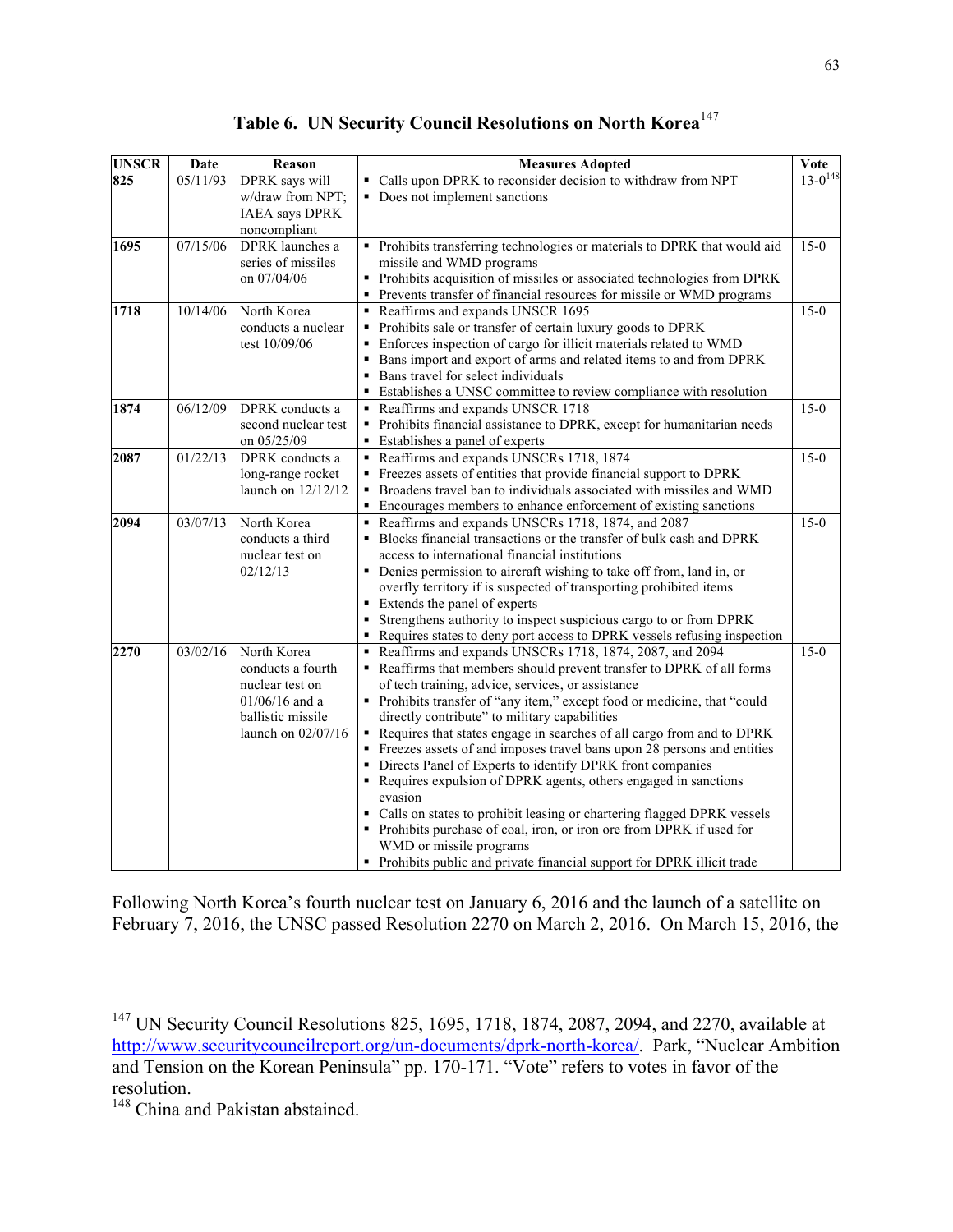**Table 6. UN Security Council Resolutions on North Korea**[147]

| UNSCR | Date | Reason | Measures Adopted | Vote |
|---|---|---|---|---|
| 825 | 05/11/93 | DPRK says will w/draw from NPT; IAEA says DPRK noncompliant | ▪ Calls upon DPRK to reconsider decision to withdraw from NPT<br>▪ Does not implement sanctions | 13-0[148] |
| 1695 | 07/15/06 | DPRK launches a series of missiles on 07/04/06 | ▪ Prohibits transferring technologies or materials to DPRK that would aid missile and WMD programs<br>▪ Prohibits acquisition of missiles or associated technologies from DPRK<br>▪ Prevents transfer of financial resources for missile or WMD programs | 15-0 |
| 1718 | 10/14/06 | North Korea conducts a nuclear test 10/09/06 | ▪ Reaffirms and expands UNSCR 1695<br>▪ Prohibits sale or transfer of certain luxury goods to DPRK<br>▪ Enforces inspection of cargo for illicit materials related to WMD<br>▪ Bans import and export of arms and related items to and from DPRK<br>▪ Bans travel for select individuals<br>▪ Establishes a UNSC committee to review compliance with resolution | 15-0 |
| 1874 | 06/12/09 | DPRK conducts a second nuclear test on 05/25/09 | ▪ Reaffirms and expands UNSCR 1718<br>▪ Prohibits financial assistance to DPRK, except for humanitarian needs<br>▪ Establishes a panel of experts | 15-0 |
| 2087 | 01/22/13 | DPRK conducts a long-range rocket launch on 12/12/12 | ▪ Reaffirms and expands UNSCRs 1718, 1874<br>▪ Freezes assets of entities that provide financial support to DPRK<br>▪ Broadens travel ban to individuals associated with missiles and WMD<br>▪ Encourages members to enhance enforcement of existing sanctions | 15-0 |
| 2094 | 03/07/13 | North Korea conducts a third nuclear test on 02/12/13 | ▪ Reaffirms and expands UNSCRs 1718, 1874, and 2087<br>▪ Blocks financial transactions or the transfer of bulk cash and DPRK access to international financial institutions<br>▪ Denies permission to aircraft wishing to take off from, land in, or overfly territory if is suspected of transporting prohibited items<br>▪ Extends the panel of experts<br>▪ Strengthens authority to inspect suspicious cargo to or from DPRK<br>▪ Requires states to deny port access to DPRK vessels refusing inspection | 15-0 |
| 2270 | 03/02/16 | North Korea conducts a fourth nuclear test on 01/06/16 and a ballistic missile launch on 02/07/16 | ▪ Reaffirms and expands UNSCRs 1718, 1874, 2087, and 2094<br>▪ Reaffirms that members should prevent transfer to DPRK of all forms of tech training, advice, services, or assistance<br>▪ Prohibits transfer of "any item," except food or medicine, that "could directly contribute" to military capabilities<br>▪ Requires that states engage in searches of all cargo from and to DPRK<br>▪ Freezes assets of and imposes travel bans upon 28 persons and entities<br>▪ Directs Panel of Experts to identify DPRK front companies<br>▪ Requires expulsion of DPRK agents, others engaged in sanctions evasion<br>▪ Calls on states to prohibit leasing or chartering flagged DPRK vessels<br>▪ Prohibits purchase of coal, iron, or iron ore from DPRK if used for WMD or missile programs<br>▪ Prohibits public and private financial support for DPRK illicit trade | 15-0 |

Following North Korea's fourth nuclear test on January 6, 2016 and the launch of a satellite on February 7, 2016, the UNSC passed Resolution 2270 on March 2, 2016. On March 15, 2016, the

[147] UN Security Council Resolutions 825, 1695, 1718, 1874, 2087, 2094, and 2270, available at http://www.securitycouncilreport.org/un-documents/dprk-north-korea/. Park, "Nuclear Ambition and Tension on the Korean Peninsula" pp. 170-171. "Vote" refers to votes in favor of the resolution.

[148] China and Pakistan abstained.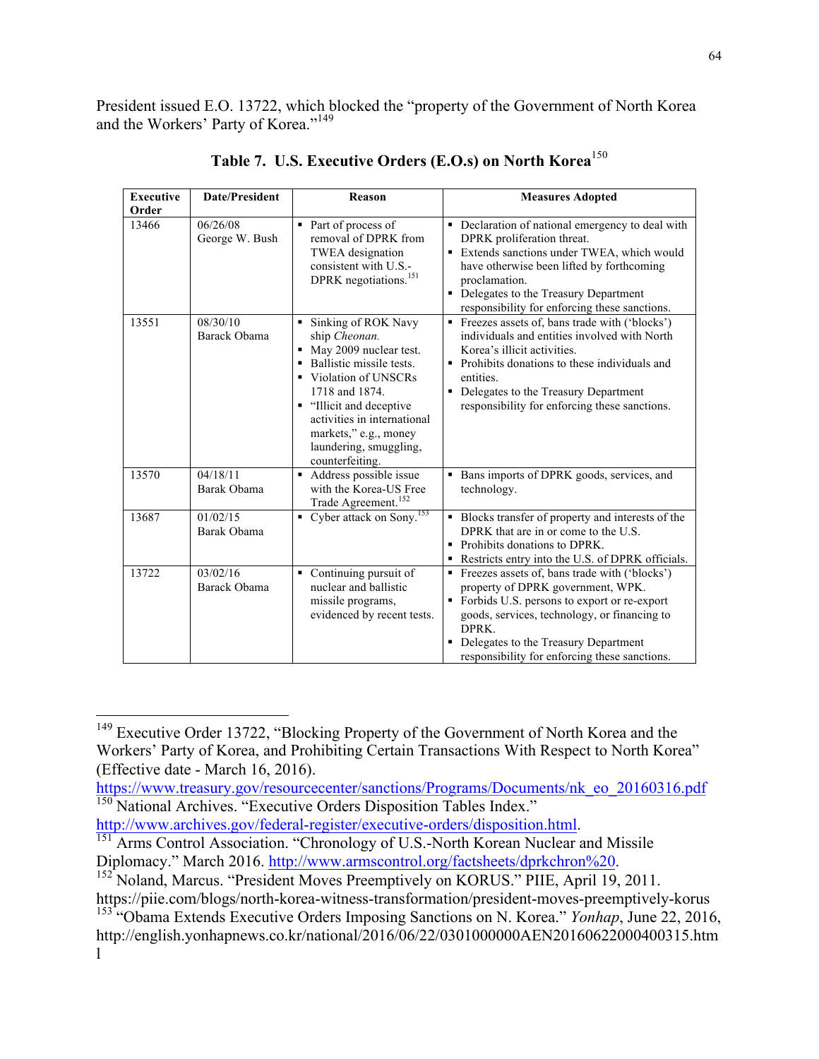President issued E.O. 13722, which blocked the "property of the Government of North Korea and the Workers' Party of Korea."[149]

**Table 7. U.S. Executive Orders (E.O.s) on North Korea**[150]

| Executive Order | Date/President | Reason | Measures Adopted |
|---|---|---|---|
| 13466 | 06/26/08 George W. Bush | ▪ Part of process of removal of DPRK from TWEA designation consistent with U.S.-DPRK negotiations.[151] | ▪ Declaration of national emergency to deal with DPRK proliferation threat. ▪ Extends sanctions under TWEA, which would have otherwise been lifted by forthcoming proclamation. ▪ Delegates to the Treasury Department responsibility for enforcing these sanctions. |
| 13551 | 08/30/10 Barack Obama | ▪ Sinking of ROK Navy ship *Cheonan.* ▪ May 2009 nuclear test. ▪ Ballistic missile tests. ▪ Violation of UNSCRs 1718 and 1874. ▪ "Illicit and deceptive activities in international markets," e.g., money laundering, smuggling, counterfeiting. | ▪ Freezes assets of, bans trade with ('blocks') individuals and entities involved with North Korea's illicit activities. ▪ Prohibits donations to these individuals and entities. ▪ Delegates to the Treasury Department responsibility for enforcing these sanctions. |
| 13570 | 04/18/11 Barak Obama | ▪ Address possible issue with the Korea-US Free Trade Agreement.[152] | ▪ Bans imports of DPRK goods, services, and technology. |
| 13687 | 01/02/15 Barak Obama | ▪ Cyber attack on Sony.[153] | ▪ Blocks transfer of property and interests of the DPRK that are in or come to the U.S. ▪ Prohibits donations to DPRK. ▪ Restricts entry into the U.S. of DPRK officials. |
| 13722 | 03/02/16 Barack Obama | ▪ Continuing pursuit of nuclear and ballistic missile programs, evidenced by recent tests. | ▪ Freezes assets of, bans trade with ('blocks') property of DPRK government, WPK. ▪ Forbids U.S. persons to export or re-export goods, services, technology, or financing to DPRK. ▪ Delegates to the Treasury Department responsibility for enforcing these sanctions. |

---

[149] Executive Order 13722, "Blocking Property of the Government of North Korea and the Workers' Party of Korea, and Prohibiting Certain Transactions With Respect to North Korea" (Effective date - March 16, 2016). https://www.treasury.gov/resourcecenter/sanctions/Programs/Documents/nk_eo_20160316.pdf

[150] National Archives. "Executive Orders Disposition Tables Index." http://www.archives.gov/federal-register/executive-orders/disposition.html.

[151] Arms Control Association. "Chronology of U.S.-North Korean Nuclear and Missile Diplomacy." March 2016. http://www.armscontrol.org/factsheets/dprkchron%20.

[152] Noland, Marcus. "President Moves Preemptively on KORUS." PIIE, April 19, 2011. https://piie.com/blogs/north-korea-witness-transformation/president-moves-preemptively-korus

[153] "Obama Extends Executive Orders Imposing Sanctions on N. Korea." *Yonhap*, June 22, 2016, http://english.yonhapnews.co.kr/national/2016/06/22/0301000000AEN20160622004000315.html